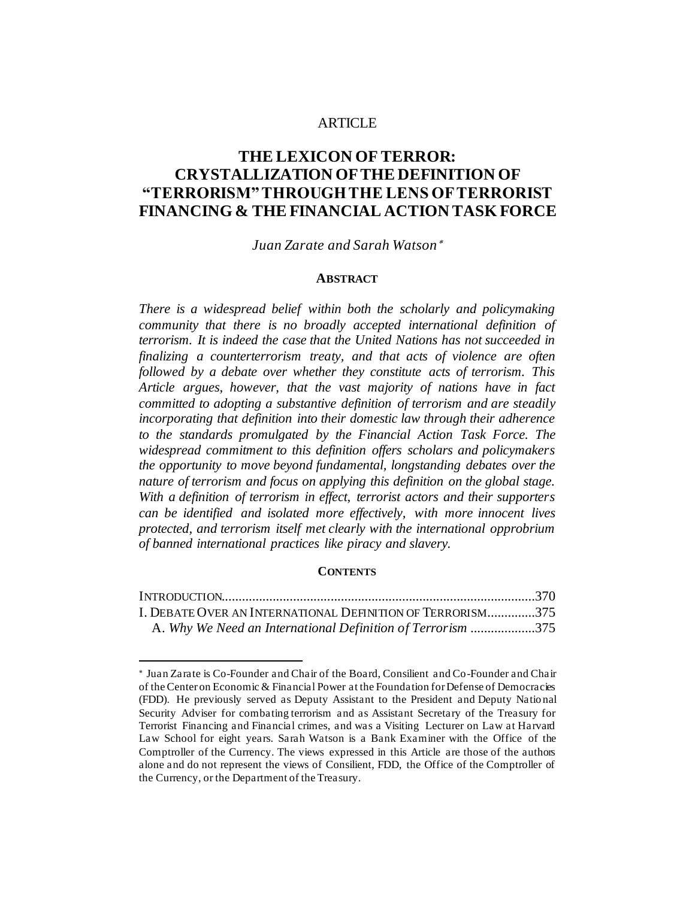ARTICLE

# THE LEXICON OF TERROR: CRYSTALLIZATION OF THE DEFINITION OF "TERRORISM" THROUGH THE LENS OF TERRORIST FINANCING & THE FINANCIAL ACTION TASK FORCE

*Juan Zarate and Sarah Watson*[*]

## ABSTRACT

*There is a widespread belief within both the scholarly and policymaking community that there is no broadly accepted international definition of terrorism. It is indeed the case that the United Nations has not succeeded in finalizing a counterterrorism treaty, and that acts of violence are often followed by a debate over whether they constitute acts of terrorism. This Article argues, however, that the vast majority of nations have in fact committed to adopting a substantive definition of terrorism and are steadily incorporating that definition into their domestic law through their adherence to the standards promulgated by the Financial Action Task Force. The widespread commitment to this definition offers scholars and policymakers the opportunity to move beyond fundamental, longstanding debates over the nature of terrorism and focus on applying this definition on the global stage. With a definition of terrorism in effect, terrorist actors and their supporters can be identified and isolated more effectively, with more innocent lives protected, and terrorism itself met clearly with the international opprobrium of banned international practices like piracy and slavery.*

## CONTENTS

INTRODUCTION....................................................................................370
I. DEBATE OVER AN INTERNATIONAL DEFINITION OF TERRORISM..............375
A. *Why We Need an International Definition of Terrorism* ...................375

---

[*] Juan Zarate is Co-Founder and Chair of the Board, Consilient and Co-Founder and Chair of the Center on Economic & Financial Power at the Foundation for Defense of Democracies (FDD). He previously served as Deputy Assistant to the President and Deputy National Security Adviser for combating terrorism and as Assistant Secretary of the Treasury for Terrorist Financing and Financial crimes, and was a Visiting Lecturer on Law at Harvard Law School for eight years. Sarah Watson is a Bank Examiner with the Office of the Comptroller of the Currency. The views expressed in this Article are those of the authors alone and do not represent the views of Consilient, FDD, the Office of the Comptroller of the Currency, or the Department of the Treasury.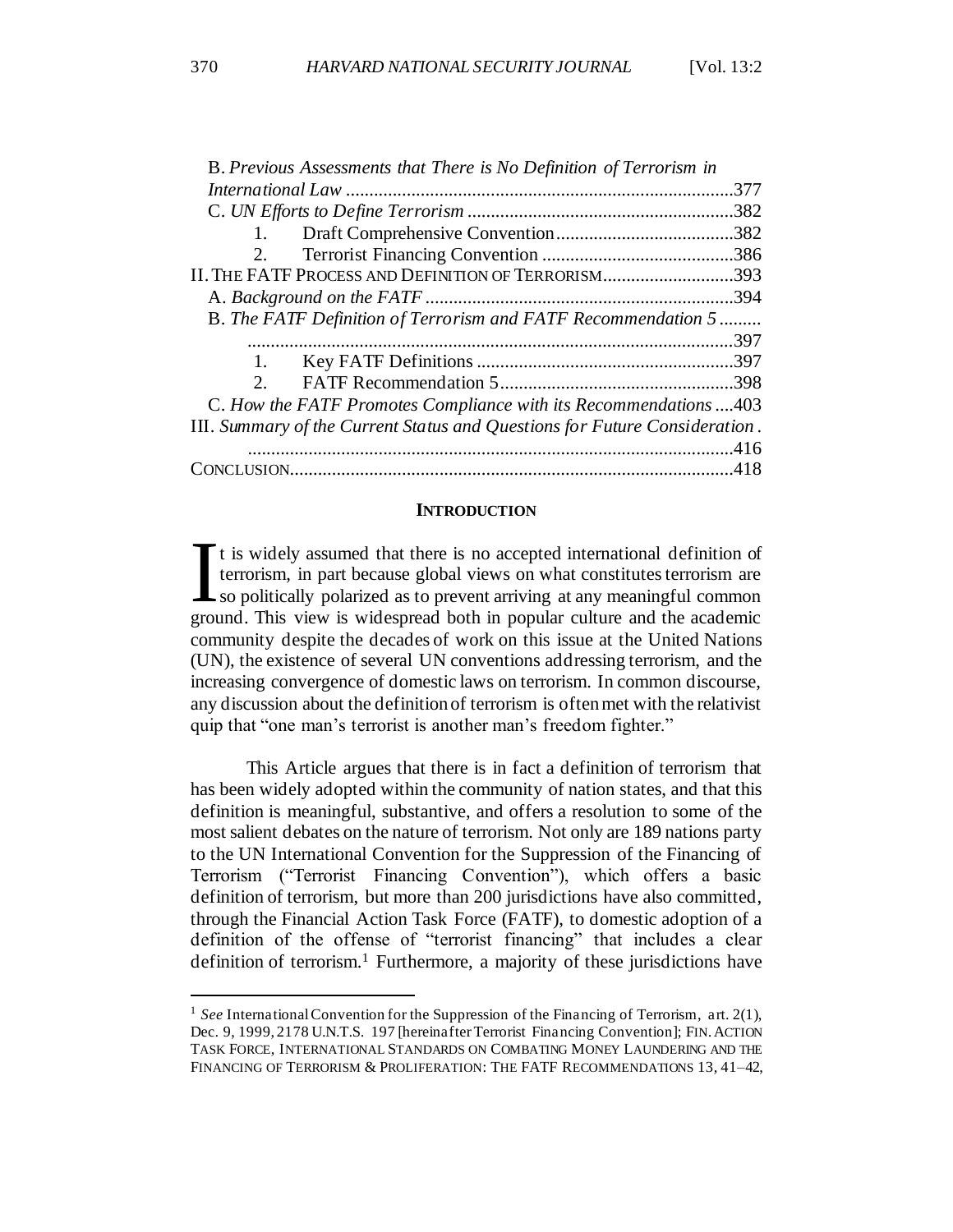B. *Previous Assessments that There is No Definition of Terrorism in International Law* .....377
C. *UN Efforts to Define Terrorism* .....382
1. Draft Comprehensive Convention .....382
2. Terrorist Financing Convention .....386
II. THE FATF PROCESS AND DEFINITION OF TERRORISM .....393
A. *Background on the FATF* .....394
B. *The FATF Definition of Terrorism and FATF Recommendation 5* .....397
1. Key FATF Definitions .....397
2. FATF Recommendation 5 .....398
C. *How the FATF Promotes Compliance with its Recommendations* .....403
III. *Summary of the Current Status and Questions for Future Consideration* .....416
CONCLUSION .....418

## INTRODUCTION

It is widely assumed that there is no accepted international definition of terrorism, in part because global views on what constitutes terrorism are so politically polarized as to prevent arriving at any meaningful common ground. This view is widespread both in popular culture and the academic community despite the decades of work on this issue at the United Nations (UN), the existence of several UN conventions addressing terrorism, and the increasing convergence of domestic laws on terrorism. In common discourse, any discussion about the definition of terrorism is often met with the relativist quip that "one man's terrorist is another man's freedom fighter."

This Article argues that there is in fact a definition of terrorism that has been widely adopted within the community of nation states, and that this definition is meaningful, substantive, and offers a resolution to some of the most salient debates on the nature of terrorism. Not only are 189 nations party to the UN International Convention for the Suppression of the Financing of Terrorism ("Terrorist Financing Convention"), which offers a basic definition of terrorism, but more than 200 jurisdictions have also committed, through the Financial Action Task Force (FATF), to domestic adoption of a definition of the offense of "terrorist financing" that includes a clear definition of terrorism.[1] Furthermore, a majority of these jurisdictions have

---

[1] *See* International Convention for the Suppression of the Financing of Terrorism, art. 2(1), Dec. 9, 1999, 2178 U.N.T.S. 197 [hereinafter Terrorist Financing Convention]; FIN. ACTION TASK FORCE, INTERNATIONAL STANDARDS ON COMBATING MONEY LAUNDERING AND THE FINANCING OF TERRORISM & PROLIFERATION: THE FATF RECOMMENDATIONS 13, 41–42,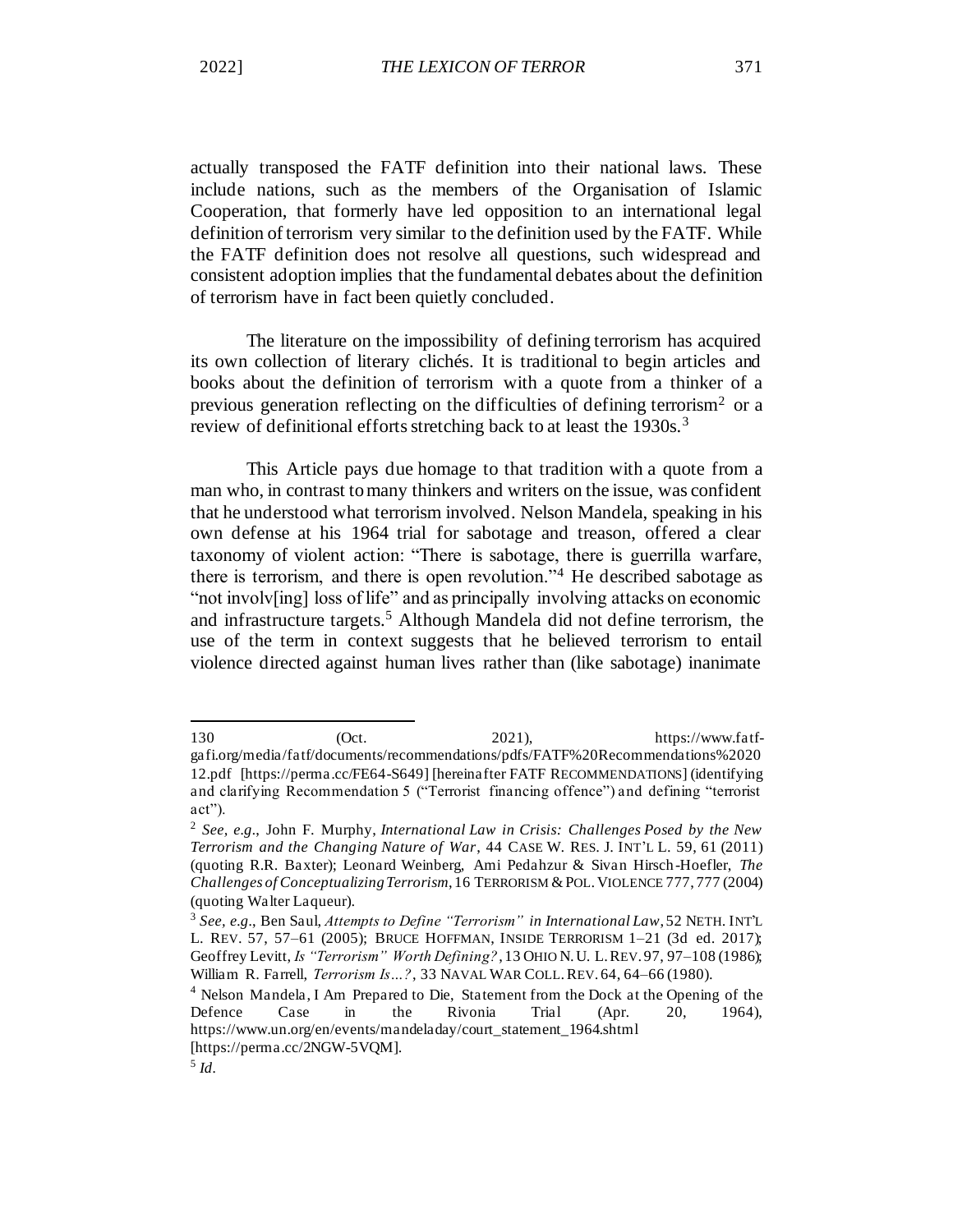actually transposed the FATF definition into their national laws. These include nations, such as the members of the Organisation of Islamic Cooperation, that formerly have led opposition to an international legal definition of terrorism very similar to the definition used by the FATF. While the FATF definition does not resolve all questions, such widespread and consistent adoption implies that the fundamental debates about the definition of terrorism have in fact been quietly concluded.

The literature on the impossibility of defining terrorism has acquired its own collection of literary clichés. It is traditional to begin articles and books about the definition of terrorism with a quote from a thinker of a previous generation reflecting on the difficulties of defining terrorism[2] or a review of definitional efforts stretching back to at least the 1930s.[3]

This Article pays due homage to that tradition with a quote from a man who, in contrast to many thinkers and writers on the issue, was confident that he understood what terrorism involved. Nelson Mandela, speaking in his own defense at his 1964 trial for sabotage and treason, offered a clear taxonomy of violent action: "There is sabotage, there is guerrilla warfare, there is terrorism, and there is open revolution."[4] He described sabotage as "not involv[ing] loss of life" and as principally involving attacks on economic and infrastructure targets.[5] Although Mandela did not define terrorism, the use of the term in context suggests that he believed terrorism to entail violence directed against human lives rather than (like sabotage) inanimate

---

130 (Oct. 2021), https://www.fatf-gafi.org/media/fatf/documents/recommendations/pdfs/FATF%20Recommendations%202012.pdf [https://perma.cc/FE64-S649] [hereinafter FATF RECOMMENDATIONS] (identifying and clarifying Recommendation 5 ("Terrorist financing offence") and defining "terrorist act").

[2] *See, e.g.*, John F. Murphy, *International Law in Crisis: Challenges Posed by the New Terrorism and the Changing Nature of War*, 44 CASE W. RES. J. INT'L L. 59, 61 (2011) (quoting R.R. Baxter); Leonard Weinberg, Ami Pedahzur & Sivan Hirsch-Hoefler, *The Challenges of Conceptualizing Terrorism*, 16 TERRORISM & POL. VIOLENCE 777, 777 (2004) (quoting Walter Laqueur).

[3] *See, e.g.*, Ben Saul, *Attempts to Define "Terrorism" in International Law*, 52 NETH. INT'L L. REV. 57, 57–61 (2005); BRUCE HOFFMAN, INSIDE TERRORISM 1–21 (3d ed. 2017); Geoffrey Levitt, *Is "Terrorism" Worth Defining?*, 13 OHIO N.U. L. REV. 97, 97–108 (1986); William R. Farrell, *Terrorism Is...?*, 33 NAVAL WAR COLL. REV. 64, 64–66 (1980).

[4] Nelson Mandela, I Am Prepared to Die, Statement from the Dock at the Opening of the Defence Case in the Rivonia Trial (Apr. 20, 1964), https://www.un.org/en/events/mandeladay/court_statement_1964.shtml [https://perma.cc/2NGW-5VQM].

[5] *Id.*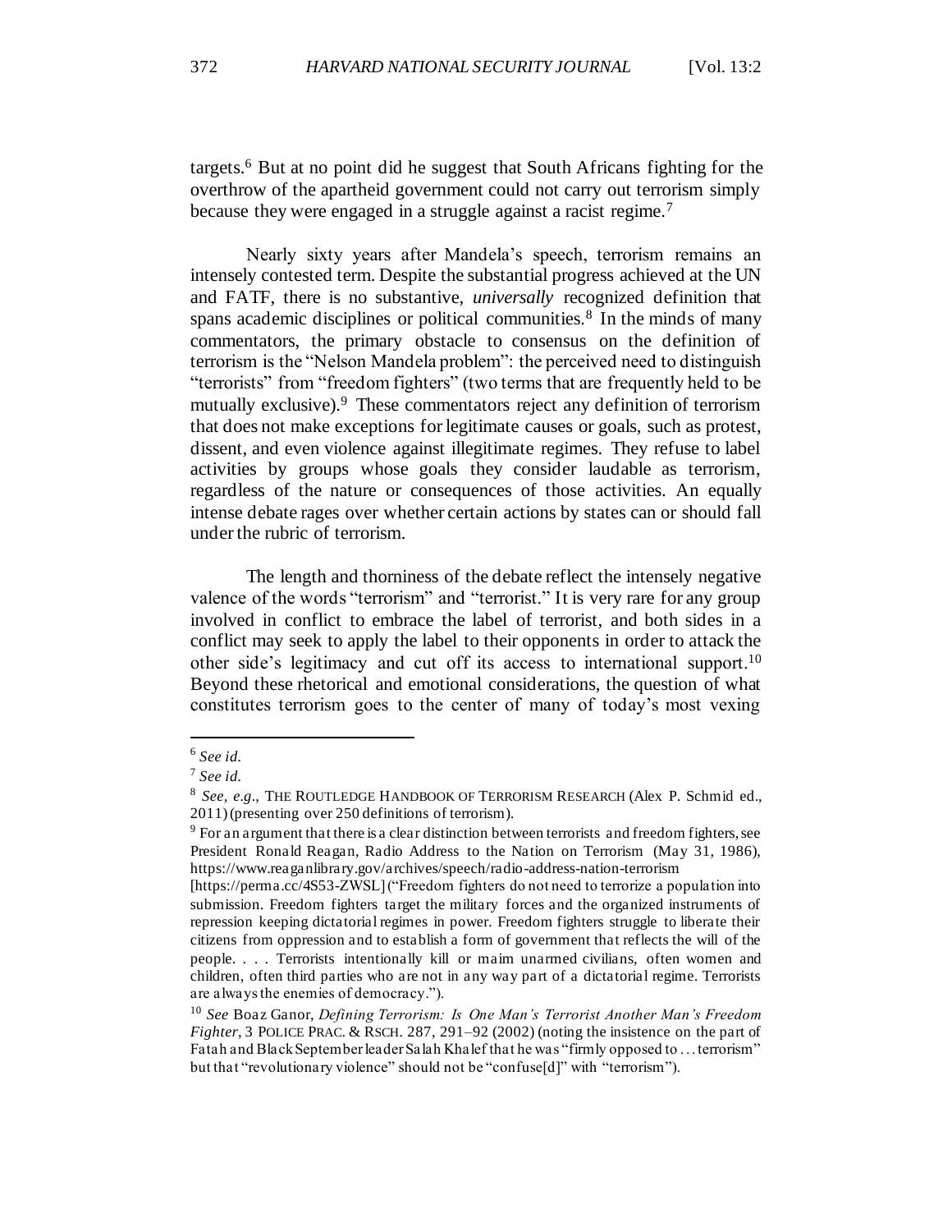targets.[6] But at no point did he suggest that South Africans fighting for the overthrow of the apartheid government could not carry out terrorism simply because they were engaged in a struggle against a racist regime.[7]

Nearly sixty years after Mandela's speech, terrorism remains an intensely contested term. Despite the substantial progress achieved at the UN and FATF, there is no substantive, *universally* recognized definition that spans academic disciplines or political communities.[8] In the minds of many commentators, the primary obstacle to consensus on the definition of terrorism is the "Nelson Mandela problem": the perceived need to distinguish "terrorists" from "freedom fighters" (two terms that are frequently held to be mutually exclusive).[9] These commentators reject any definition of terrorism that does not make exceptions for legitimate causes or goals, such as protest, dissent, and even violence against illegitimate regimes. They refuse to label activities by groups whose goals they consider laudable as terrorism, regardless of the nature or consequences of those activities. An equally intense debate rages over whether certain actions by states can or should fall under the rubric of terrorism.

The length and thorniness of the debate reflect the intensely negative valence of the words "terrorism" and "terrorist." It is very rare for any group involved in conflict to embrace the label of terrorist, and both sides in a conflict may seek to apply the label to their opponents in order to attack the other side's legitimacy and cut off its access to international support.[10] Beyond these rhetorical and emotional considerations, the question of what constitutes terrorism goes to the center of many of today's most vexing

---

[6] *See id.*

[7] *See id.*

[8] *See, e.g.*, THE ROUTLEDGE HANDBOOK OF TERRORISM RESEARCH (Alex P. Schmid ed., 2011) (presenting over 250 definitions of terrorism).

[9] For an argument that there is a clear distinction between terrorists and freedom fighters, see President Ronald Reagan, Radio Address to the Nation on Terrorism (May 31, 1986), https://www.reaganlibrary.gov/archives/speech/radio-address-nation-terrorism [https://perma.cc/4S53-ZWSL] ("Freedom fighters do not need to terrorize a population into submission. Freedom fighters target the military forces and the organized instruments of repression keeping dictatorial regimes in power. Freedom fighters struggle to liberate their citizens from oppression and to establish a form of government that reflects the will of the people. . . . Terrorists intentionally kill or maim unarmed civilians, often women and children, often third parties who are not in any way part of a dictatorial regime. Terrorists are always the enemies of democracy.").

[10] *See* Boaz Ganor, *Defining Terrorism: Is One Man's Terrorist Another Man's Freedom Fighter*, 3 POLICE PRAC. & RSCH. 287, 291–92 (2002) (noting the insistence on the part of Fatah and Black September leader Salah Khalef that he was "firmly opposed to . . . terrorism" but that "revolutionary violence" should not be "confuse[d]" with "terrorism").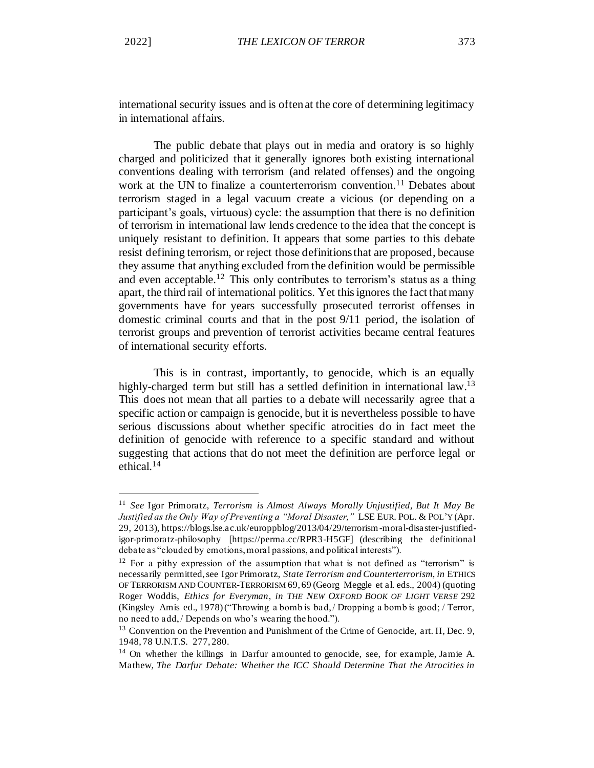international security issues and is often at the core of determining legitimacy in international affairs.

The public debate that plays out in media and oratory is so highly charged and politicized that it generally ignores both existing international conventions dealing with terrorism (and related offenses) and the ongoing work at the UN to finalize a counterterrorism convention.[11] Debates about terrorism staged in a legal vacuum create a vicious (or depending on a participant's goals, virtuous) cycle: the assumption that there is no definition of terrorism in international law lends credence to the idea that the concept is uniquely resistant to definition. It appears that some parties to this debate resist defining terrorism, or reject those definitions that are proposed, because they assume that anything excluded from the definition would be permissible and even acceptable.[12] This only contributes to terrorism's status as a thing apart, the third rail of international politics. Yet this ignores the fact that many governments have for years successfully prosecuted terrorist offenses in domestic criminal courts and that in the post 9/11 period, the isolation of terrorist groups and prevention of terrorist activities became central features of international security efforts.

This is in contrast, importantly, to genocide, which is an equally highly-charged term but still has a settled definition in international law.[13] This does not mean that all parties to a debate will necessarily agree that a specific action or campaign is genocide, but it is nevertheless possible to have serious discussions about whether specific atrocities do in fact meet the definition of genocide with reference to a specific standard and without suggesting that actions that do not meet the definition are perforce legal or ethical.[14]

---

[11] *See* Igor Primoratz, *Terrorism is Almost Always Morally Unjustified, But It May Be Justified as the Only Way of Preventing a "Moral Disaster,"* LSE EUR. POL. & POL'Y (Apr. 29, 2013), https://blogs.lse.ac.uk/europpblog/2013/04/29/terrorism-moral-disaster-justified-igor-primoratz-philosophy [https://perma.cc/RPR3-H5GF] (describing the definitional debate as "clouded by emotions, moral passions, and political interests").

[12] For a pithy expression of the assumption that what is not defined as "terrorism" is necessarily permitted, see Igor Primoratz, *State Terrorism and Counterterrorism*, *in* ETHICS OF TERRORISM AND COUNTER-TERRORISM 69, 69 (Georg Meggle et al. eds., 2004) (quoting Roger Woddis, *Ethics for Everyman*, *in* THE NEW OXFORD BOOK OF LIGHT VERSE 292 (Kingsley Amis ed., 1978) ("Throwing a bomb is bad, / Dropping a bomb is good; / Terror, no need to add, / Depends on who's wearing the hood.").

[13] Convention on the Prevention and Punishment of the Crime of Genocide, art. II, Dec. 9, 1948, 78 U.N.T.S. 277, 280.

[14] On whether the killings in Darfur amounted to genocide, see, for example, Jamie A. Mathew, *The Darfur Debate: Whether the ICC Should Determine That the Atrocities in*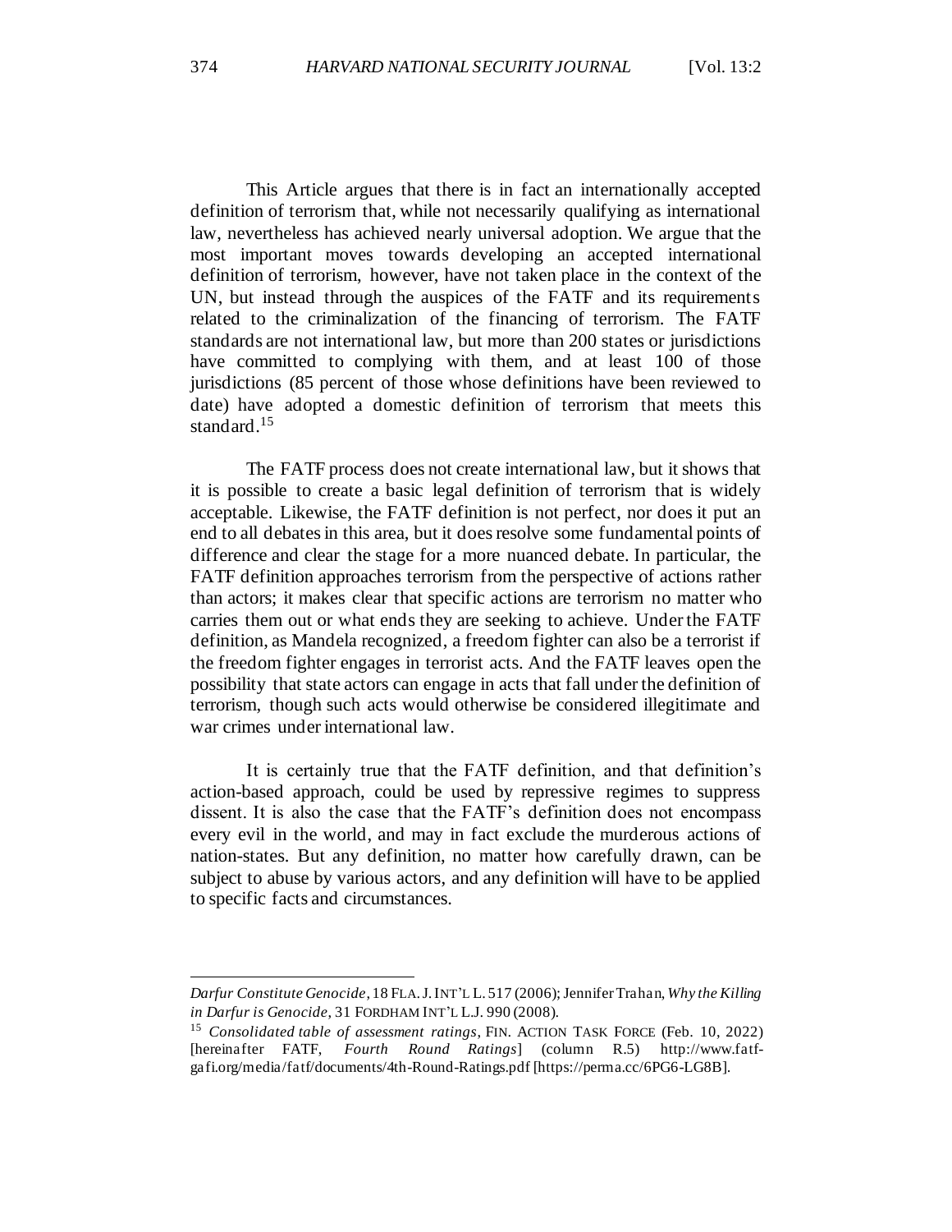This Article argues that there is in fact an internationally accepted definition of terrorism that, while not necessarily qualifying as international law, nevertheless has achieved nearly universal adoption. We argue that the most important moves towards developing an accepted international definition of terrorism, however, have not taken place in the context of the UN, but instead through the auspices of the FATF and its requirements related to the criminalization of the financing of terrorism. The FATF standards are not international law, but more than 200 states or jurisdictions have committed to complying with them, and at least 100 of those jurisdictions (85 percent of those whose definitions have been reviewed to date) have adopted a domestic definition of terrorism that meets this standard.[15]

The FATF process does not create international law, but it shows that it is possible to create a basic legal definition of terrorism that is widely acceptable. Likewise, the FATF definition is not perfect, nor does it put an end to all debates in this area, but it does resolve some fundamental points of difference and clear the stage for a more nuanced debate. In particular, the FATF definition approaches terrorism from the perspective of actions rather than actors; it makes clear that specific actions are terrorism no matter who carries them out or what ends they are seeking to achieve. Under the FATF definition, as Mandela recognized, a freedom fighter can also be a terrorist if the freedom fighter engages in terrorist acts. And the FATF leaves open the possibility that state actors can engage in acts that fall under the definition of terrorism, though such acts would otherwise be considered illegitimate and war crimes under international law.

It is certainly true that the FATF definition, and that definition's action-based approach, could be used by repressive regimes to suppress dissent. It is also the case that the FATF's definition does not encompass every evil in the world, and may in fact exclude the murderous actions of nation-states. But any definition, no matter how carefully drawn, can be subject to abuse by various actors, and any definition will have to be applied to specific facts and circumstances.

---

*Darfur Constitute Genocide*, 18 FLA. J. INT'L L. 517 (2006); Jennifer Trahan, *Why the Killing in Darfur is Genocide*, 31 FORDHAM INT'L L.J. 990 (2008).

[15] *Consolidated table of assessment ratings*, FIN. ACTION TASK FORCE (Feb. 10, 2022) [hereinafter FATF, *Fourth Round Ratings*] (column R.5) http://www.fatf-gafi.org/media/fatf/documents/4th-Round-Ratings.pdf [https://perma.cc/6PG6-LG8B].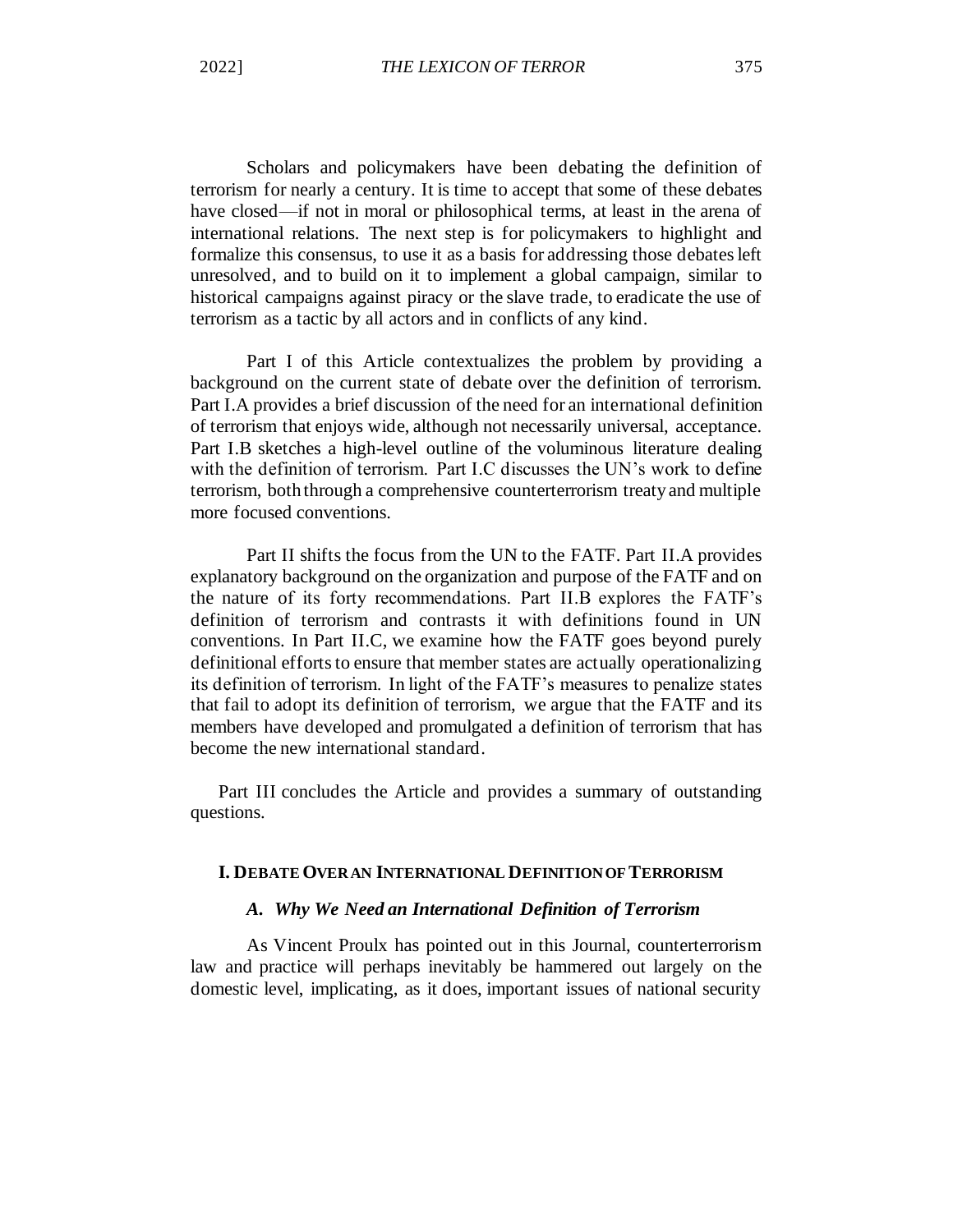Scholars and policymakers have been debating the definition of terrorism for nearly a century. It is time to accept that some of these debates have closed—if not in moral or philosophical terms, at least in the arena of international relations. The next step is for policymakers to highlight and formalize this consensus, to use it as a basis for addressing those debates left unresolved, and to build on it to implement a global campaign, similar to historical campaigns against piracy or the slave trade, to eradicate the use of terrorism as a tactic by all actors and in conflicts of any kind.

Part I of this Article contextualizes the problem by providing a background on the current state of debate over the definition of terrorism. Part I.A provides a brief discussion of the need for an international definition of terrorism that enjoys wide, although not necessarily universal, acceptance. Part I.B sketches a high-level outline of the voluminous literature dealing with the definition of terrorism. Part I.C discusses the UN's work to define terrorism, both through a comprehensive counterterrorism treaty and multiple more focused conventions.

Part II shifts the focus from the UN to the FATF. Part II.A provides explanatory background on the organization and purpose of the FATF and on the nature of its forty recommendations. Part II.B explores the FATF's definition of terrorism and contrasts it with definitions found in UN conventions. In Part II.C, we examine how the FATF goes beyond purely definitional efforts to ensure that member states are actually operationalizing its definition of terrorism. In light of the FATF's measures to penalize states that fail to adopt its definition of terrorism, we argue that the FATF and its members have developed and promulgated a definition of terrorism that has become the new international standard.

Part III concludes the Article and provides a summary of outstanding questions.

## I. Debate Over an International Definition of Terrorism

### *A. Why We Need an International Definition of Terrorism*

As Vincent Proulx has pointed out in this Journal, counterterrorism law and practice will perhaps inevitably be hammered out largely on the domestic level, implicating, as it does, important issues of national security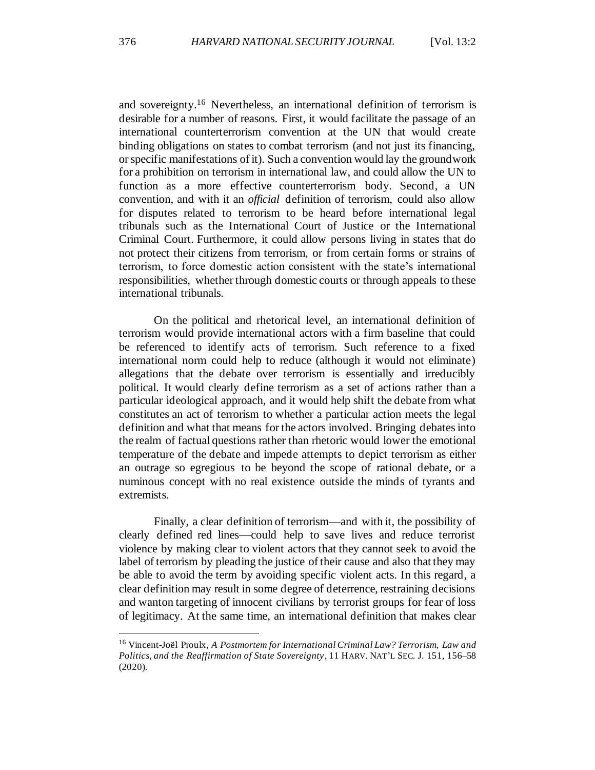and sovereignty.[16] Nevertheless, an international definition of terrorism is desirable for a number of reasons. First, it would facilitate the passage of an international counterterrorism convention at the UN that would create binding obligations on states to combat terrorism (and not just its financing, or specific manifestations of it). Such a convention would lay the groundwork for a prohibition on terrorism in international law, and could allow the UN to function as a more effective counterterrorism body. Second, a UN convention, and with it an *official* definition of terrorism, could also allow for disputes related to terrorism to be heard before international legal tribunals such as the International Court of Justice or the International Criminal Court. Furthermore, it could allow persons living in states that do not protect their citizens from terrorism, or from certain forms or strains of terrorism, to force domestic action consistent with the state's international responsibilities, whether through domestic courts or through appeals to these international tribunals.

On the political and rhetorical level, an international definition of terrorism would provide international actors with a firm baseline that could be referenced to identify acts of terrorism. Such reference to a fixed international norm could help to reduce (although it would not eliminate) allegations that the debate over terrorism is essentially and irreducibly political. It would clearly define terrorism as a set of actions rather than a particular ideological approach, and it would help shift the debate from what constitutes an act of terrorism to whether a particular action meets the legal definition and what that means for the actors involved. Bringing debates into the realm of factual questions rather than rhetoric would lower the emotional temperature of the debate and impede attempts to depict terrorism as either an outrage so egregious to be beyond the scope of rational debate, or a numinous concept with no real existence outside the minds of tyrants and extremists.

Finally, a clear definition of terrorism—and with it, the possibility of clearly defined red lines—could help to save lives and reduce terrorist violence by making clear to violent actors that they cannot seek to avoid the label of terrorism by pleading the justice of their cause and also that they may be able to avoid the term by avoiding specific violent acts. In this regard, a clear definition may result in some degree of deterrence, restraining decisions and wanton targeting of innocent civilians by terrorist groups for fear of loss of legitimacy. At the same time, an international definition that makes clear

---

[16] Vincent-Joël Proulx, *A Postmortem for International Criminal Law? Terrorism, Law and Politics, and the Reaffirmation of State Sovereignty*, 11 HARV. NAT'L SEC. J. 151, 156–58 (2020).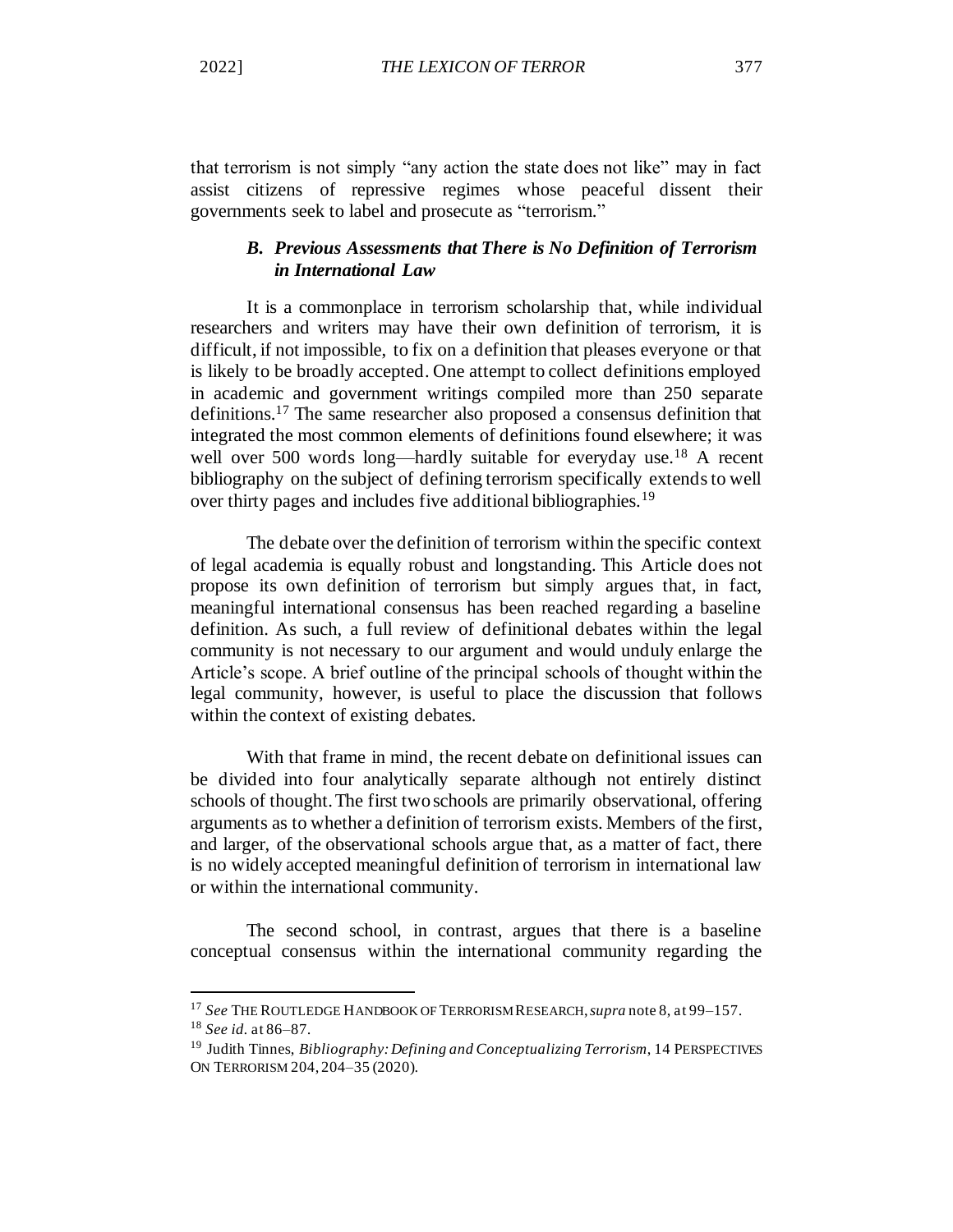that terrorism is not simply "any action the state does not like" may in fact assist citizens of repressive regimes whose peaceful dissent their governments seek to label and prosecute as "terrorism."

### *B. Previous Assessments that There is No Definition of Terrorism in International Law*

It is a commonplace in terrorism scholarship that, while individual researchers and writers may have their own definition of terrorism, it is difficult, if not impossible, to fix on a definition that pleases everyone or that is likely to be broadly accepted. One attempt to collect definitions employed in academic and government writings compiled more than 250 separate definitions.[17] The same researcher also proposed a consensus definition that integrated the most common elements of definitions found elsewhere; it was well over 500 words long—hardly suitable for everyday use.[18] A recent bibliography on the subject of defining terrorism specifically extends to well over thirty pages and includes five additional bibliographies.[19]

The debate over the definition of terrorism within the specific context of legal academia is equally robust and longstanding. This Article does not propose its own definition of terrorism but simply argues that, in fact, meaningful international consensus has been reached regarding a baseline definition. As such, a full review of definitional debates within the legal community is not necessary to our argument and would unduly enlarge the Article's scope. A brief outline of the principal schools of thought within the legal community, however, is useful to place the discussion that follows within the context of existing debates.

With that frame in mind, the recent debate on definitional issues can be divided into four analytically separate although not entirely distinct schools of thought. The first two schools are primarily observational, offering arguments as to whether a definition of terrorism exists. Members of the first, and larger, of the observational schools argue that, as a matter of fact, there is no widely accepted meaningful definition of terrorism in international law or within the international community.

The second school, in contrast, argues that there is a baseline conceptual consensus within the international community regarding the

---

[17] *See* THE ROUTLEDGE HANDBOOK OF TERRORISM RESEARCH, *supra* note 8, at 99–157.

[18] *See id.* at 86–87.

[19] Judith Tinnes, *Bibliography: Defining and Conceptualizing Terrorism*, 14 PERSPECTIVES ON TERRORISM 204, 204–35 (2020).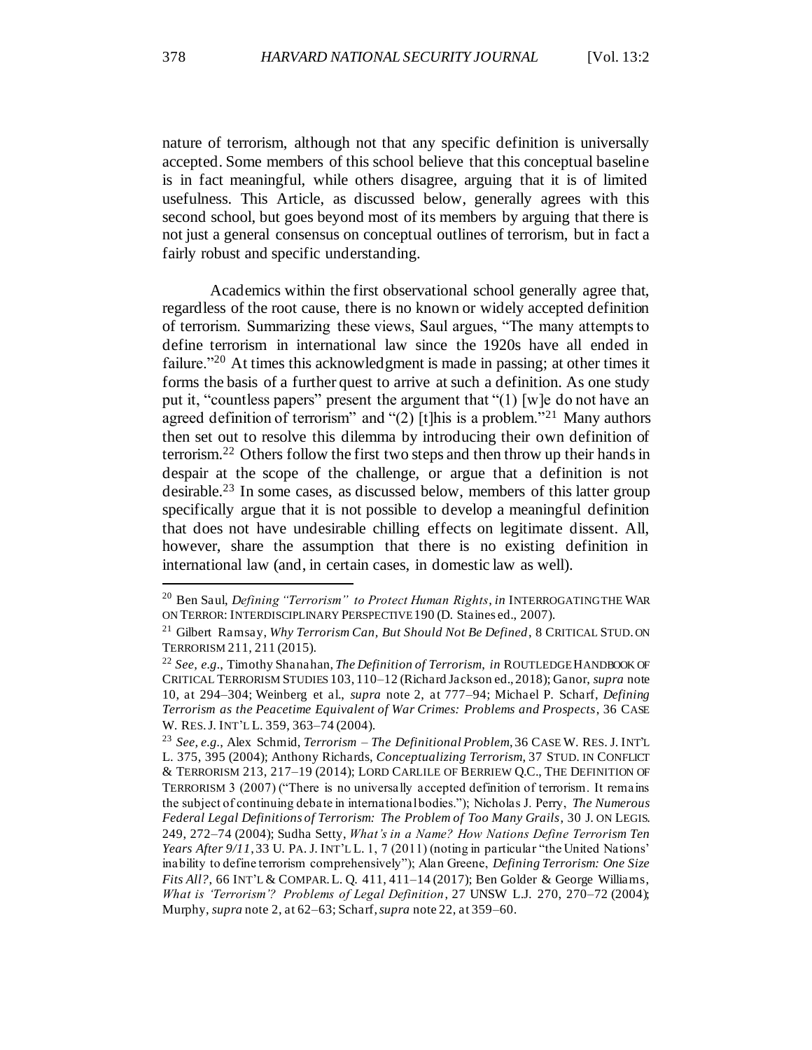nature of terrorism, although not that any specific definition is universally accepted. Some members of this school believe that this conceptual baseline is in fact meaningful, while others disagree, arguing that it is of limited usefulness. This Article, as discussed below, generally agrees with this second school, but goes beyond most of its members by arguing that there is not just a general consensus on conceptual outlines of terrorism, but in fact a fairly robust and specific understanding.

Academics within the first observational school generally agree that, regardless of the root cause, there is no known or widely accepted definition of terrorism. Summarizing these views, Saul argues, "The many attempts to define terrorism in international law since the 1920s have all ended in failure."[20] At times this acknowledgment is made in passing; at other times it forms the basis of a further quest to arrive at such a definition. As one study put it, "countless papers" present the argument that "(1) [w]e do not have an agreed definition of terrorism" and "(2) [t]his is a problem."[21] Many authors then set out to resolve this dilemma by introducing their own definition of terrorism.[22] Others follow the first two steps and then throw up their hands in despair at the scope of the challenge, or argue that a definition is not desirable.[23] In some cases, as discussed below, members of this latter group specifically argue that it is not possible to develop a meaningful definition that does not have undesirable chilling effects on legitimate dissent. All, however, share the assumption that there is no existing definition in international law (and, in certain cases, in domestic law as well).

---

[20] Ben Saul, *Defining "Terrorism" to Protect Human Rights*, *in* INTERROGATING THE WAR ON TERROR: INTERDISCIPLINARY PERSPECTIVE 190 (D. Staines ed., 2007).

[21] Gilbert Ramsay, *Why Terrorism Can, But Should Not Be Defined*, 8 CRITICAL STUD. ON TERRORISM 211, 211 (2015).

[22] *See, e.g.*, Timothy Shanahan, *The Definition of Terrorism*, *in* ROUTLEDGE HANDBOOK OF CRITICAL TERRORISM STUDIES 103, 110–12 (Richard Jackson ed., 2018); Ganor, *supra* note 10, at 294–304; Weinberg et al., *supra* note 2, at 777–94; Michael P. Scharf, *Defining Terrorism as the Peacetime Equivalent of War Crimes: Problems and Prospects*, 36 CASE W. RES. J. INT'L L. 359, 363–74 (2004).

[23] *See, e.g.*, Alex Schmid, *Terrorism – The Definitional Problem*, 36 CASE W. RES. J. INT'L L. 375, 395 (2004); Anthony Richards, *Conceptualizing Terrorism*, 37 STUD. IN CONFLICT & TERRORISM 213, 217–19 (2014); LORD CARLILE OF BERRIEW Q.C., THE DEFINITION OF TERRORISM 3 (2007) ("There is no universally accepted definition of terrorism. It remains the subject of continuing debate in international bodies."); Nicholas J. Perry, *The Numerous Federal Legal Definitions of Terrorism: The Problem of Too Many Grails*, 30 J. ON LEGIS. 249, 272–74 (2004); Sudha Setty, *What's in a Name? How Nations Define Terrorism Ten Years After 9/11*, 33 U. PA. J. INT'L L. 1, 7 (2011) (noting in particular "the United Nations' inability to define terrorism comprehensively"); Alan Greene, *Defining Terrorism: One Size Fits All?*, 66 INT'L & COMPAR. L. Q. 411, 411–14 (2017); Ben Golder & George Williams, *What is 'Terrorism'? Problems of Legal Definition*, 27 UNSW L.J. 270, 270–72 (2004); Murphy, *supra* note 2, at 62–63; Scharf, *supra* note 22, at 359–60.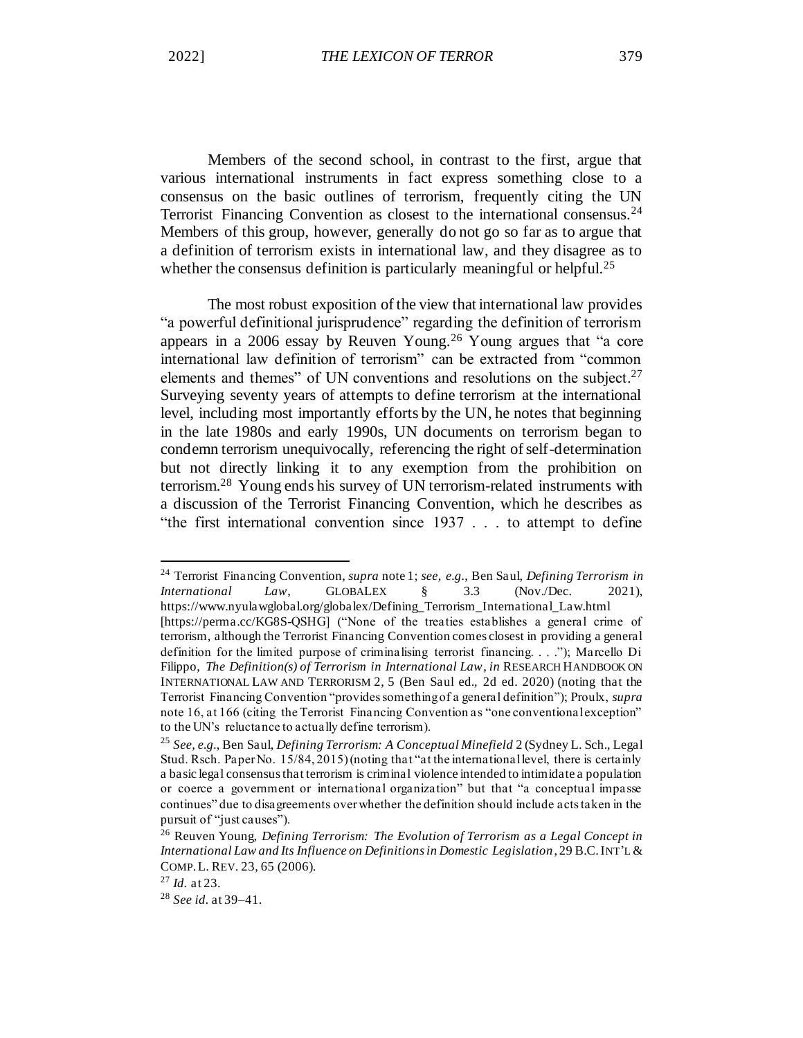Members of the second school, in contrast to the first, argue that various international instruments in fact express something close to a consensus on the basic outlines of terrorism, frequently citing the UN Terrorist Financing Convention as closest to the international consensus.[24] Members of this group, however, generally do not go so far as to argue that a definition of terrorism exists in international law, and they disagree as to whether the consensus definition is particularly meaningful or helpful.[25]

The most robust exposition of the view that international law provides "a powerful definitional jurisprudence" regarding the definition of terrorism appears in a 2006 essay by Reuven Young.[26] Young argues that "a core international law definition of terrorism" can be extracted from "common elements and themes" of UN conventions and resolutions on the subject.[27] Surveying seventy years of attempts to define terrorism at the international level, including most importantly efforts by the UN, he notes that beginning in the late 1980s and early 1990s, UN documents on terrorism began to condemn terrorism unequivocally, referencing the right of self-determination but not directly linking it to any exemption from the prohibition on terrorism.[28] Young ends his survey of UN terrorism-related instruments with a discussion of the Terrorist Financing Convention, which he describes as "the first international convention since 1937 . . . to attempt to define

---

[24] Terrorist Financing Convention, *supra* note 1; *see, e.g.*, Ben Saul, *Defining Terrorism in International Law*, GLOBALEX § 3.3 (Nov./Dec. 2021), https://www.nyulawglobal.org/globalex/Defining_Terrorism_International_Law.html [https://perma.cc/KG8S-QSHG] ("None of the treaties establishes a general crime of terrorism, although the Terrorist Financing Convention comes closest in providing a general definition for the limited purpose of criminalising terrorist financing. . . ."); Marcello Di Filippo, *The Definition(s) of Terrorism in International Law*, *in* RESEARCH HANDBOOK ON INTERNATIONAL LAW AND TERRORISM 2, 5 (Ben Saul ed., 2d ed. 2020) (noting that the Terrorist Financing Convention "provides something of a general definition"); Proulx, *supra* note 16, at 166 (citing the Terrorist Financing Convention as "one conventional exception" to the UN's reluctance to actually define terrorism).

[25] *See, e.g.*, Ben Saul, *Defining Terrorism: A Conceptual Minefield* 2 (Sydney L. Sch., Legal Stud. Rsch. Paper No. 15/84, 2015) (noting that "at the international level, there is certainly a basic legal consensus that terrorism is criminal violence intended to intimidate a population or coerce a government or international organization" but that "a conceptual impasse continues" due to disagreements over whether the definition should include acts taken in the pursuit of "just causes").

[26] Reuven Young, *Defining Terrorism: The Evolution of Terrorism as a Legal Concept in International Law and Its Influence on Definitions in Domestic Legislation*, 29 B.C. INT'L & COMP. L. REV. 23, 65 (2006).

[27] *Id.* at 23.

[28] *See id.* at 39–41.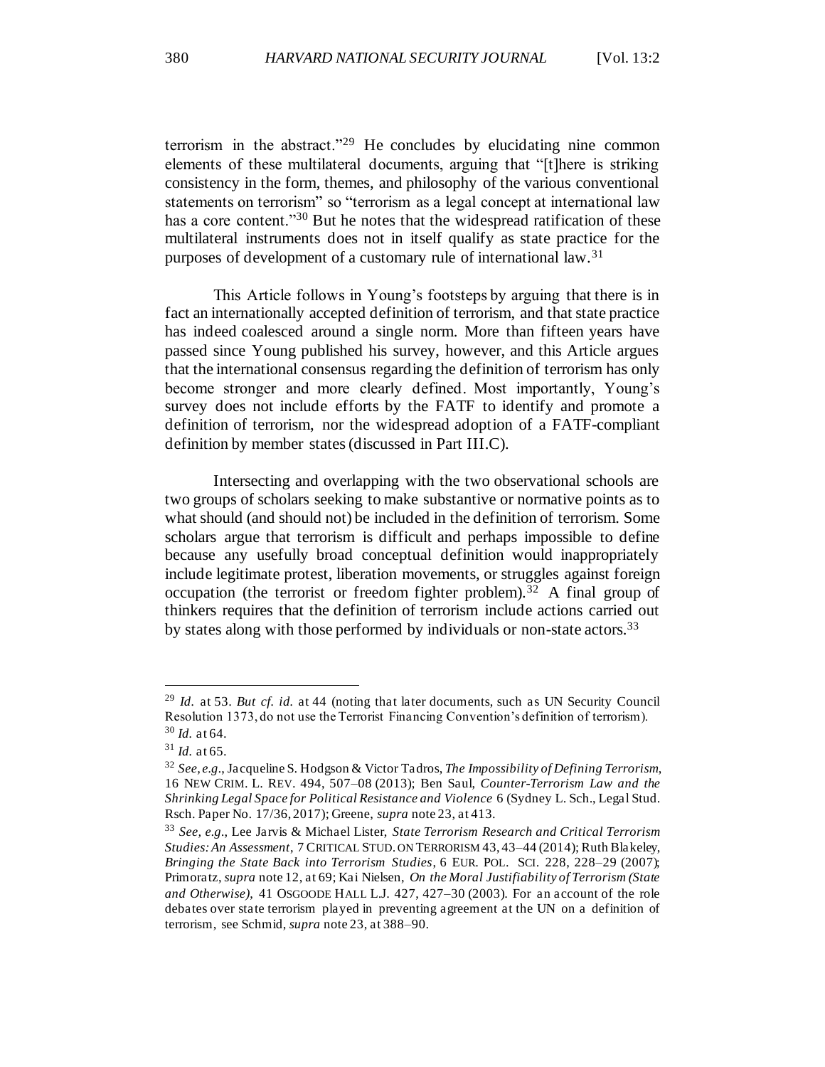terrorism in the abstract."[29] He concludes by elucidating nine common elements of these multilateral documents, arguing that "[t]here is striking consistency in the form, themes, and philosophy of the various conventional statements on terrorism" so "terrorism as a legal concept at international law has a core content."[30] But he notes that the widespread ratification of these multilateral instruments does not in itself qualify as state practice for the purposes of development of a customary rule of international law.[31]

This Article follows in Young's footsteps by arguing that there is in fact an internationally accepted definition of terrorism, and that state practice has indeed coalesced around a single norm. More than fifteen years have passed since Young published his survey, however, and this Article argues that the international consensus regarding the definition of terrorism has only become stronger and more clearly defined. Most importantly, Young's survey does not include efforts by the FATF to identify and promote a definition of terrorism, nor the widespread adoption of a FATF-compliant definition by member states (discussed in Part III.C).

Intersecting and overlapping with the two observational schools are two groups of scholars seeking to make substantive or normative points as to what should (and should not) be included in the definition of terrorism. Some scholars argue that terrorism is difficult and perhaps impossible to define because any usefully broad conceptual definition would inappropriately include legitimate protest, liberation movements, or struggles against foreign occupation (the terrorist or freedom fighter problem).[32] A final group of thinkers requires that the definition of terrorism include actions carried out by states along with those performed by individuals or non-state actors.[33]

---

[29] *Id.* at 53. *But cf. id.* at 44 (noting that later documents, such as UN Security Council Resolution 1373, do not use the Terrorist Financing Convention's definition of terrorism).

[30] *Id.* at 64.

[31] *Id.* at 65.

[32] *See, e.g.*, Jacqueline S. Hodgson & Victor Tadros, *The Impossibility of Defining Terrorism*, 16 NEW CRIM. L. REV. 494, 507–08 (2013); Ben Saul, *Counter-Terrorism Law and the Shrinking Legal Space for Political Resistance and Violence* 6 (Sydney L. Sch., Legal Stud. Rsch. Paper No. 17/36, 2017); Greene, *supra* note 23, at 413.

[33] *See, e.g.*, Lee Jarvis & Michael Lister, *State Terrorism Research and Critical Terrorism Studies: An Assessment*, 7 CRITICAL STUD. ON TERRORISM 43, 43–44 (2014); Ruth Blakeley, *Bringing the State Back into Terrorism Studies*, 6 EUR. POL. SCI. 228, 228–29 (2007); Primoratz, *supra* note 12, at 69; Kai Nielsen, *On the Moral Justifiability of Terrorism (State and Otherwise)*, 41 OSGOODE HALL L.J. 427, 427–30 (2003). For an account of the role debates over state terrorism played in preventing agreement at the UN on a definition of terrorism, see Schmid, *supra* note 23, at 388–90.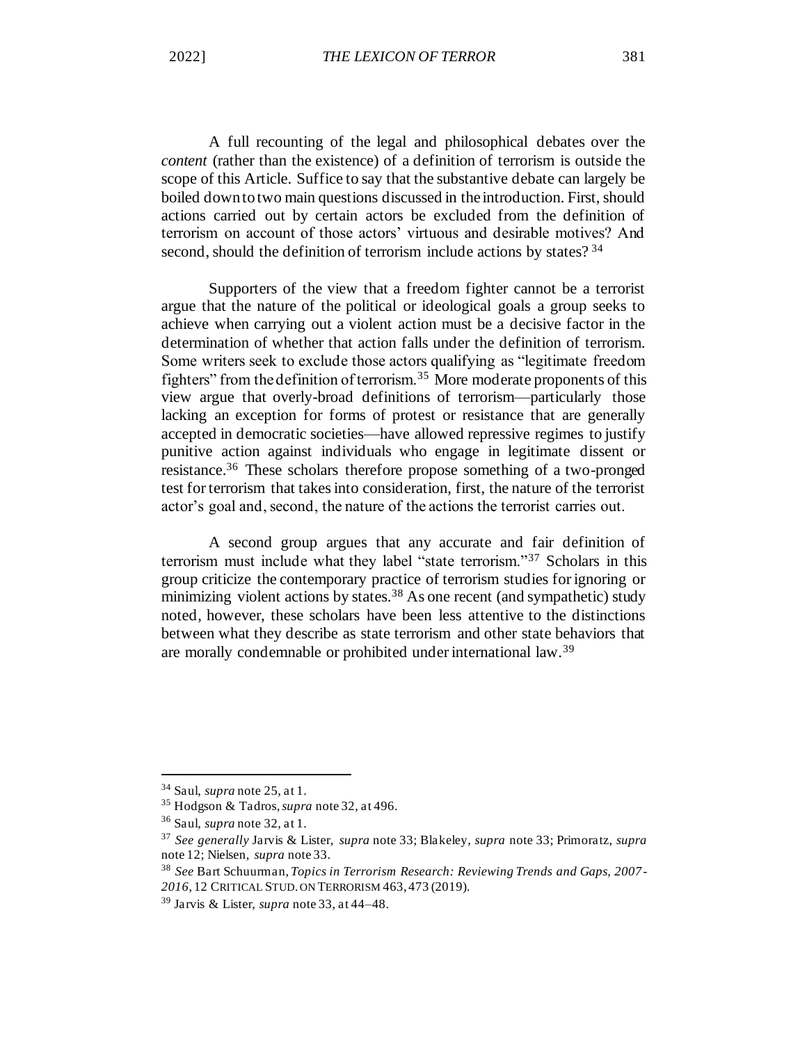A full recounting of the legal and philosophical debates over the *content* (rather than the existence) of a definition of terrorism is outside the scope of this Article. Suffice to say that the substantive debate can largely be boiled down to two main questions discussed in the introduction. First, should actions carried out by certain actors be excluded from the definition of terrorism on account of those actors' virtuous and desirable motives? And second, should the definition of terrorism include actions by states? [34]

Supporters of the view that a freedom fighter cannot be a terrorist argue that the nature of the political or ideological goals a group seeks to achieve when carrying out a violent action must be a decisive factor in the determination of whether that action falls under the definition of terrorism. Some writers seek to exclude those actors qualifying as "legitimate freedom fighters" from the definition of terrorism.[35] More moderate proponents of this view argue that overly-broad definitions of terrorism—particularly those lacking an exception for forms of protest or resistance that are generally accepted in democratic societies—have allowed repressive regimes to justify punitive action against individuals who engage in legitimate dissent or resistance.[36] These scholars therefore propose something of a two-pronged test for terrorism that takes into consideration, first, the nature of the terrorist actor's goal and, second, the nature of the actions the terrorist carries out.

A second group argues that any accurate and fair definition of terrorism must include what they label "state terrorism."[37] Scholars in this group criticize the contemporary practice of terrorism studies for ignoring or minimizing violent actions by states.[38] As one recent (and sympathetic) study noted, however, these scholars have been less attentive to the distinctions between what they describe as state terrorism and other state behaviors that are morally condemnable or prohibited under international law.[39]

---

[34] Saul, *supra* note 25, at 1.

[35] Hodgson & Tadros, *supra* note 32, at 496.

[36] Saul, *supra* note 32, at 1.

[37] *See generally* Jarvis & Lister, *supra* note 33; Blakeley, *supra* note 33; Primoratz, *supra* note 12; Nielsen, *supra* note 33.

[38] *See* Bart Schuurman, *Topics in Terrorism Research: Reviewing Trends and Gaps, 2007-2016*, 12 CRITICAL STUD. ON TERRORISM 463, 473 (2019).

[39] Jarvis & Lister, *supra* note 33, at 44–48.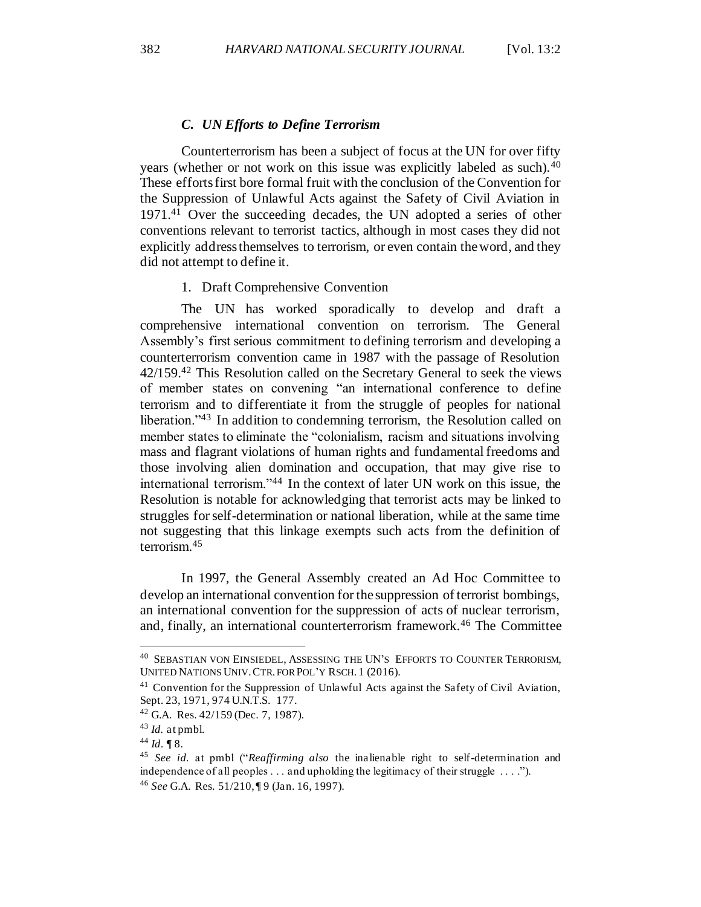### *C. UN Efforts to Define Terrorism*

Counterterrorism has been a subject of focus at the UN for over fifty years (whether or not work on this issue was explicitly labeled as such).[40] These efforts first bore formal fruit with the conclusion of the Convention for the Suppression of Unlawful Acts against the Safety of Civil Aviation in 1971.[41] Over the succeeding decades, the UN adopted a series of other conventions relevant to terrorist tactics, although in most cases they did not explicitly address themselves to terrorism, or even contain the word, and they did not attempt to define it.

1. Draft Comprehensive Convention

The UN has worked sporadically to develop and draft a comprehensive international convention on terrorism. The General Assembly's first serious commitment to defining terrorism and developing a counterterrorism convention came in 1987 with the passage of Resolution 42/159.[42] This Resolution called on the Secretary General to seek the views of member states on convening "an international conference to define terrorism and to differentiate it from the struggle of peoples for national liberation."[43] In addition to condemning terrorism, the Resolution called on member states to eliminate the "colonialism, racism and situations involving mass and flagrant violations of human rights and fundamental freedoms and those involving alien domination and occupation, that may give rise to international terrorism."[44] In the context of later UN work on this issue, the Resolution is notable for acknowledging that terrorist acts may be linked to struggles for self-determination or national liberation, while at the same time not suggesting that this linkage exempts such acts from the definition of terrorism.[45]

In 1997, the General Assembly created an Ad Hoc Committee to develop an international convention for the suppression of terrorist bombings, an international convention for the suppression of acts of nuclear terrorism, and, finally, an international counterterrorism framework.[46] The Committee

---

[40] SEBASTIAN VON EINSIEDEL, ASSESSING THE UN'S EFFORTS TO COUNTER TERRORISM, UNITED NATIONS UNIV. CTR. FOR POL'Y RSCH. 1 (2016).

[41] Convention for the Suppression of Unlawful Acts against the Safety of Civil Aviation, Sept. 23, 1971, 974 U.N.T.S. 177.

[42] G.A. Res. 42/159 (Dec. 7, 1987).

[43] *Id.* at pmbl.

[44] *Id.* ¶ 8.

[45] *See id.* at pmbl ("*Reaffirming also* the inalienable right to self-determination and independence of all peoples . . . and upholding the legitimacy of their struggle . . . .").

[46] *See* G.A. Res. 51/210, ¶ 9 (Jan. 16, 1997).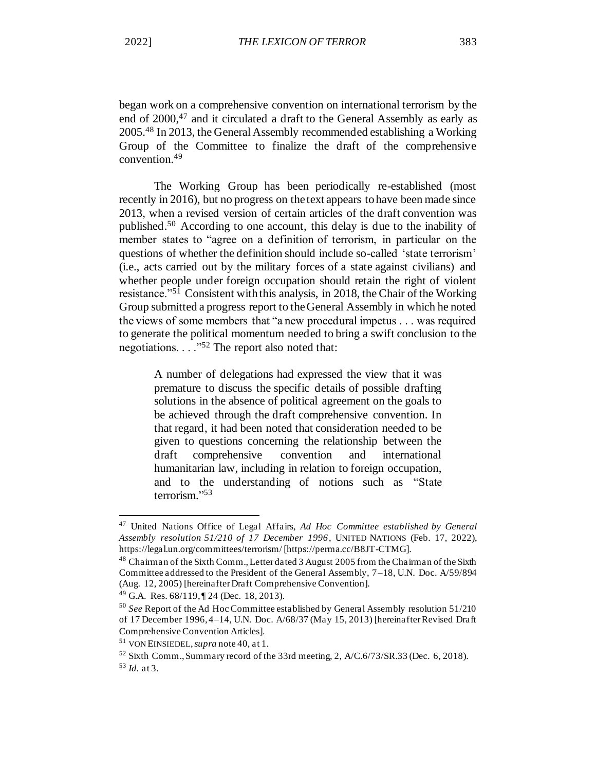began work on a comprehensive convention on international terrorism by the end of 2000,[47] and it circulated a draft to the General Assembly as early as 2005.[48] In 2013, the General Assembly recommended establishing a Working Group of the Committee to finalize the draft of the comprehensive convention.[49]

The Working Group has been periodically re-established (most recently in 2016), but no progress on the text appears to have been made since 2013, when a revised version of certain articles of the draft convention was published.[50] According to one account, this delay is due to the inability of member states to "agree on a definition of terrorism, in particular on the questions of whether the definition should include so-called 'state terrorism' (i.e., acts carried out by the military forces of a state against civilians) and whether people under foreign occupation should retain the right of violent resistance."[51] Consistent with this analysis, in 2018, the Chair of the Working Group submitted a progress report to the General Assembly in which he noted the views of some members that "a new procedural impetus . . . was required to generate the political momentum needed to bring a swift conclusion to the negotiations. . . ."[52] The report also noted that:

> A number of delegations had expressed the view that it was premature to discuss the specific details of possible drafting solutions in the absence of political agreement on the goals to be achieved through the draft comprehensive convention. In that regard, it had been noted that consideration needed to be given to questions concerning the relationship between the draft comprehensive convention and international humanitarian law, including in relation to foreign occupation, and to the understanding of notions such as "State terrorism."[53]

---

[47] United Nations Office of Legal Affairs, *Ad Hoc Committee established by General Assembly resolution 51/210 of 17 December 1996*, UNITED NATIONS (Feb. 17, 2022), https://legal.un.org/committees/terrorism/ [https://perma.cc/B8JT-CTMG].

[48] Chairman of the Sixth Comm., Letter dated 3 August 2005 from the Chairman of the Sixth Committee addressed to the President of the General Assembly, 7–18, U.N. Doc. A/59/894 (Aug. 12, 2005) [hereinafter Draft Comprehensive Convention].

[49] G.A. Res. 68/119, ¶ 24 (Dec. 18, 2013).

[50] *See* Report of the Ad Hoc Committee established by General Assembly resolution 51/210 of 17 December 1996, 4–14, U.N. Doc. A/68/37 (May 15, 2013) [hereinafter Revised Draft Comprehensive Convention Articles].

[51] VON EINSIEDEL, *supra* note 40, at 1.

[52] Sixth Comm., Summary record of the 33rd meeting, 2, A/C.6/73/SR.33 (Dec. 6, 2018).

[53] *Id.* at 3.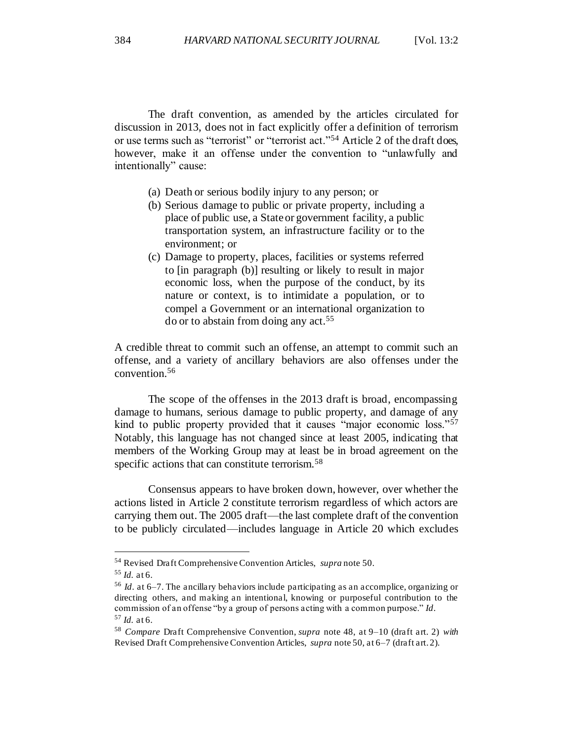The draft convention, as amended by the articles circulated for discussion in 2013, does not in fact explicitly offer a definition of terrorism or use terms such as "terrorist" or "terrorist act."[54] Article 2 of the draft does, however, make it an offense under the convention to "unlawfully and intentionally" cause:

> (a) Death or serious bodily injury to any person; or
>
> (b) Serious damage to public or private property, including a place of public use, a State or government facility, a public transportation system, an infrastructure facility or to the environment; or
>
> (c) Damage to property, places, facilities or systems referred to [in paragraph (b)] resulting or likely to result in major economic loss, when the purpose of the conduct, by its nature or context, is to intimidate a population, or to compel a Government or an international organization to do or to abstain from doing any act.[55]

A credible threat to commit such an offense, an attempt to commit such an offense, and a variety of ancillary behaviors are also offenses under the convention.[56]

The scope of the offenses in the 2013 draft is broad, encompassing damage to humans, serious damage to public property, and damage of any kind to public property provided that it causes "major economic loss."[57] Notably, this language has not changed since at least 2005, indicating that members of the Working Group may at least be in broad agreement on the specific actions that can constitute terrorism.[58]

Consensus appears to have broken down, however, over whether the actions listed in Article 2 constitute terrorism regardless of which actors are carrying them out. The 2005 draft—the last complete draft of the convention to be publicly circulated—includes language in Article 20 which excludes

---

[54] Revised Draft Comprehensive Convention Articles, *supra* note 50.

[55] *Id.* at 6.

[56] *Id*. at 6–7. The ancillary behaviors include participating as an accomplice, organizing or directing others, and making an intentional, knowing or purposeful contribution to the commission of an offense "by a group of persons acting with a common purpose." *Id*.

[57] *Id.* at 6.

[58] *Compare* Draft Comprehensive Convention, *supra* note 48, at 9–10 (draft art. 2) *with* Revised Draft Comprehensive Convention Articles, *supra* note 50, at 6–7 (draft art. 2).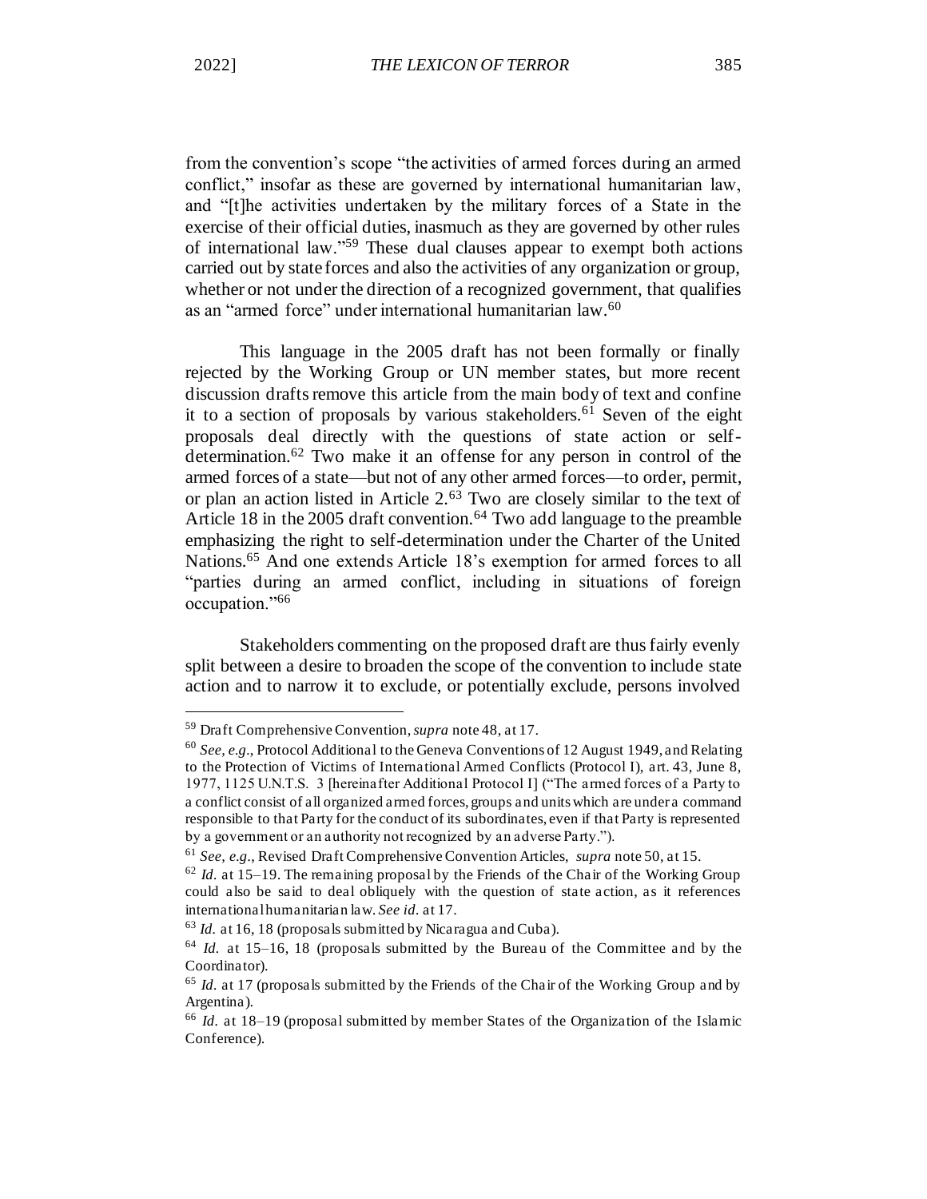from the convention's scope "the activities of armed forces during an armed conflict," insofar as these are governed by international humanitarian law, and "[t]he activities undertaken by the military forces of a State in the exercise of their official duties, inasmuch as they are governed by other rules of international law."[59] These dual clauses appear to exempt both actions carried out by state forces and also the activities of any organization or group, whether or not under the direction of a recognized government, that qualifies as an "armed force" under international humanitarian law.[60]

This language in the 2005 draft has not been formally or finally rejected by the Working Group or UN member states, but more recent discussion drafts remove this article from the main body of text and confine it to a section of proposals by various stakeholders.[61] Seven of the eight proposals deal directly with the questions of state action or self-determination.[62] Two make it an offense for any person in control of the armed forces of a state—but not of any other armed forces—to order, permit, or plan an action listed in Article 2.[63] Two are closely similar to the text of Article 18 in the 2005 draft convention.[64] Two add language to the preamble emphasizing the right to self-determination under the Charter of the United Nations.[65] And one extends Article 18's exemption for armed forces to all "parties during an armed conflict, including in situations of foreign occupation."[66]

Stakeholders commenting on the proposed draft are thus fairly evenly split between a desire to broaden the scope of the convention to include state action and to narrow it to exclude, or potentially exclude, persons involved

---

[59] Draft Comprehensive Convention, *supra* note 48, at 17.

[60] *See, e.g.*, Protocol Additional to the Geneva Conventions of 12 August 1949, and Relating to the Protection of Victims of International Armed Conflicts (Protocol I), art. 43, June 8, 1977, 1125 U.N.T.S. 3 [hereinafter Additional Protocol I] ("The armed forces of a Party to a conflict consist of all organized armed forces, groups and units which are under a command responsible to that Party for the conduct of its subordinates, even if that Party is represented by a government or an authority not recognized by an adverse Party.").

[61] *See, e.g.*, Revised Draft Comprehensive Convention Articles, *supra* note 50, at 15.

[62] *Id.* at 15–19. The remaining proposal by the Friends of the Chair of the Working Group could also be said to deal obliquely with the question of state action, as it references international humanitarian law. *See id.* at 17.

[63] *Id.* at 16, 18 (proposals submitted by Nicaragua and Cuba).

[64] *Id.* at 15–16, 18 (proposals submitted by the Bureau of the Committee and by the Coordinator).

[65] *Id.* at 17 (proposals submitted by the Friends of the Chair of the Working Group and by Argentina).

[66] *Id.* at 18–19 (proposal submitted by member States of the Organization of the Islamic Conference).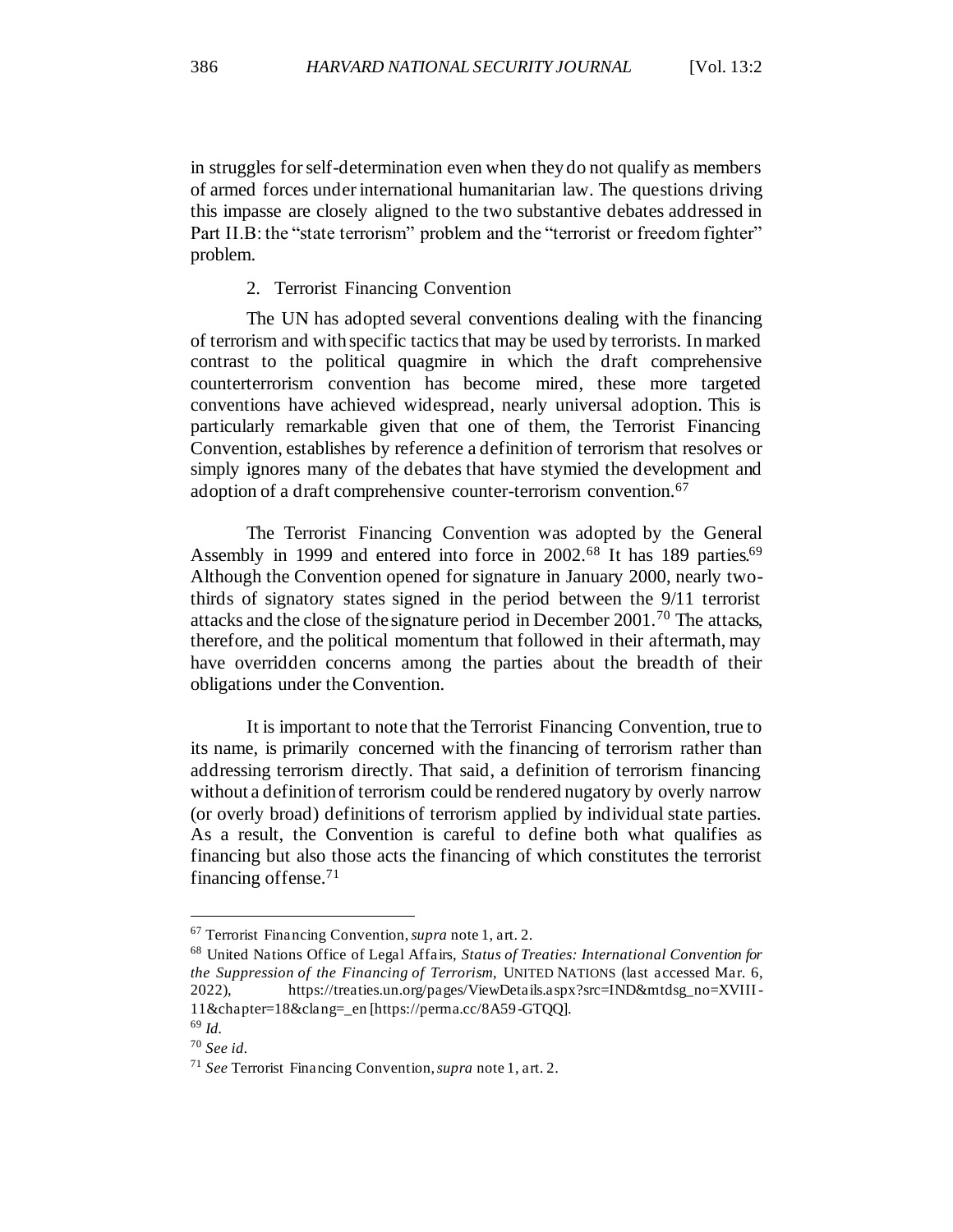in struggles for self-determination even when they do not qualify as members of armed forces under international humanitarian law. The questions driving this impasse are closely aligned to the two substantive debates addressed in Part II.B: the "state terrorism" problem and the "terrorist or freedom fighter" problem.

### 2. Terrorist Financing Convention

The UN has adopted several conventions dealing with the financing of terrorism and with specific tactics that may be used by terrorists. In marked contrast to the political quagmire in which the draft comprehensive counterterrorism convention has become mired, these more targeted conventions have achieved widespread, nearly universal adoption. This is particularly remarkable given that one of them, the Terrorist Financing Convention, establishes by reference a definition of terrorism that resolves or simply ignores many of the debates that have stymied the development and adoption of a draft comprehensive counter-terrorism convention.[67]

The Terrorist Financing Convention was adopted by the General Assembly in 1999 and entered into force in 2002.[68] It has 189 parties.[69] Although the Convention opened for signature in January 2000, nearly two-thirds of signatory states signed in the period between the 9/11 terrorist attacks and the close of the signature period in December 2001.[70] The attacks, therefore, and the political momentum that followed in their aftermath, may have overridden concerns among the parties about the breadth of their obligations under the Convention.

It is important to note that the Terrorist Financing Convention, true to its name, is primarily concerned with the financing of terrorism rather than addressing terrorism directly. That said, a definition of terrorism financing without a definition of terrorism could be rendered nugatory by overly narrow (or overly broad) definitions of terrorism applied by individual state parties. As a result, the Convention is careful to define both what qualifies as financing but also those acts the financing of which constitutes the terrorist financing offense.[71]

---

[67] Terrorist Financing Convention, *supra* note 1, art. 2.

[68] United Nations Office of Legal Affairs, *Status of Treaties: International Convention for the Suppression of the Financing of Terrorism*, UNITED NATIONS (last accessed Mar. 6, 2022), https://treaties.un.org/pages/ViewDetails.aspx?src=IND&mtdsg_no=XVIII-11&chapter=18&clang=_en [https://perma.cc/8A59-GTQQ].

[69] *Id.*

[70] *See id.*

[71] *See* Terrorist Financing Convention, *supra* note 1, art. 2.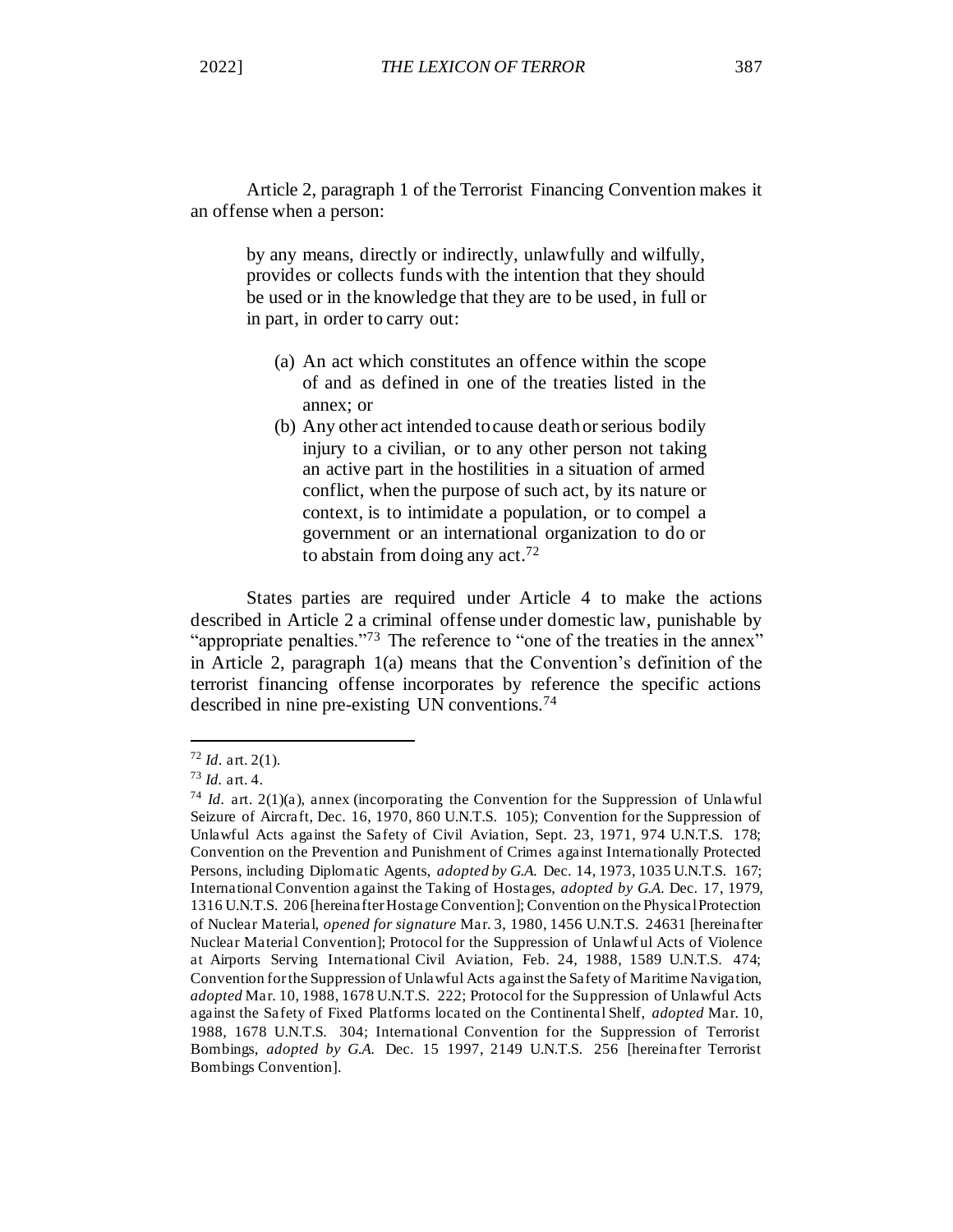Article 2, paragraph 1 of the Terrorist Financing Convention makes it an offense when a person:

> by any means, directly or indirectly, unlawfully and wilfully, provides or collects funds with the intention that they should be used or in the knowledge that they are to be used, in full or in part, in order to carry out:
>
> (a) An act which constitutes an offence within the scope of and as defined in one of the treaties listed in the annex; or
>
> (b) Any other act intended to cause death or serious bodily injury to a civilian, or to any other person not taking an active part in the hostilities in a situation of armed conflict, when the purpose of such act, by its nature or context, is to intimidate a population, or to compel a government or an international organization to do or to abstain from doing any act.[72]

States parties are required under Article 4 to make the actions described in Article 2 a criminal offense under domestic law, punishable by "appropriate penalties."[73] The reference to "one of the treaties in the annex" in Article 2, paragraph 1(a) means that the Convention's definition of the terrorist financing offense incorporates by reference the specific actions described in nine pre-existing UN conventions.[74]

---

[72] *Id.* art. 2(1).

[73] *Id.* art. 4.

[74] *Id.* art. 2(1)(a), annex (incorporating the Convention for the Suppression of Unlawful Seizure of Aircraft, Dec. 16, 1970, 860 U.N.T.S. 105); Convention for the Suppression of Unlawful Acts against the Safety of Civil Aviation, Sept. 23, 1971, 974 U.N.T.S. 178; Convention on the Prevention and Punishment of Crimes against Internationally Protected Persons, including Diplomatic Agents, *adopted by G.A.* Dec. 14, 1973, 1035 U.N.T.S. 167; International Convention against the Taking of Hostages, *adopted by G.A.* Dec. 17, 1979, 1316 U.N.T.S. 206 [hereinafter Hostage Convention]; Convention on the Physical Protection of Nuclear Material, *opened for signature* Mar. 3, 1980, 1456 U.N.T.S. 24631 [hereinafter Nuclear Material Convention]; Protocol for the Suppression of Unlawful Acts of Violence at Airports Serving International Civil Aviation, Feb. 24, 1988, 1589 U.N.T.S. 474; Convention for the Suppression of Unlawful Acts against the Safety of Maritime Navigation, *adopted* Mar. 10, 1988, 1678 U.N.T.S. 222; Protocol for the Suppression of Unlawful Acts against the Safety of Fixed Platforms located on the Continental Shelf, *adopted* Mar. 10, 1988, 1678 U.N.T.S. 304; International Convention for the Suppression of Terrorist Bombings, *adopted by G.A.* Dec. 15 1997, 2149 U.N.T.S. 256 [hereinafter Terrorist Bombings Convention].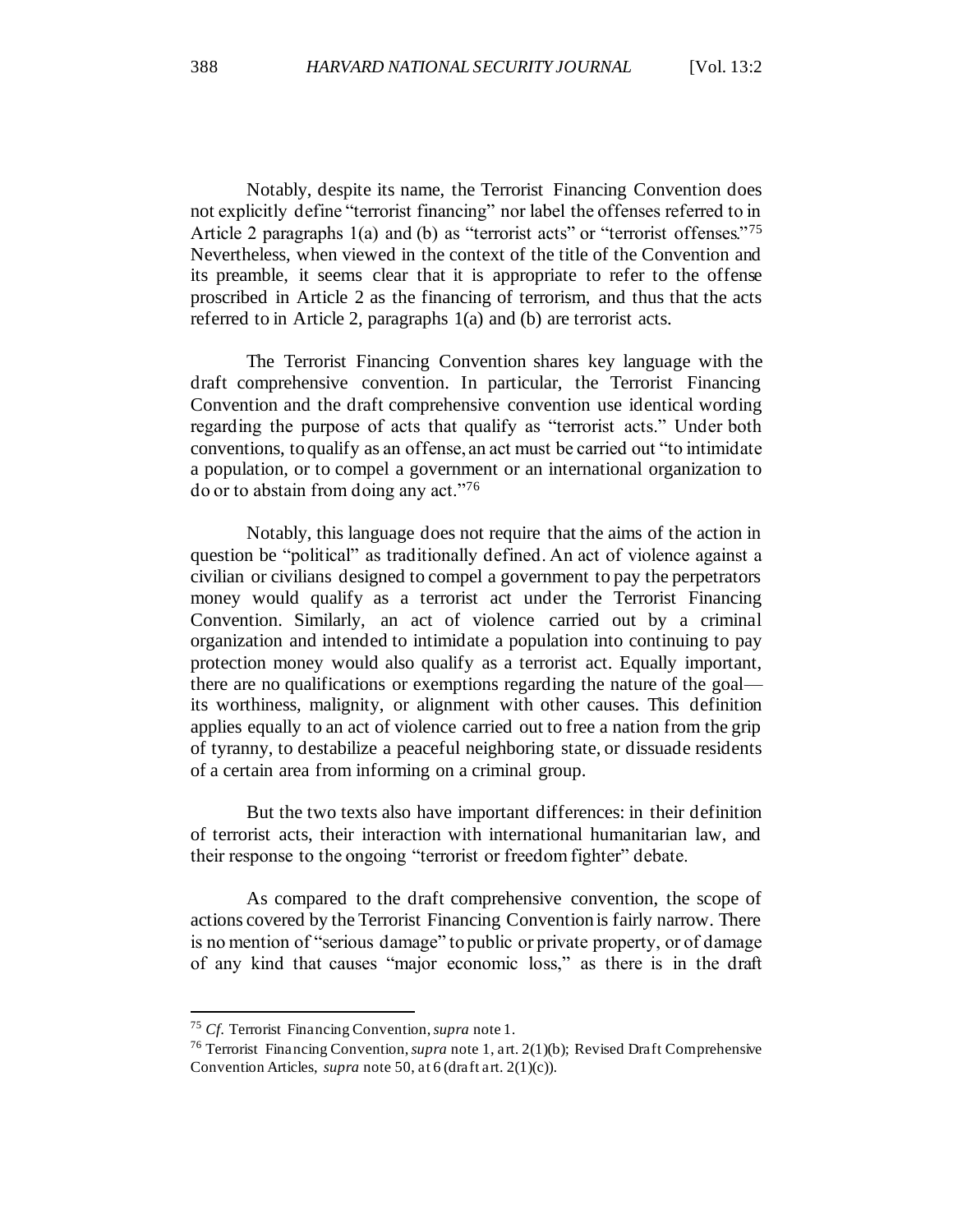Notably, despite its name, the Terrorist Financing Convention does not explicitly define "terrorist financing" nor label the offenses referred to in Article 2 paragraphs 1(a) and (b) as "terrorist acts" or "terrorist offenses."[75] Nevertheless, when viewed in the context of the title of the Convention and its preamble, it seems clear that it is appropriate to refer to the offense proscribed in Article 2 as the financing of terrorism, and thus that the acts referred to in Article 2, paragraphs 1(a) and (b) are terrorist acts.

The Terrorist Financing Convention shares key language with the draft comprehensive convention. In particular, the Terrorist Financing Convention and the draft comprehensive convention use identical wording regarding the purpose of acts that qualify as "terrorist acts." Under both conventions, to qualify as an offense, an act must be carried out "to intimidate a population, or to compel a government or an international organization to do or to abstain from doing any act."[76]

Notably, this language does not require that the aims of the action in question be "political" as traditionally defined. An act of violence against a civilian or civilians designed to compel a government to pay the perpetrators money would qualify as a terrorist act under the Terrorist Financing Convention. Similarly, an act of violence carried out by a criminal organization and intended to intimidate a population into continuing to pay protection money would also qualify as a terrorist act. Equally important, there are no qualifications or exemptions regarding the nature of the goal—its worthiness, malignity, or alignment with other causes. This definition applies equally to an act of violence carried out to free a nation from the grip of tyranny, to destabilize a peaceful neighboring state, or dissuade residents of a certain area from informing on a criminal group.

But the two texts also have important differences: in their definition of terrorist acts, their interaction with international humanitarian law, and their response to the ongoing "terrorist or freedom fighter" debate.

As compared to the draft comprehensive convention, the scope of actions covered by the Terrorist Financing Convention is fairly narrow. There is no mention of "serious damage" to public or private property, or of damage of any kind that causes "major economic loss," as there is in the draft

---

[75] *Cf.* Terrorist Financing Convention, *supra* note 1.

[76] Terrorist Financing Convention, *supra* note 1, art. 2(1)(b); Revised Draft Comprehensive Convention Articles, *supra* note 50, at 6 (draft art. 2(1)(c)).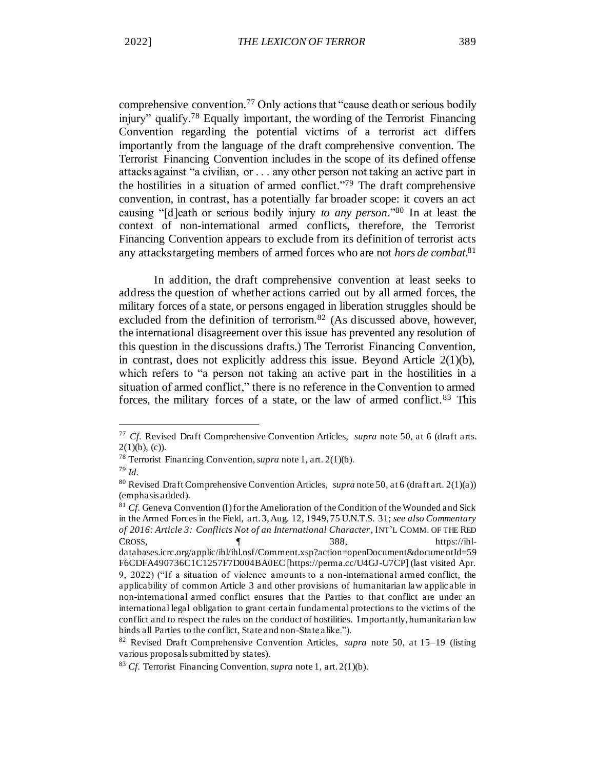comprehensive convention.[77] Only actions that "cause death or serious bodily injury" qualify.[78] Equally important, the wording of the Terrorist Financing Convention regarding the potential victims of a terrorist act differs importantly from the language of the draft comprehensive convention. The Terrorist Financing Convention includes in the scope of its defined offense attacks against "a civilian, or . . . any other person not taking an active part in the hostilities in a situation of armed conflict."[79] The draft comprehensive convention, in contrast, has a potentially far broader scope: it covers an act causing "[d]eath or serious bodily injury *to any person*."[80] In at least the context of non-international armed conflicts, therefore, the Terrorist Financing Convention appears to exclude from its definition of terrorist acts any attacks targeting members of armed forces who are not *hors de combat*.[81]

In addition, the draft comprehensive convention at least seeks to address the question of whether actions carried out by all armed forces, the military forces of a state, or persons engaged in liberation struggles should be excluded from the definition of terrorism.[82] (As discussed above, however, the international disagreement over this issue has prevented any resolution of this question in the discussions drafts.) The Terrorist Financing Convention, in contrast, does not explicitly address this issue. Beyond Article 2(1)(b), which refers to "a person not taking an active part in the hostilities in a situation of armed conflict," there is no reference in the Convention to armed forces, the military forces of a state, or the law of armed conflict.[83] This

---

[77] *Cf.* Revised Draft Comprehensive Convention Articles, *supra* note 50, at 6 (draft arts. 2(1)(b), (c)).

[78] Terrorist Financing Convention, *supra* note 1, art. 2(1)(b).

[79] *Id.*

[80] Revised Draft Comprehensive Convention Articles, *supra* note 50, at 6 (draft art. 2(1)(a)) (emphasis added).

[81] *Cf.* Geneva Convention (I) for the Amelioration of the Condition of the Wounded and Sick in the Armed Forces in the Field, art. 3, Aug. 12, 1949, 75 U.N.T.S. 31; *see also Commentary of 2016: Article 3: Conflicts Not of an International Character*, INT'L COMM. OF THE RED CROSS, ¶ 388, https://ihl-databases.icrc.org/applic/ihl/ihl.nsf/Comment.xsp?action=openDocument&documentId=59F6CDFA490736C1C1257F7D004BA0EC [https://perma.cc/U4GJ-U7CP] (last visited Apr. 9, 2022) ("If a situation of violence amounts to a non-international armed conflict, the applicability of common Article 3 and other provisions of humanitarian law applicable in non-international armed conflict ensures that the Parties to that conflict are under an international legal obligation to grant certain fundamental protections to the victims of the conflict and to respect the rules on the conduct of hostilities. Importantly, humanitarian law binds all Parties to the conflict, State and non-State alike.").

[82] Revised Draft Comprehensive Convention Articles, *supra* note 50, at 15–19 (listing various proposals submitted by states).

[83] *Cf.* Terrorist Financing Convention, *supra* note 1, art. 2(1)(b).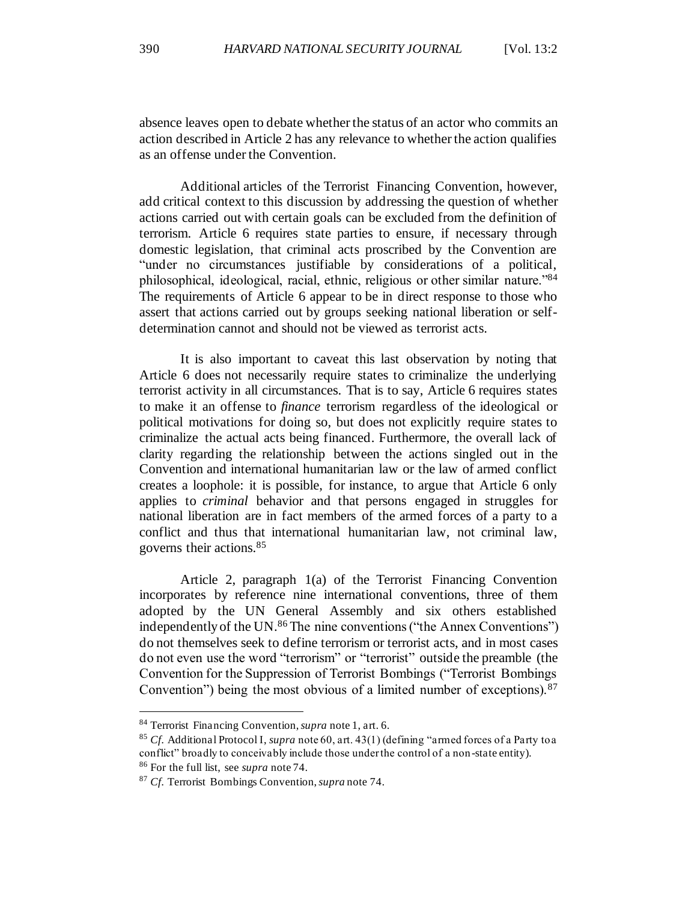absence leaves open to debate whether the status of an actor who commits an action described in Article 2 has any relevance to whether the action qualifies as an offense under the Convention.

Additional articles of the Terrorist Financing Convention, however, add critical context to this discussion by addressing the question of whether actions carried out with certain goals can be excluded from the definition of terrorism. Article 6 requires state parties to ensure, if necessary through domestic legislation, that criminal acts proscribed by the Convention are "under no circumstances justifiable by considerations of a political, philosophical, ideological, racial, ethnic, religious or other similar nature."[84] The requirements of Article 6 appear to be in direct response to those who assert that actions carried out by groups seeking national liberation or self-determination cannot and should not be viewed as terrorist acts.

It is also important to caveat this last observation by noting that Article 6 does not necessarily require states to criminalize the underlying terrorist activity in all circumstances. That is to say, Article 6 requires states to make it an offense to *finance* terrorism regardless of the ideological or political motivations for doing so, but does not explicitly require states to criminalize the actual acts being financed. Furthermore, the overall lack of clarity regarding the relationship between the actions singled out in the Convention and international humanitarian law or the law of armed conflict creates a loophole: it is possible, for instance, to argue that Article 6 only applies to *criminal* behavior and that persons engaged in struggles for national liberation are in fact members of the armed forces of a party to a conflict and thus that international humanitarian law, not criminal law, governs their actions.[85]

Article 2, paragraph 1(a) of the Terrorist Financing Convention incorporates by reference nine international conventions, three of them adopted by the UN General Assembly and six others established independently of the UN.[86] The nine conventions ("the Annex Conventions") do not themselves seek to define terrorism or terrorist acts, and in most cases do not even use the word "terrorism" or "terrorist" outside the preamble (the Convention for the Suppression of Terrorist Bombings ("Terrorist Bombings Convention") being the most obvious of a limited number of exceptions).[87]

---

[84] Terrorist Financing Convention, *supra* note 1, art. 6.

[85] *Cf.* Additional Protocol I, *supra* note 60, art. 43(1) (defining "armed forces of a Party to a conflict" broadly to conceivably include those under the control of a non-state entity).

[86] For the full list, see *supra* note 74.

[87] *Cf.* Terrorist Bombings Convention, *supra* note 74.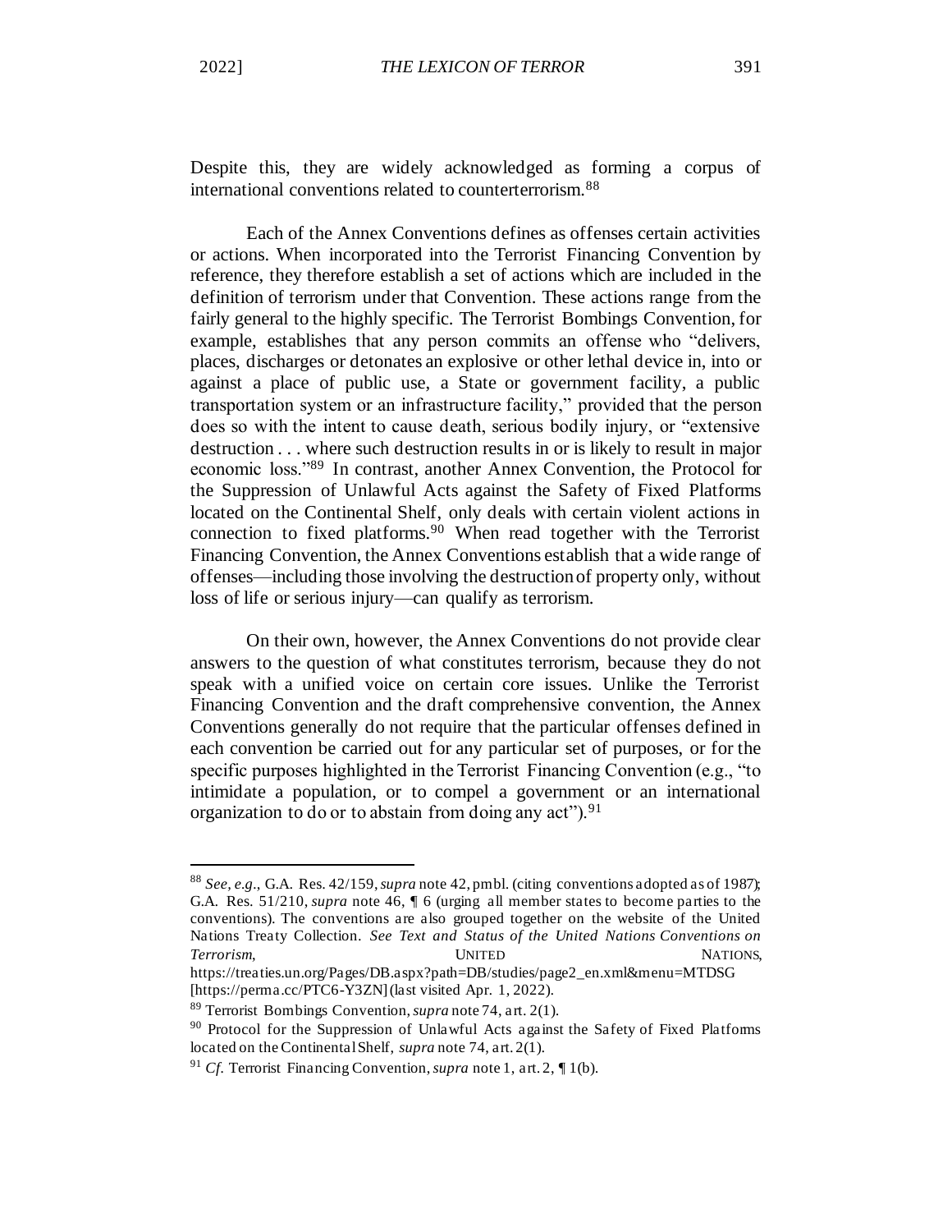Despite this, they are widely acknowledged as forming a corpus of international conventions related to counterterrorism.[88]

Each of the Annex Conventions defines as offenses certain activities or actions. When incorporated into the Terrorist Financing Convention by reference, they therefore establish a set of actions which are included in the definition of terrorism under that Convention. These actions range from the fairly general to the highly specific. The Terrorist Bombings Convention, for example, establishes that any person commits an offense who "delivers, places, discharges or detonates an explosive or other lethal device in, into or against a place of public use, a State or government facility, a public transportation system or an infrastructure facility," provided that the person does so with the intent to cause death, serious bodily injury, or "extensive destruction . . . where such destruction results in or is likely to result in major economic loss."[89] In contrast, another Annex Convention, the Protocol for the Suppression of Unlawful Acts against the Safety of Fixed Platforms located on the Continental Shelf, only deals with certain violent actions in connection to fixed platforms.[90] When read together with the Terrorist Financing Convention, the Annex Conventions establish that a wide range of offenses—including those involving the destruction of property only, without loss of life or serious injury—can qualify as terrorism.

On their own, however, the Annex Conventions do not provide clear answers to the question of what constitutes terrorism, because they do not speak with a unified voice on certain core issues. Unlike the Terrorist Financing Convention and the draft comprehensive convention, the Annex Conventions generally do not require that the particular offenses defined in each convention be carried out for any particular set of purposes, or for the specific purposes highlighted in the Terrorist Financing Convention (e.g., "to intimidate a population, or to compel a government or an international organization to do or to abstain from doing any act").[91]

---

[88] *See, e.g.*, G.A. Res. 42/159, *supra* note 42, pmbl. (citing conventions adopted as of 1987); G.A. Res. 51/210, *supra* note 46, ¶ 6 (urging all member states to become parties to the conventions). The conventions are also grouped together on the website of the United Nations Treaty Collection. *See Text and Status of the United Nations Conventions on Terrorism*, UNITED NATIONS, https://treaties.un.org/Pages/DB.aspx?path=DB/studies/page2_en.xml&menu=MTDSG [https://perma.cc/PTC6-Y3ZN] (last visited Apr. 1, 2022).

[89] Terrorist Bombings Convention, *supra* note 74, art. 2(1).

[90] Protocol for the Suppression of Unlawful Acts against the Safety of Fixed Platforms located on the Continental Shelf, *supra* note 74, art. 2(1).

[91] *Cf.* Terrorist Financing Convention, *supra* note 1, art. 2, ¶ 1(b).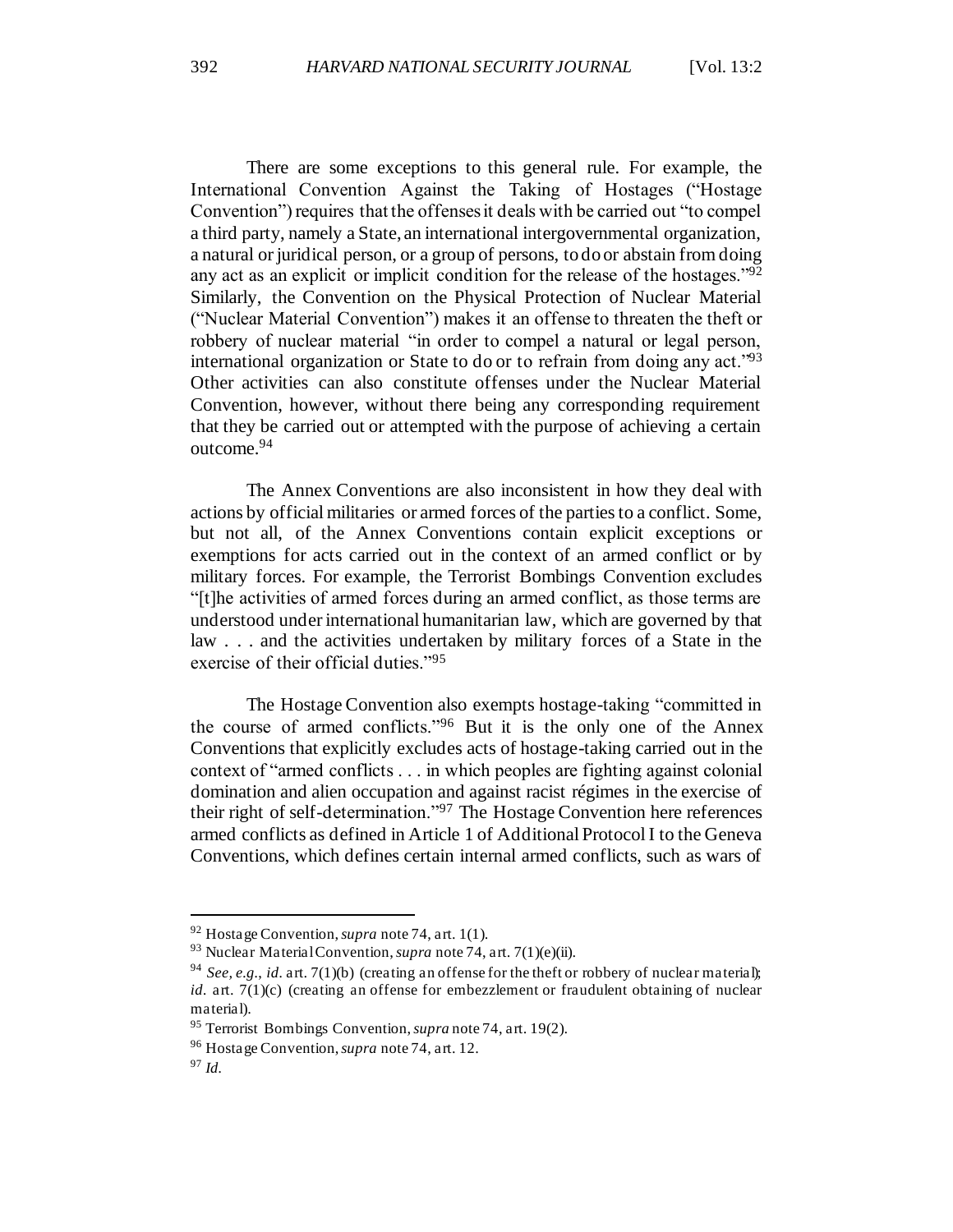There are some exceptions to this general rule. For example, the International Convention Against the Taking of Hostages ("Hostage Convention") requires that the offenses it deals with be carried out "to compel a third party, namely a State, an international intergovernmental organization, a natural or juridical person, or a group of persons, to do or abstain from doing any act as an explicit or implicit condition for the release of the hostages."[92] Similarly, the Convention on the Physical Protection of Nuclear Material ("Nuclear Material Convention") makes it an offense to threaten the theft or robbery of nuclear material "in order to compel a natural or legal person, international organization or State to do or to refrain from doing any act."[93] Other activities can also constitute offenses under the Nuclear Material Convention, however, without there being any corresponding requirement that they be carried out or attempted with the purpose of achieving a certain outcome.[94]

The Annex Conventions are also inconsistent in how they deal with actions by official militaries or armed forces of the parties to a conflict. Some, but not all, of the Annex Conventions contain explicit exceptions or exemptions for acts carried out in the context of an armed conflict or by military forces. For example, the Terrorist Bombings Convention excludes "[t]he activities of armed forces during an armed conflict, as those terms are understood under international humanitarian law, which are governed by that law . . . and the activities undertaken by military forces of a State in the exercise of their official duties."[95]

The Hostage Convention also exempts hostage-taking "committed in the course of armed conflicts."[96] But it is the only one of the Annex Conventions that explicitly excludes acts of hostage-taking carried out in the context of "armed conflicts . . . in which peoples are fighting against colonial domination and alien occupation and against racist régimes in the exercise of their right of self-determination."[97] The Hostage Convention here references armed conflicts as defined in Article 1 of Additional Protocol I to the Geneva Conventions, which defines certain internal armed conflicts, such as wars of

---

[92] Hostage Convention, *supra* note 74, art. 1(1).

[93] Nuclear Material Convention, *supra* note 74, art. 7(1)(e)(ii).

[94] *See, e.g.*, *id.* art. 7(1)(b) (creating an offense for the theft or robbery of nuclear material); *id.* art. 7(1)(c) (creating an offense for embezzlement or fraudulent obtaining of nuclear material).

[95] Terrorist Bombings Convention, *supra* note 74, art. 19(2).

[96] Hostage Convention, *supra* note 74, art. 12.

[97] *Id.*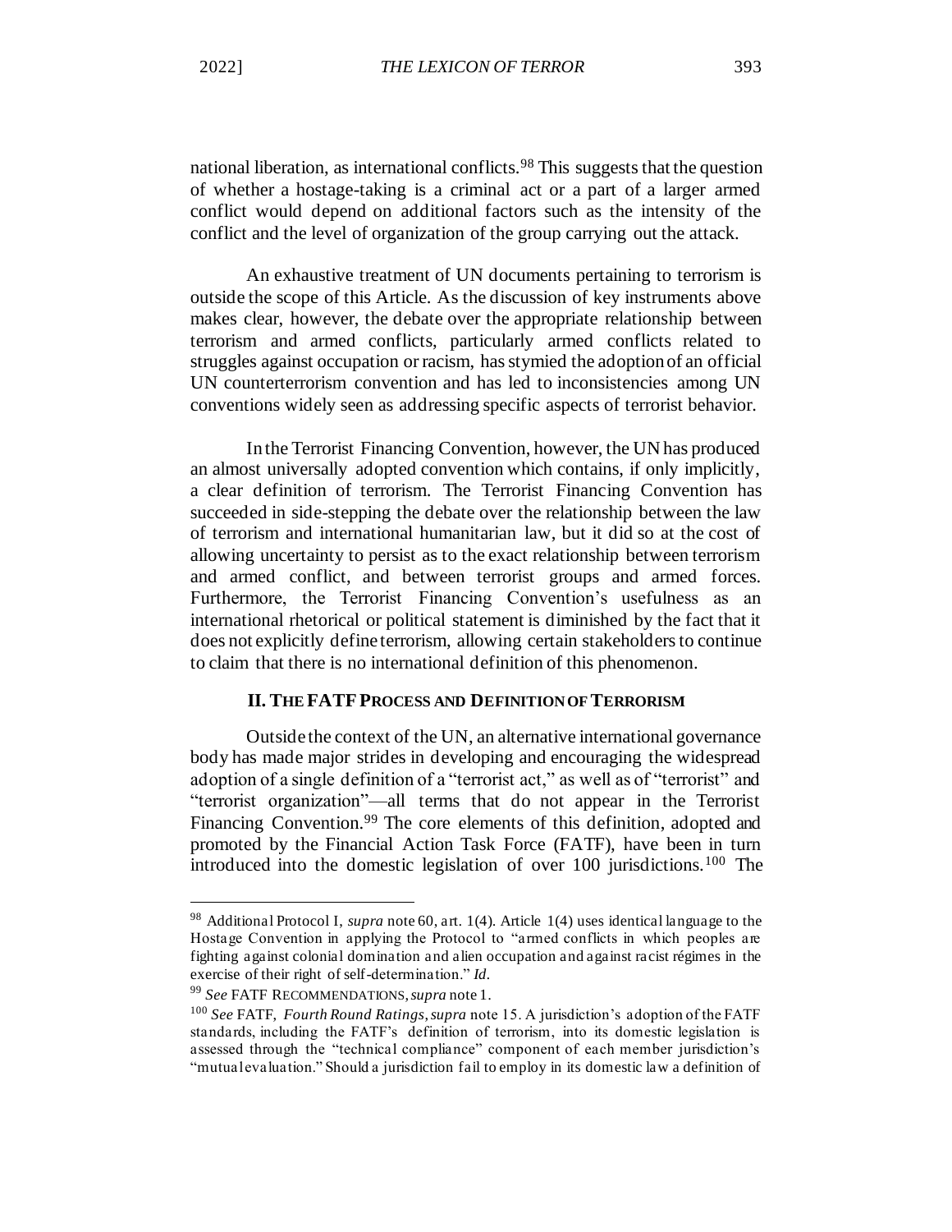national liberation, as international conflicts.[98] This suggests that the question of whether a hostage-taking is a criminal act or a part of a larger armed conflict would depend on additional factors such as the intensity of the conflict and the level of organization of the group carrying out the attack.

An exhaustive treatment of UN documents pertaining to terrorism is outside the scope of this Article. As the discussion of key instruments above makes clear, however, the debate over the appropriate relationship between terrorism and armed conflicts, particularly armed conflicts related to struggles against occupation or racism, has stymied the adoption of an official UN counterterrorism convention and has led to inconsistencies among UN conventions widely seen as addressing specific aspects of terrorist behavior.

In the Terrorist Financing Convention, however, the UN has produced an almost universally adopted convention which contains, if only implicitly, a clear definition of terrorism. The Terrorist Financing Convention has succeeded in side-stepping the debate over the relationship between the law of terrorism and international humanitarian law, but it did so at the cost of allowing uncertainty to persist as to the exact relationship between terrorism and armed conflict, and between terrorist groups and armed forces. Furthermore, the Terrorist Financing Convention's usefulness as an international rhetorical or political statement is diminished by the fact that it does not explicitly define terrorism, allowing certain stakeholders to continue to claim that there is no international definition of this phenomenon.

## II. THE FATF PROCESS AND DEFINITION OF TERRORISM

Outside the context of the UN, an alternative international governance body has made major strides in developing and encouraging the widespread adoption of a single definition of a "terrorist act," as well as of "terrorist" and "terrorist organization"—all terms that do not appear in the Terrorist Financing Convention.[99] The core elements of this definition, adopted and promoted by the Financial Action Task Force (FATF), have been in turn introduced into the domestic legislation of over 100 jurisdictions.[100] The

---

[98] Additional Protocol I, *supra* note 60, art. 1(4). Article 1(4) uses identical language to the Hostage Convention in applying the Protocol to "armed conflicts in which peoples are fighting against colonial domination and alien occupation and against racist régimes in the exercise of their right of self-determination." *Id.*

[99] *See* FATF RECOMMENDATIONS, *supra* note 1.

[100] *See* FATF, *Fourth Round Ratings*, *supra* note 15. A jurisdiction's adoption of the FATF standards, including the FATF's definition of terrorism, into its domestic legislation is assessed through the "technical compliance" component of each member jurisdiction's "mutual evaluation." Should a jurisdiction fail to employ in its domestic law a definition of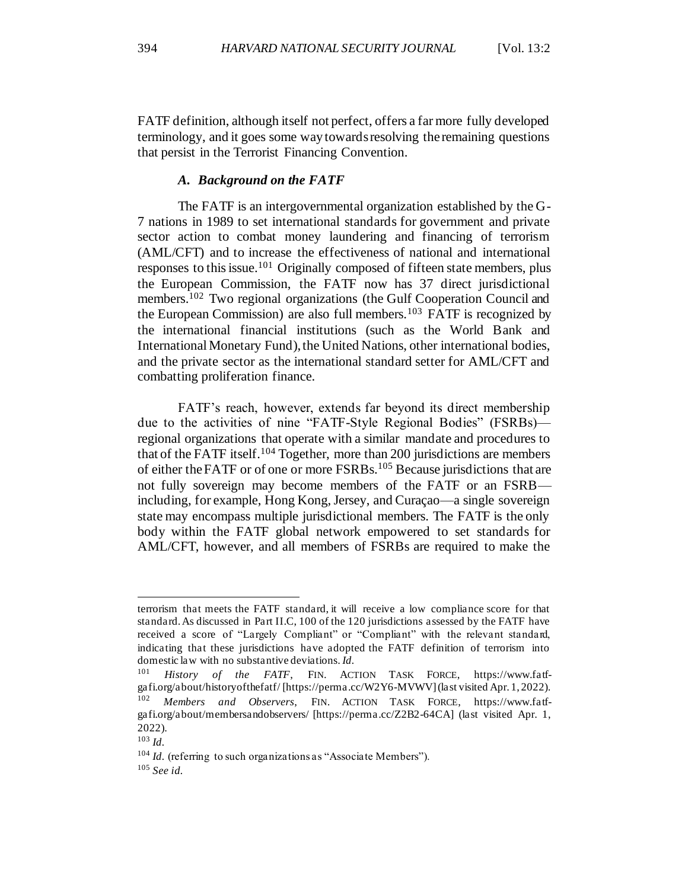FATF definition, although itself not perfect, offers a far more fully developed terminology, and it goes some way towards resolving the remaining questions that persist in the Terrorist Financing Convention.

### *A. Background on the FATF*

The FATF is an intergovernmental organization established by the G-7 nations in 1989 to set international standards for government and private sector action to combat money laundering and financing of terrorism (AML/CFT) and to increase the effectiveness of national and international responses to this issue.[101] Originally composed of fifteen state members, plus the European Commission, the FATF now has 37 direct jurisdictional members.[102] Two regional organizations (the Gulf Cooperation Council and the European Commission) are also full members.[103] FATF is recognized by the international financial institutions (such as the World Bank and International Monetary Fund), the United Nations, other international bodies, and the private sector as the international standard setter for AML/CFT and combatting proliferation finance.

FATF's reach, however, extends far beyond its direct membership due to the activities of nine "FATF-Style Regional Bodies" (FSRBs)—regional organizations that operate with a similar mandate and procedures to that of the FATF itself.[104] Together, more than 200 jurisdictions are members of either the FATF or of one or more FSRBs.[105] Because jurisdictions that are not fully sovereign may become members of the FATF or an FSRB—including, for example, Hong Kong, Jersey, and Curaçao—a single sovereign state may encompass multiple jurisdictional members. The FATF is the only body within the FATF global network empowered to set standards for AML/CFT, however, and all members of FSRBs are required to make the

---

terrorism that meets the FATF standard, it will receive a low compliance score for that standard. As discussed in Part II.C, 100 of the 120 jurisdictions assessed by the FATF have received a score of "Largely Compliant" or "Compliant" with the relevant standard, indicating that these jurisdictions have adopted the FATF definition of terrorism into domestic law with no substantive deviations. *Id.*

[101] *History of the FATF*, FIN. ACTION TASK FORCE, https://www.fatf-gafi.org/about/historyofthefatf/ [https://perma.cc/W2Y6-MVWV] (last visited Apr. 1, 2022).

[102] *Members and Observers*, FIN. ACTION TASK FORCE, https://www.fatf-gafi.org/about/membersandobservers/ [https://perma.cc/Z2B2-64CA] (last visited Apr. 1, 2022).

[103] *Id.*

[104] *Id.* (referring to such organizations as "Associate Members").

[105] *See id.*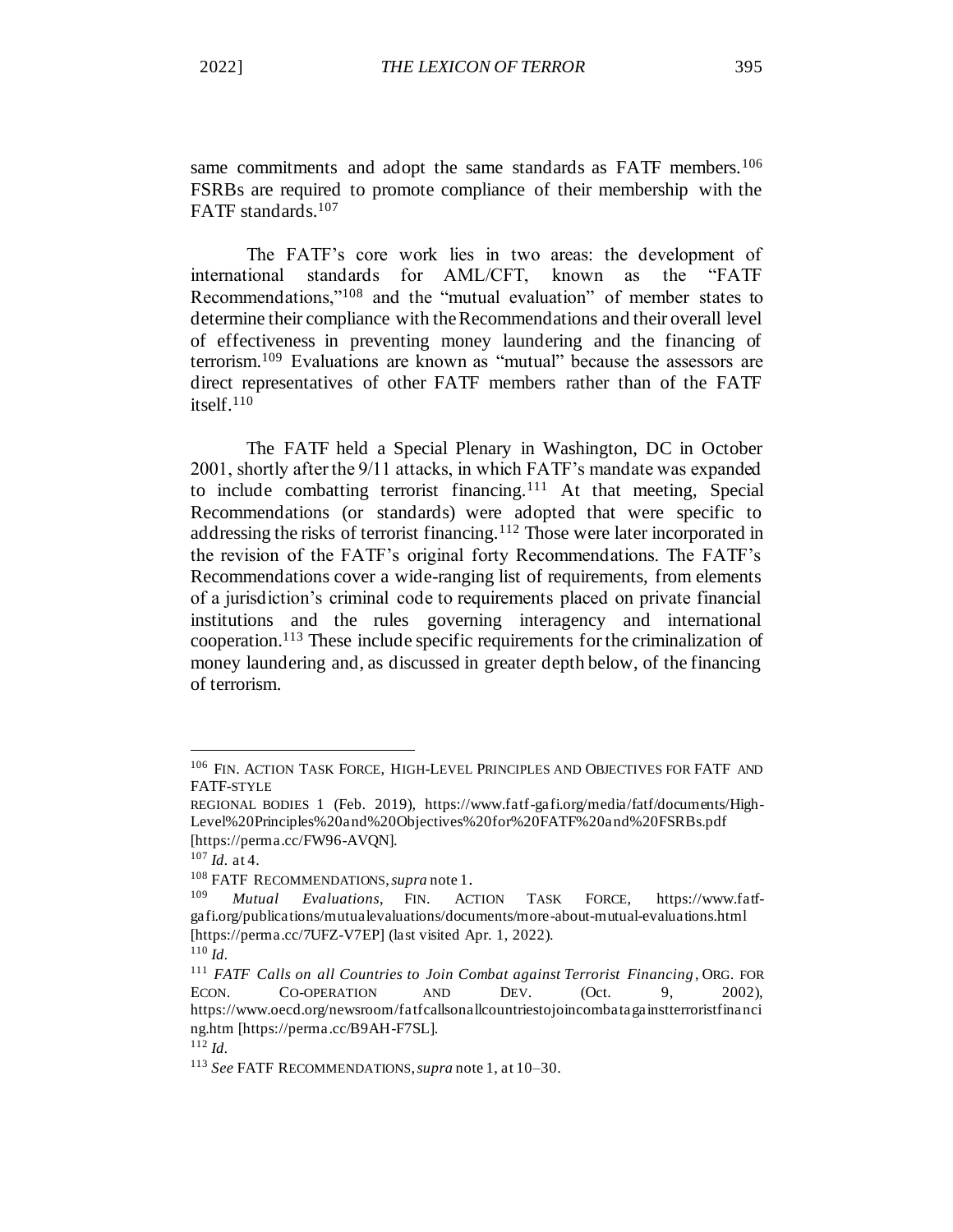same commitments and adopt the same standards as FATF members.[106] FSRBs are required to promote compliance of their membership with the FATF standards.[107]

The FATF's core work lies in two areas: the development of international standards for AML/CFT, known as the "FATF Recommendations,"[108] and the "mutual evaluation" of member states to determine their compliance with the Recommendations and their overall level of effectiveness in preventing money laundering and the financing of terrorism.[109] Evaluations are known as "mutual" because the assessors are direct representatives of other FATF members rather than of the FATF itself.[110]

The FATF held a Special Plenary in Washington, DC in October 2001, shortly after the 9/11 attacks, in which FATF's mandate was expanded to include combatting terrorist financing.[111] At that meeting, Special Recommendations (or standards) were adopted that were specific to addressing the risks of terrorist financing.[112] Those were later incorporated in the revision of the FATF's original forty Recommendations. The FATF's Recommendations cover a wide-ranging list of requirements, from elements of a jurisdiction's criminal code to requirements placed on private financial institutions and the rules governing interagency and international cooperation.[113] These include specific requirements for the criminalization of money laundering and, as discussed in greater depth below, of the financing of terrorism.

---

[106] FIN. ACTION TASK FORCE, HIGH-LEVEL PRINCIPLES AND OBJECTIVES FOR FATF AND FATF-STYLE REGIONAL BODIES 1 (Feb. 2019), https://www.fatf-gafi.org/media/fatf/documents/High-Level%20Principles%20and%20Objectives%20for%20FATF%20and%20FSRBs.pdf [https://perma.cc/FW96-AVQN].

[107] *Id.* at 4.

[108] FATF RECOMMENDATIONS, *supra* note 1.

[109] *Mutual Evaluations*, FIN. ACTION TASK FORCE, https://www.fatf-gafi.org/publications/mutualevaluations/documents/more-about-mutual-evaluations.html [https://perma.cc/7UFZ-V7EP] (last visited Apr. 1, 2022).

[110] *Id.*

[111] *FATF Calls on all Countries to Join Combat against Terrorist Financing*, ORG. FOR ECON. CO-OPERATION AND DEV. (Oct. 9, 2002), https://www.oecd.org/newsroom/fatfcallsonallcountriestojoincombatagainstterroristfinancing.htm [https://perma.cc/B9AH-F7SL].

[112] *Id.*

[113] *See* FATF RECOMMENDATIONS, *supra* note 1, at 10–30.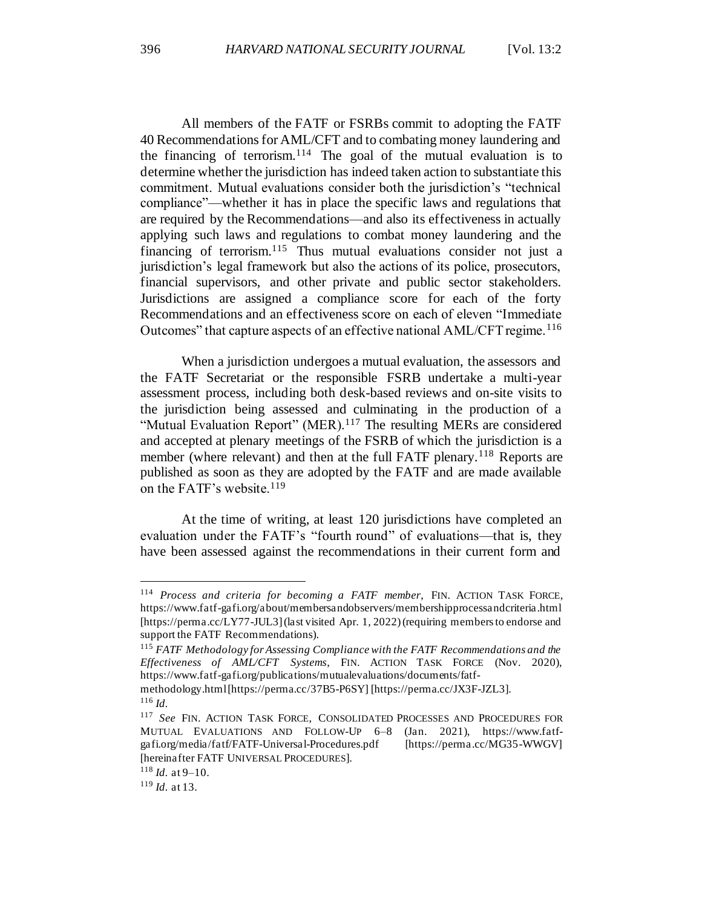All members of the FATF or FSRBs commit to adopting the FATF 40 Recommendations for AML/CFT and to combating money laundering and the financing of terrorism.[114] The goal of the mutual evaluation is to determine whether the jurisdiction has indeed taken action to substantiate this commitment. Mutual evaluations consider both the jurisdiction's "technical compliance"—whether it has in place the specific laws and regulations that are required by the Recommendations—and also its effectiveness in actually applying such laws and regulations to combat money laundering and the financing of terrorism.[115] Thus mutual evaluations consider not just a jurisdiction's legal framework but also the actions of its police, prosecutors, financial supervisors, and other private and public sector stakeholders. Jurisdictions are assigned a compliance score for each of the forty Recommendations and an effectiveness score on each of eleven "Immediate Outcomes" that capture aspects of an effective national AML/CFT regime.[116]

When a jurisdiction undergoes a mutual evaluation, the assessors and the FATF Secretariat or the responsible FSRB undertake a multi-year assessment process, including both desk-based reviews and on-site visits to the jurisdiction being assessed and culminating in the production of a "Mutual Evaluation Report" (MER).[117] The resulting MERs are considered and accepted at plenary meetings of the FSRB of which the jurisdiction is a member (where relevant) and then at the full FATF plenary.[118] Reports are published as soon as they are adopted by the FATF and are made available on the FATF's website.[119]

At the time of writing, at least 120 jurisdictions have completed an evaluation under the FATF's "fourth round" of evaluations—that is, they have been assessed against the recommendations in their current form and

---

[114] *Process and criteria for becoming a FATF member*, FIN. ACTION TASK FORCE, https://www.fatf-gafi.org/about/membersandobservers/membershipprocessandcriteria.html [https://perma.cc/LY77-JUL3] (last visited Apr. 1, 2022) (requiring members to endorse and support the FATF Recommendations).

[115] *FATF Methodology for Assessing Compliance with the FATF Recommendations and the Effectiveness of AML/CFT Systems*, FIN. ACTION TASK FORCE (Nov. 2020), https://www.fatf-gafi.org/publications/mutualevaluations/documents/fatf-methodology.html [https://perma.cc/37B5-P6SY] [https://perma.cc/JX3F-JZL3].

[116] *Id.*

[117] *See* FIN. ACTION TASK FORCE, CONSOLIDATED PROCESSES AND PROCEDURES FOR MUTUAL EVALUATIONS AND FOLLOW-UP 6–8 (Jan. 2021), https://www.fatf-gafi.org/media/fatf/FATF-Universal-Procedures.pdf [https://perma.cc/MG35-WWGV] [hereinafter FATF UNIVERSAL PROCEDURES].

[118] *Id.* at 9–10.

[119] *Id.* at 13.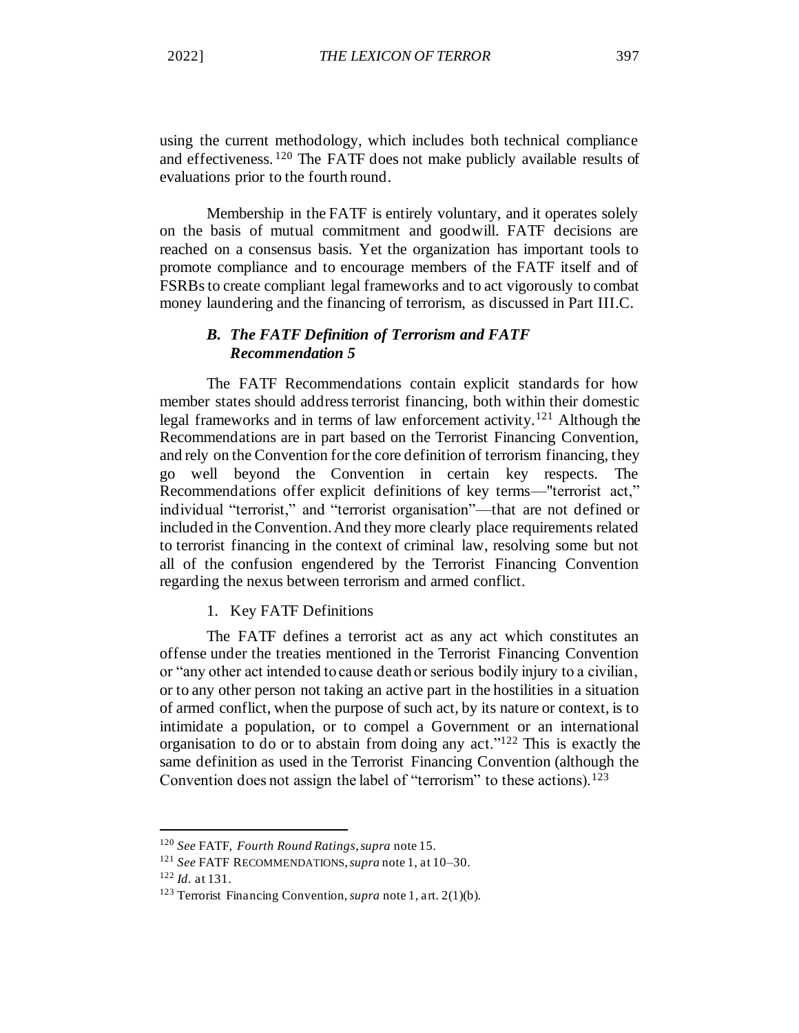using the current methodology, which includes both technical compliance and effectiveness.[120] The FATF does not make publicly available results of evaluations prior to the fourth round.

Membership in the FATF is entirely voluntary, and it operates solely on the basis of mutual commitment and goodwill. FATF decisions are reached on a consensus basis. Yet the organization has important tools to promote compliance and to encourage members of the FATF itself and of FSRBs to create compliant legal frameworks and to act vigorously to combat money laundering and the financing of terrorism, as discussed in Part III.C.

### *B. The FATF Definition of Terrorism and FATF Recommendation 5*

The FATF Recommendations contain explicit standards for how member states should address terrorist financing, both within their domestic legal frameworks and in terms of law enforcement activity.[121] Although the Recommendations are in part based on the Terrorist Financing Convention, and rely on the Convention for the core definition of terrorism financing, they go well beyond the Convention in certain key respects. The Recommendations offer explicit definitions of key terms—"terrorist act," individual "terrorist," and "terrorist organisation"—that are not defined or included in the Convention. And they more clearly place requirements related to terrorist financing in the context of criminal law, resolving some but not all of the confusion engendered by the Terrorist Financing Convention regarding the nexus between terrorism and armed conflict.

#### 1. Key FATF Definitions

The FATF defines a terrorist act as any act which constitutes an offense under the treaties mentioned in the Terrorist Financing Convention or "any other act intended to cause death or serious bodily injury to a civilian, or to any other person not taking an active part in the hostilities in a situation of armed conflict, when the purpose of such act, by its nature or context, is to intimidate a population, or to compel a Government or an international organisation to do or to abstain from doing any act."[122] This is exactly the same definition as used in the Terrorist Financing Convention (although the Convention does not assign the label of "terrorism" to these actions).[123]

---

[120] *See* FATF, *Fourth Round Ratings*, *supra* note 15.

[121] *See* FATF RECOMMENDATIONS, *supra* note 1, at 10–30.

[122] *Id.* at 131.

[123] Terrorist Financing Convention, *supra* note 1, art. 2(1)(b).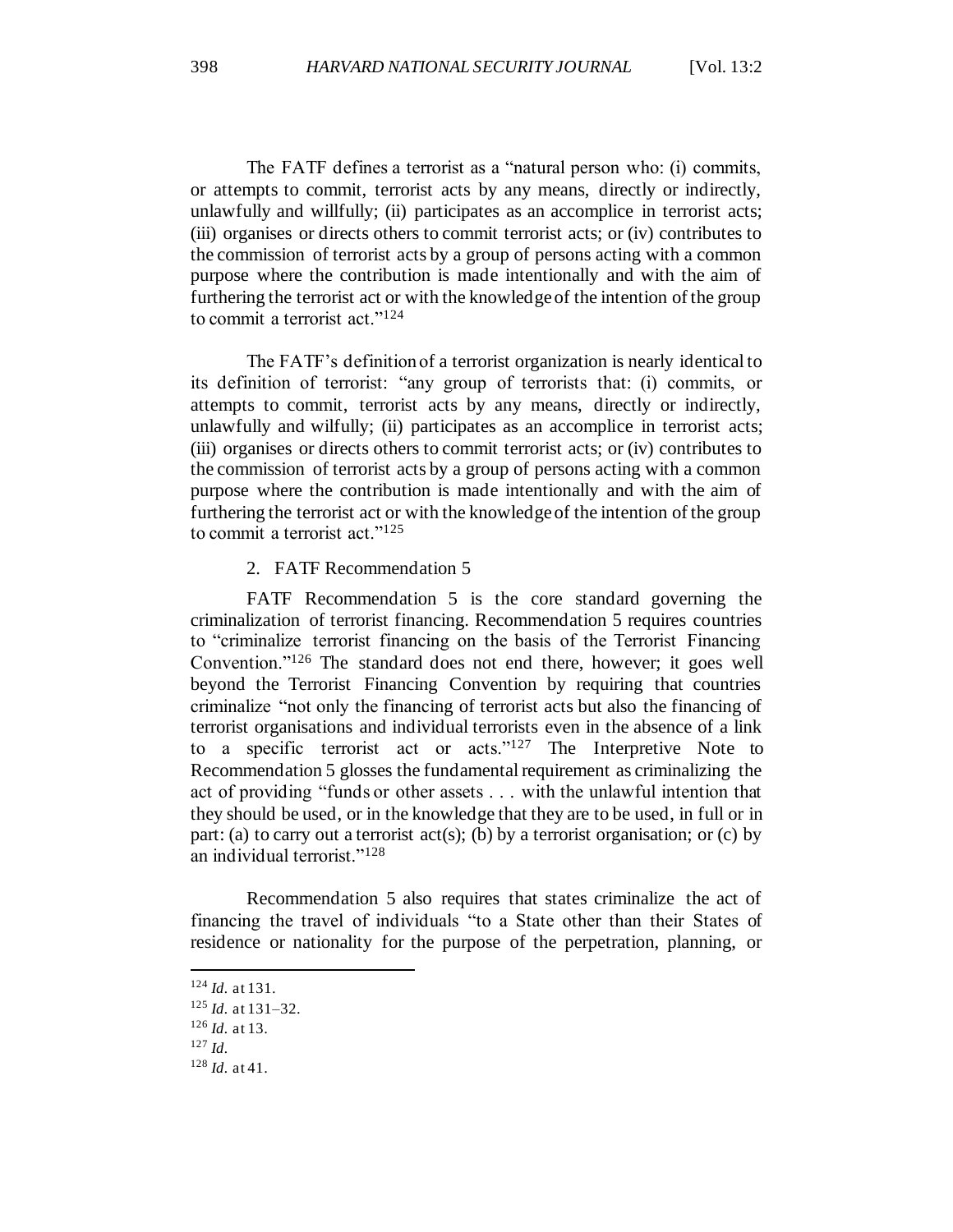The FATF defines a terrorist as a "natural person who: (i) commits, or attempts to commit, terrorist acts by any means, directly or indirectly, unlawfully and willfully; (ii) participates as an accomplice in terrorist acts; (iii) organises or directs others to commit terrorist acts; or (iv) contributes to the commission of terrorist acts by a group of persons acting with a common purpose where the contribution is made intentionally and with the aim of furthering the terrorist act or with the knowledge of the intention of the group to commit a terrorist act."[124]

The FATF's definition of a terrorist organization is nearly identical to its definition of terrorist: "any group of terrorists that: (i) commits, or attempts to commit, terrorist acts by any means, directly or indirectly, unlawfully and wilfully; (ii) participates as an accomplice in terrorist acts; (iii) organises or directs others to commit terrorist acts; or (iv) contributes to the commission of terrorist acts by a group of persons acting with a common purpose where the contribution is made intentionally and with the aim of furthering the terrorist act or with the knowledge of the intention of the group to commit a terrorist act."[125]

2. FATF Recommendation 5

FATF Recommendation 5 is the core standard governing the criminalization of terrorist financing. Recommendation 5 requires countries to "criminalize terrorist financing on the basis of the Terrorist Financing Convention."[126] The standard does not end there, however; it goes well beyond the Terrorist Financing Convention by requiring that countries criminalize "not only the financing of terrorist acts but also the financing of terrorist organisations and individual terrorists even in the absence of a link to a specific terrorist act or acts."[127] The Interpretive Note to Recommendation 5 glosses the fundamental requirement as criminalizing the act of providing "funds or other assets . . . with the unlawful intention that they should be used, or in the knowledge that they are to be used, in full or in part: (a) to carry out a terrorist act(s); (b) by a terrorist organisation; or (c) by an individual terrorist."[128]

Recommendation 5 also requires that states criminalize the act of financing the travel of individuals "to a State other than their States of residence or nationality for the purpose of the perpetration, planning, or

---

[124] *Id.* at 131.

[125] *Id.* at 131–32.

[126] *Id.* at 13.

[127] *Id.*

[128] *Id.* at 41.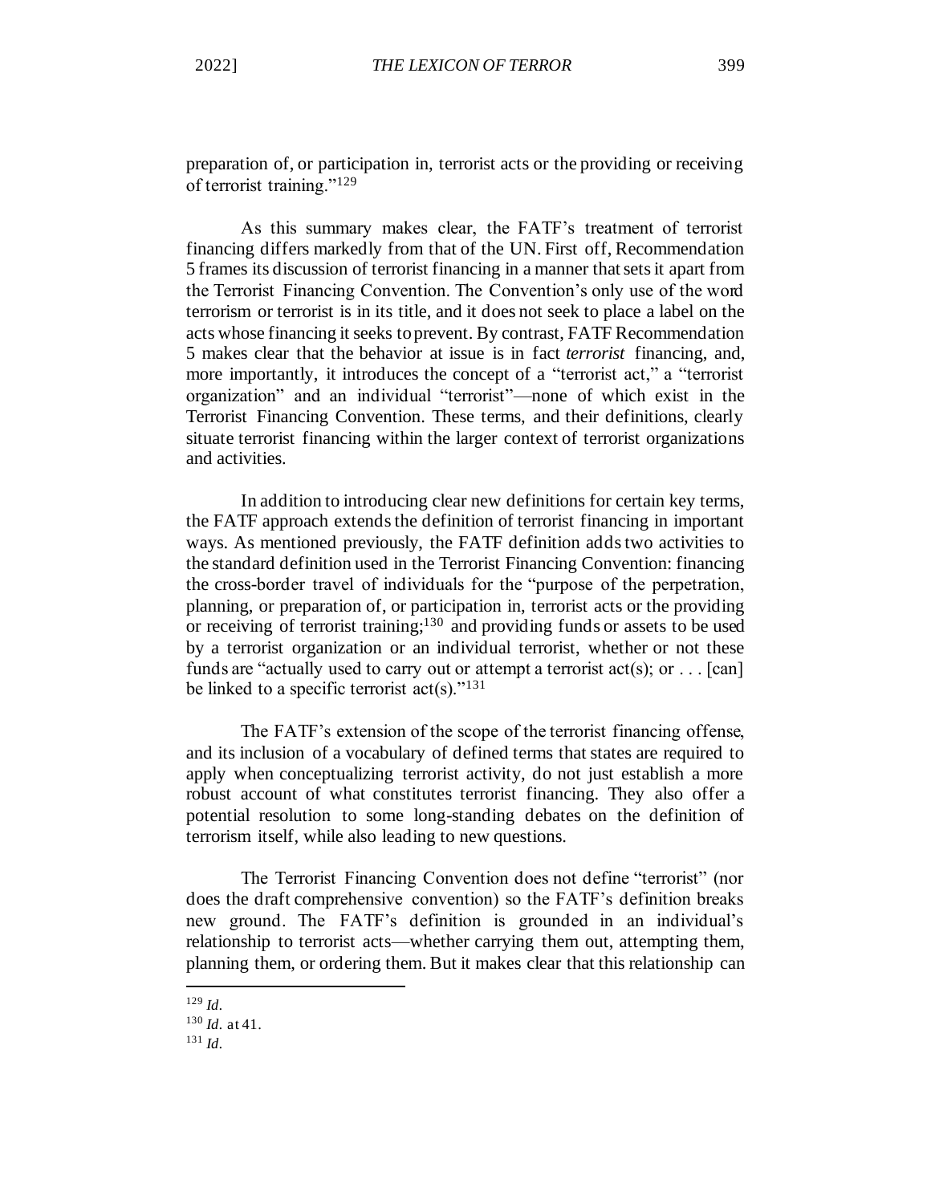preparation of, or participation in, terrorist acts or the providing or receiving of terrorist training."[129]

As this summary makes clear, the FATF's treatment of terrorist financing differs markedly from that of the UN. First off, Recommendation 5 frames its discussion of terrorist financing in a manner that sets it apart from the Terrorist Financing Convention. The Convention's only use of the word terrorism or terrorist is in its title, and it does not seek to place a label on the acts whose financing it seeks to prevent. By contrast, FATF Recommendation 5 makes clear that the behavior at issue is in fact *terrorist* financing, and, more importantly, it introduces the concept of a "terrorist act," a "terrorist organization" and an individual "terrorist"—none of which exist in the Terrorist Financing Convention. These terms, and their definitions, clearly situate terrorist financing within the larger context of terrorist organizations and activities.

In addition to introducing clear new definitions for certain key terms, the FATF approach extends the definition of terrorist financing in important ways. As mentioned previously, the FATF definition adds two activities to the standard definition used in the Terrorist Financing Convention: financing the cross-border travel of individuals for the "purpose of the perpetration, planning, or preparation of, or participation in, terrorist acts or the providing or receiving of terrorist training;[130] and providing funds or assets to be used by a terrorist organization or an individual terrorist, whether or not these funds are "actually used to carry out or attempt a terrorist act(s); or . . . [can] be linked to a specific terrorist act(s)."[131]

The FATF's extension of the scope of the terrorist financing offense, and its inclusion of a vocabulary of defined terms that states are required to apply when conceptualizing terrorist activity, do not just establish a more robust account of what constitutes terrorist financing. They also offer a potential resolution to some long-standing debates on the definition of terrorism itself, while also leading to new questions.

The Terrorist Financing Convention does not define "terrorist" (nor does the draft comprehensive convention) so the FATF's definition breaks new ground. The FATF's definition is grounded in an individual's relationship to terrorist acts—whether carrying them out, attempting them, planning them, or ordering them. But it makes clear that this relationship can

---

[129] *Id.*

[130] *Id.* at 41.

[131] *Id.*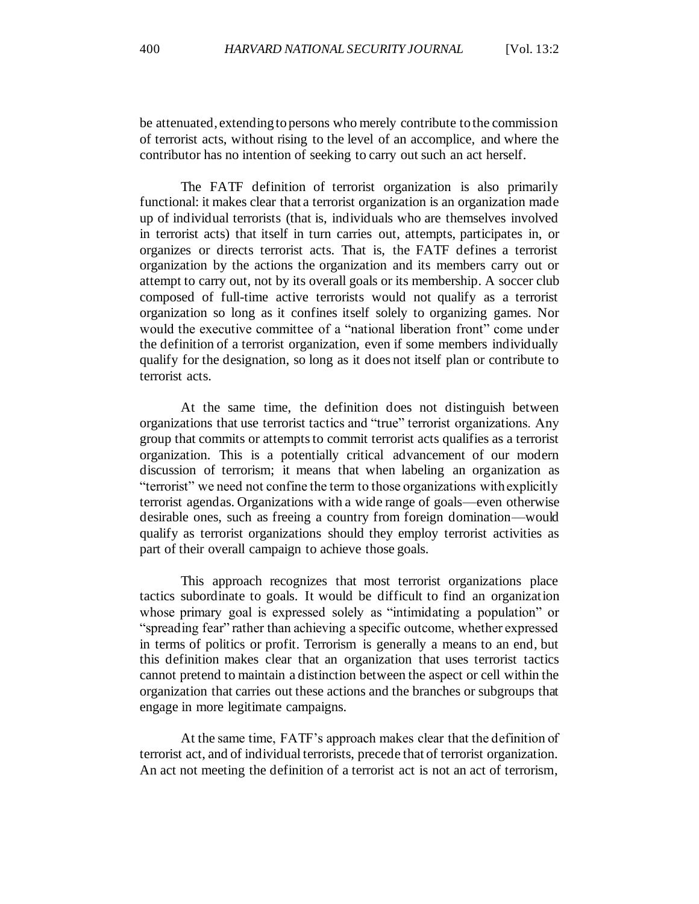be attenuated, extending to persons who merely contribute to the commission of terrorist acts, without rising to the level of an accomplice, and where the contributor has no intention of seeking to carry out such an act herself.

The FATF definition of terrorist organization is also primarily functional: it makes clear that a terrorist organization is an organization made up of individual terrorists (that is, individuals who are themselves involved in terrorist acts) that itself in turn carries out, attempts, participates in, or organizes or directs terrorist acts. That is, the FATF defines a terrorist organization by the actions the organization and its members carry out or attempt to carry out, not by its overall goals or its membership. A soccer club composed of full-time active terrorists would not qualify as a terrorist organization so long as it confines itself solely to organizing games. Nor would the executive committee of a "national liberation front" come under the definition of a terrorist organization, even if some members individually qualify for the designation, so long as it does not itself plan or contribute to terrorist acts.

At the same time, the definition does not distinguish between organizations that use terrorist tactics and "true" terrorist organizations. Any group that commits or attempts to commit terrorist acts qualifies as a terrorist organization. This is a potentially critical advancement of our modern discussion of terrorism; it means that when labeling an organization as "terrorist" we need not confine the term to those organizations with explicitly terrorist agendas. Organizations with a wide range of goals—even otherwise desirable ones, such as freeing a country from foreign domination—would qualify as terrorist organizations should they employ terrorist activities as part of their overall campaign to achieve those goals.

This approach recognizes that most terrorist organizations place tactics subordinate to goals. It would be difficult to find an organization whose primary goal is expressed solely as "intimidating a population" or "spreading fear" rather than achieving a specific outcome, whether expressed in terms of politics or profit. Terrorism is generally a means to an end, but this definition makes clear that an organization that uses terrorist tactics cannot pretend to maintain a distinction between the aspect or cell within the organization that carries out these actions and the branches or subgroups that engage in more legitimate campaigns.

At the same time, FATF's approach makes clear that the definition of terrorist act, and of individual terrorists, precede that of terrorist organization. An act not meeting the definition of a terrorist act is not an act of terrorism,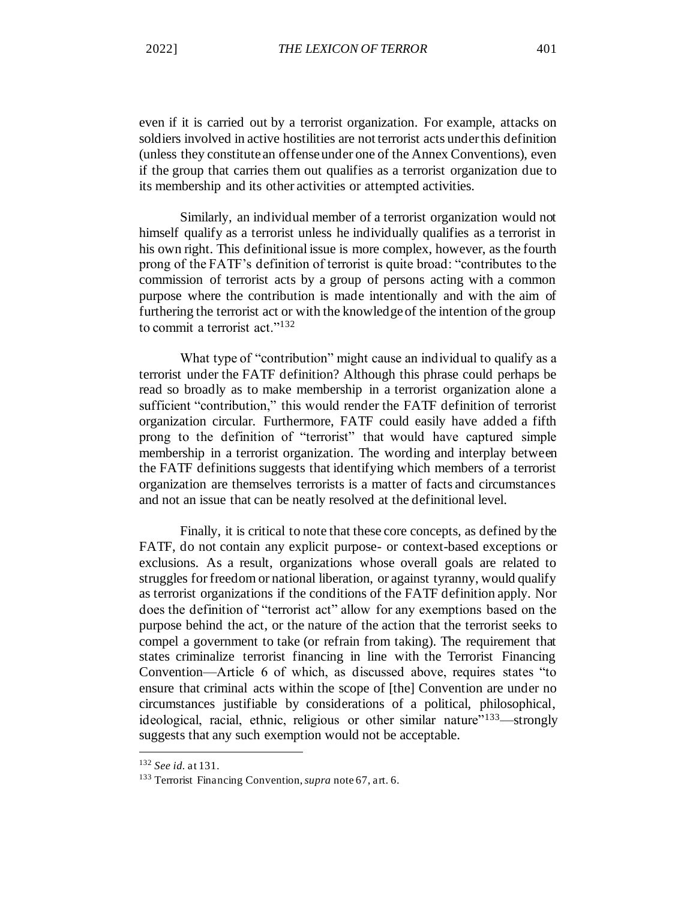even if it is carried out by a terrorist organization. For example, attacks on soldiers involved in active hostilities are not terrorist acts under this definition (unless they constitute an offense under one of the Annex Conventions), even if the group that carries them out qualifies as a terrorist organization due to its membership and its other activities or attempted activities.

Similarly, an individual member of a terrorist organization would not himself qualify as a terrorist unless he individually qualifies as a terrorist in his own right. This definitional issue is more complex, however, as the fourth prong of the FATF's definition of terrorist is quite broad: "contributes to the commission of terrorist acts by a group of persons acting with a common purpose where the contribution is made intentionally and with the aim of furthering the terrorist act or with the knowledge of the intention of the group to commit a terrorist act."[132]

What type of "contribution" might cause an individual to qualify as a terrorist under the FATF definition? Although this phrase could perhaps be read so broadly as to make membership in a terrorist organization alone a sufficient "contribution," this would render the FATF definition of terrorist organization circular. Furthermore, FATF could easily have added a fifth prong to the definition of "terrorist" that would have captured simple membership in a terrorist organization. The wording and interplay between the FATF definitions suggests that identifying which members of a terrorist organization are themselves terrorists is a matter of facts and circumstances and not an issue that can be neatly resolved at the definitional level.

Finally, it is critical to note that these core concepts, as defined by the FATF, do not contain any explicit purpose- or context-based exceptions or exclusions. As a result, organizations whose overall goals are related to struggles for freedom or national liberation, or against tyranny, would qualify as terrorist organizations if the conditions of the FATF definition apply. Nor does the definition of "terrorist act" allow for any exemptions based on the purpose behind the act, or the nature of the action that the terrorist seeks to compel a government to take (or refrain from taking). The requirement that states criminalize terrorist financing in line with the Terrorist Financing Convention—Article 6 of which, as discussed above, requires states "to ensure that criminal acts within the scope of [the] Convention are under no circumstances justifiable by considerations of a political, philosophical, ideological, racial, ethnic, religious or other similar nature"[133]—strongly suggests that any such exemption would not be acceptable.

---

[132] *See id.* at 131.

[133] Terrorist Financing Convention, *supra* note 67, art. 6.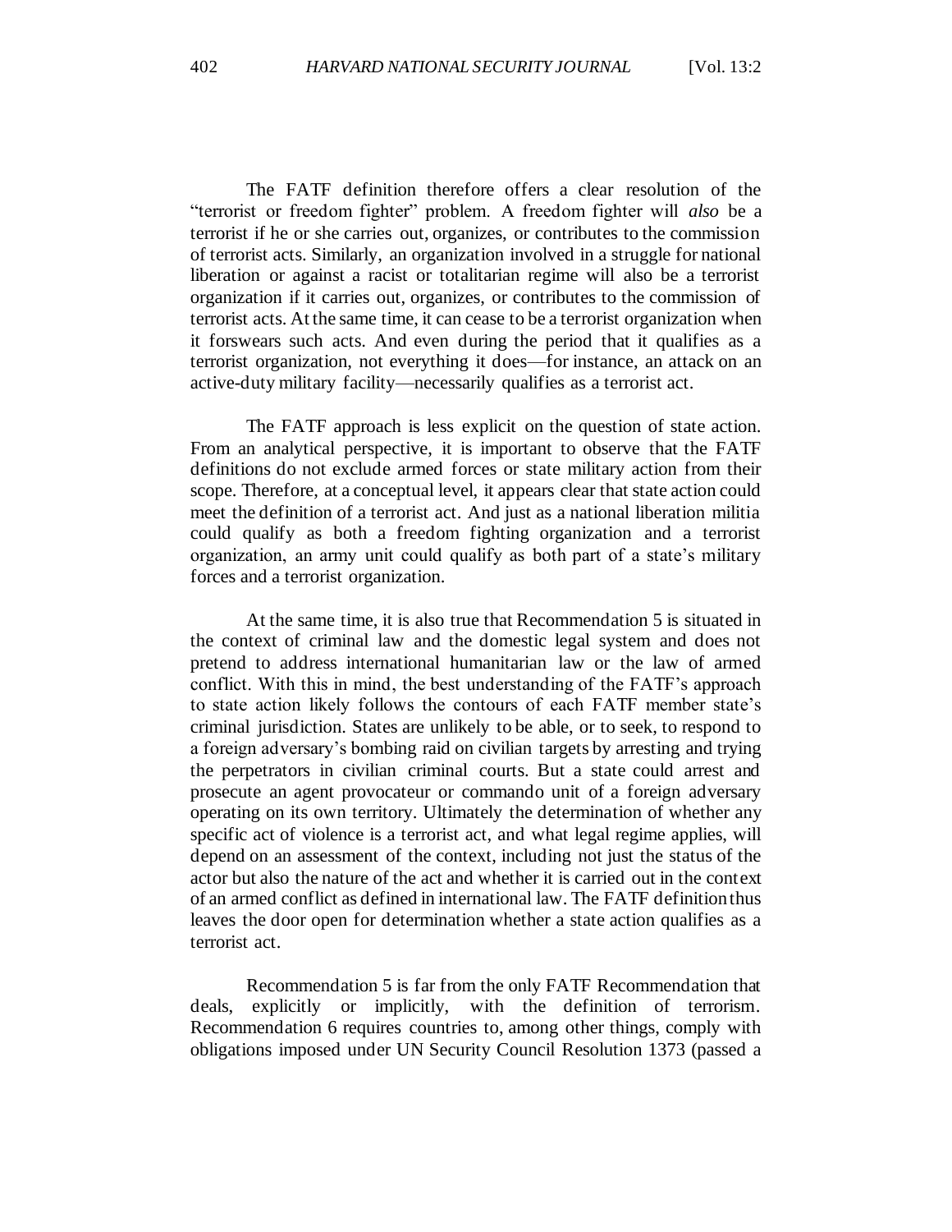The FATF definition therefore offers a clear resolution of the "terrorist or freedom fighter" problem. A freedom fighter will *also* be a terrorist if he or she carries out, organizes, or contributes to the commission of terrorist acts. Similarly, an organization involved in a struggle for national liberation or against a racist or totalitarian regime will also be a terrorist organization if it carries out, organizes, or contributes to the commission of terrorist acts. At the same time, it can cease to be a terrorist organization when it forswears such acts. And even during the period that it qualifies as a terrorist organization, not everything it does—for instance, an attack on an active-duty military facility—necessarily qualifies as a terrorist act.

The FATF approach is less explicit on the question of state action. From an analytical perspective, it is important to observe that the FATF definitions do not exclude armed forces or state military action from their scope. Therefore, at a conceptual level, it appears clear that state action could meet the definition of a terrorist act. And just as a national liberation militia could qualify as both a freedom fighting organization and a terrorist organization, an army unit could qualify as both part of a state's military forces and a terrorist organization.

At the same time, it is also true that Recommendation 5 is situated in the context of criminal law and the domestic legal system and does not pretend to address international humanitarian law or the law of armed conflict. With this in mind, the best understanding of the FATF's approach to state action likely follows the contours of each FATF member state's criminal jurisdiction. States are unlikely to be able, or to seek, to respond to a foreign adversary's bombing raid on civilian targets by arresting and trying the perpetrators in civilian criminal courts. But a state could arrest and prosecute an agent provocateur or commando unit of a foreign adversary operating on its own territory. Ultimately the determination of whether any specific act of violence is a terrorist act, and what legal regime applies, will depend on an assessment of the context, including not just the status of the actor but also the nature of the act and whether it is carried out in the context of an armed conflict as defined in international law. The FATF definition thus leaves the door open for determination whether a state action qualifies as a terrorist act.

Recommendation 5 is far from the only FATF Recommendation that deals, explicitly or implicitly, with the definition of terrorism. Recommendation 6 requires countries to, among other things, comply with obligations imposed under UN Security Council Resolution 1373 (passed a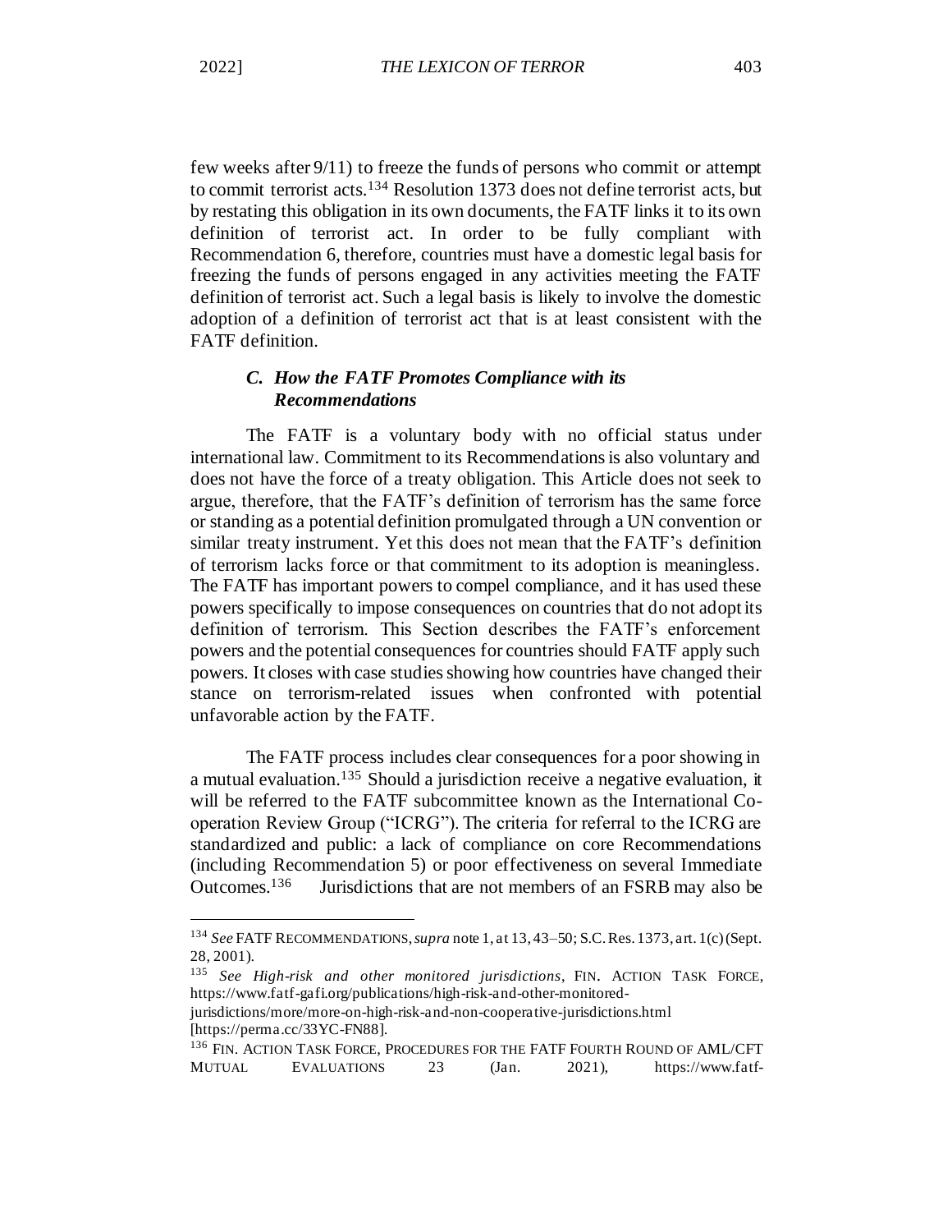few weeks after 9/11) to freeze the funds of persons who commit or attempt to commit terrorist acts.[134] Resolution 1373 does not define terrorist acts, but by restating this obligation in its own documents, the FATF links it to its own definition of terrorist act. In order to be fully compliant with Recommendation 6, therefore, countries must have a domestic legal basis for freezing the funds of persons engaged in any activities meeting the FATF definition of terrorist act. Such a legal basis is likely to involve the domestic adoption of a definition of terrorist act that is at least consistent with the FATF definition.

### *C. How the FATF Promotes Compliance with its Recommendations*

The FATF is a voluntary body with no official status under international law. Commitment to its Recommendations is also voluntary and does not have the force of a treaty obligation. This Article does not seek to argue, therefore, that the FATF's definition of terrorism has the same force or standing as a potential definition promulgated through a UN convention or similar treaty instrument. Yet this does not mean that the FATF's definition of terrorism lacks force or that commitment to its adoption is meaningless. The FATF has important powers to compel compliance, and it has used these powers specifically to impose consequences on countries that do not adopt its definition of terrorism. This Section describes the FATF's enforcement powers and the potential consequences for countries should FATF apply such powers. It closes with case studies showing how countries have changed their stance on terrorism-related issues when confronted with potential unfavorable action by the FATF.

The FATF process includes clear consequences for a poor showing in a mutual evaluation.[135] Should a jurisdiction receive a negative evaluation, it will be referred to the FATF subcommittee known as the International Co-operation Review Group ("ICRG"). The criteria for referral to the ICRG are standardized and public: a lack of compliance on core Recommendations (including Recommendation 5) or poor effectiveness on several Immediate Outcomes.[136] Jurisdictions that are not members of an FSRB may also be

---

[134] *See* FATF RECOMMENDATIONS, *supra* note 1, at 13, 43–50; S.C. Res. 1373, art. 1(c) (Sept. 28, 2001).

[135] *See High-risk and other monitored jurisdictions*, FIN. ACTION TASK FORCE, https://www.fatf-gafi.org/publications/high-risk-and-other-monitored-jurisdictions/more/more-on-high-risk-and-non-cooperative-jurisdictions.html [https://perma.cc/33YC-FN88].

[136] FIN. ACTION TASK FORCE, PROCEDURES FOR THE FATF FOURTH ROUND OF AML/CFT MUTUAL EVALUATIONS 23 (Jan. 2021), https://www.fatf-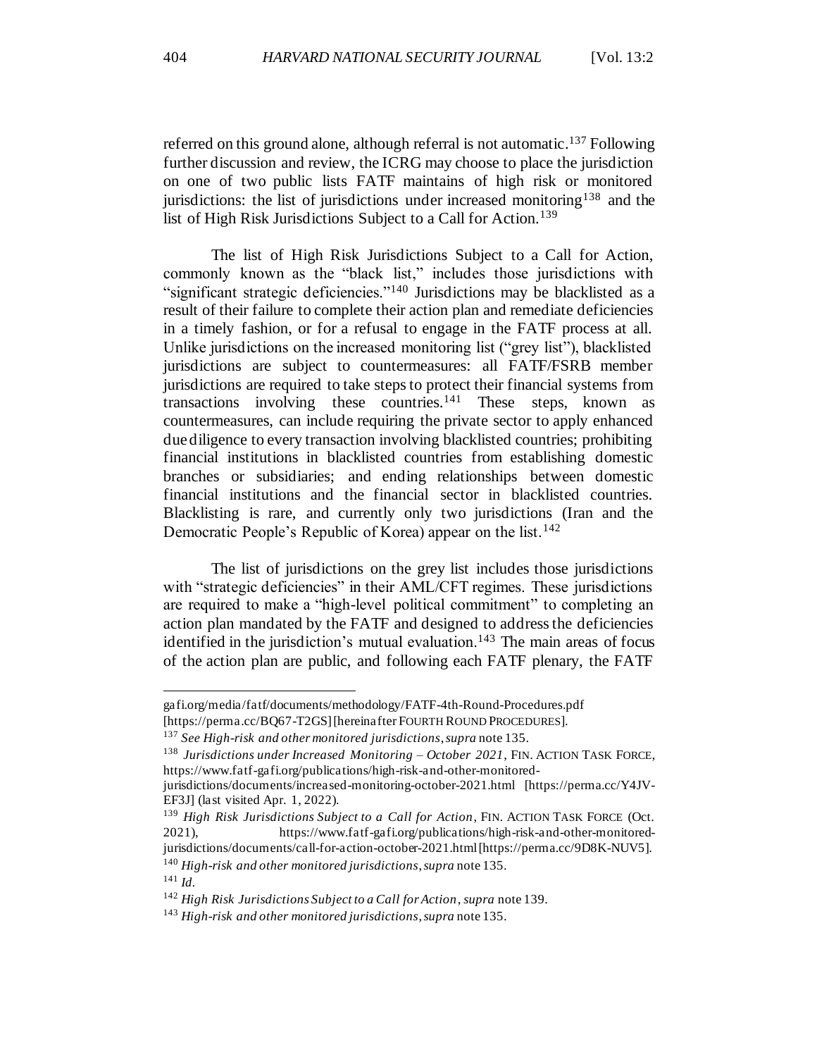referred on this ground alone, although referral is not automatic.[137] Following further discussion and review, the ICRG may choose to place the jurisdiction on one of two public lists FATF maintains of high risk or monitored jurisdictions: the list of jurisdictions under increased monitoring[138] and the list of High Risk Jurisdictions Subject to a Call for Action.[139]

The list of High Risk Jurisdictions Subject to a Call for Action, commonly known as the "black list," includes those jurisdictions with "significant strategic deficiencies."[140] Jurisdictions may be blacklisted as a result of their failure to complete their action plan and remediate deficiencies in a timely fashion, or for a refusal to engage in the FATF process at all. Unlike jurisdictions on the increased monitoring list ("grey list"), blacklisted jurisdictions are subject to countermeasures: all FATF/FSRB member jurisdictions are required to take steps to protect their financial systems from transactions involving these countries.[141] These steps, known as countermeasures, can include requiring the private sector to apply enhanced due diligence to every transaction involving blacklisted countries; prohibiting financial institutions in blacklisted countries from establishing domestic branches or subsidiaries; and ending relationships between domestic financial institutions and the financial sector in blacklisted countries. Blacklisting is rare, and currently only two jurisdictions (Iran and the Democratic People's Republic of Korea) appear on the list.[142]

The list of jurisdictions on the grey list includes those jurisdictions with "strategic deficiencies" in their AML/CFT regimes. These jurisdictions are required to make a "high-level political commitment" to completing an action plan mandated by the FATF and designed to address the deficiencies identified in the jurisdiction's mutual evaluation.[143] The main areas of focus of the action plan are public, and following each FATF plenary, the FATF

---

gafi.org/media/fatf/documents/methodology/FATF-4th-Round-Procedures.pdf [https://perma.cc/BQ67-T2GS] [hereinafter FOURTH ROUND PROCEDURES].

[137] *See High-risk and other monitored jurisdictions*, *supra* note 135.

[138] *Jurisdictions under Increased Monitoring – October 2021*, FIN. ACTION TASK FORCE, https://www.fatf-gafi.org/publications/high-risk-and-other-monitored-jurisdictions/documents/increased-monitoring-october-2021.html [https://perma.cc/Y4JV-EF3J] (last visited Apr. 1, 2022).

[139] *High Risk Jurisdictions Subject to a Call for Action*, FIN. ACTION TASK FORCE (Oct. 2021), https://www.fatf-gafi.org/publications/high-risk-and-other-monitored-jurisdictions/documents/call-for-action-october-2021.html [https://perma.cc/9D8K-NUV5].

[140] *High-risk and other monitored jurisdictions*, *supra* note 135.

[141] *Id.*

[142] *High Risk Jurisdictions Subject to a Call for Action*, *supra* note 139.

[143] *High-risk and other monitored jurisdictions*, *supra* note 135.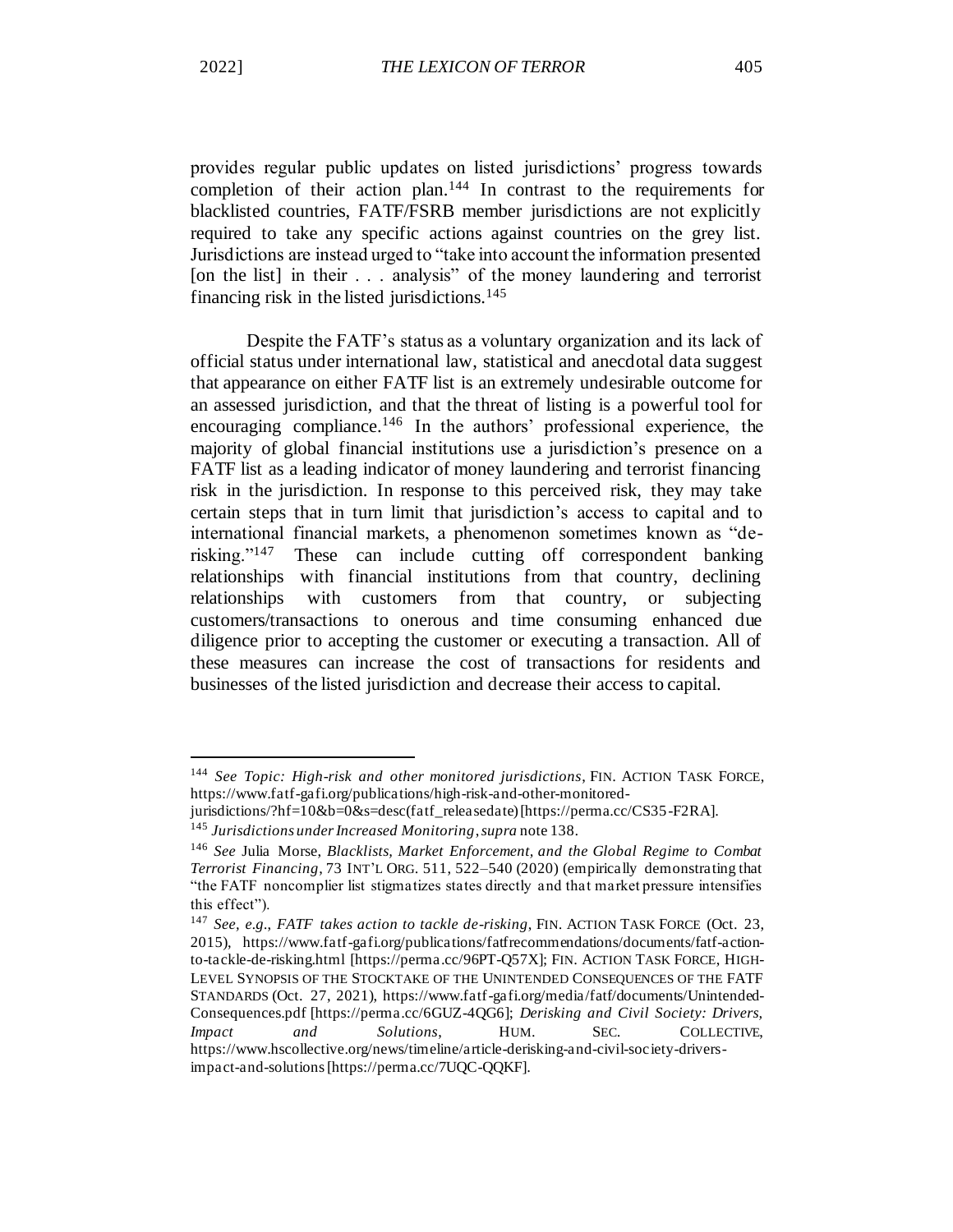provides regular public updates on listed jurisdictions' progress towards completion of their action plan.[144] In contrast to the requirements for blacklisted countries, FATF/FSRB member jurisdictions are not explicitly required to take any specific actions against countries on the grey list. Jurisdictions are instead urged to "take into account the information presented [on the list] in their . . . analysis" of the money laundering and terrorist financing risk in the listed jurisdictions.[145]

Despite the FATF's status as a voluntary organization and its lack of official status under international law, statistical and anecdotal data suggest that appearance on either FATF list is an extremely undesirable outcome for an assessed jurisdiction, and that the threat of listing is a powerful tool for encouraging compliance.[146] In the authors' professional experience, the majority of global financial institutions use a jurisdiction's presence on a FATF list as a leading indicator of money laundering and terrorist financing risk in the jurisdiction. In response to this perceived risk, they may take certain steps that in turn limit that jurisdiction's access to capital and to international financial markets, a phenomenon sometimes known as "de-risking."[147] These can include cutting off correspondent banking relationships with financial institutions from that country, declining relationships with customers from that country, or subjecting customers/transactions to onerous and time consuming enhanced due diligence prior to accepting the customer or executing a transaction. All of these measures can increase the cost of transactions for residents and businesses of the listed jurisdiction and decrease their access to capital.

---

[144] *See Topic: High-risk and other monitored jurisdictions*, FIN. ACTION TASK FORCE, https://www.fatf-gafi.org/publications/high-risk-and-other-monitored-jurisdictions/?hf=10&b=0&s=desc(fatf_releasedate) [https://perma.cc/CS35-F2RA].

[145] *Jurisdictions under Increased Monitoring*, *supra* note 138.

[146] *See* Julia Morse, *Blacklists, Market Enforcement, and the Global Regime to Combat Terrorist Financing*, 73 INT'L ORG. 511, 522–540 (2020) (empirically demonstrating that "the FATF noncomplier list stigmatizes states directly and that market pressure intensifies this effect").

[147] *See, e.g.*, *FATF takes action to tackle de-risking*, FIN. ACTION TASK FORCE (Oct. 23, 2015), https://www.fatf-gafi.org/publications/fatfrecommendations/documents/fatf-action-to-tackle-de-risking.html [https://perma.cc/96PT-Q57X]; FIN. ACTION TASK FORCE, HIGH-LEVEL SYNOPSIS OF THE STOCKTAKE OF THE UNINTENDED CONSEQUENCES OF THE FATF STANDARDS (Oct. 27, 2021), https://www.fatf-gafi.org/media/fatf/documents/Unintended-Consequences.pdf [https://perma.cc/6GUZ-4QG6]; *Derisking and Civil Society: Drivers, Impact and Solutions*, HUM. SEC. COLLECTIVE, https://www.hscollective.org/news/timeline/article-derisking-and-civil-society-drivers-impact-and-solutions [https://perma.cc/7UQC-QQKF].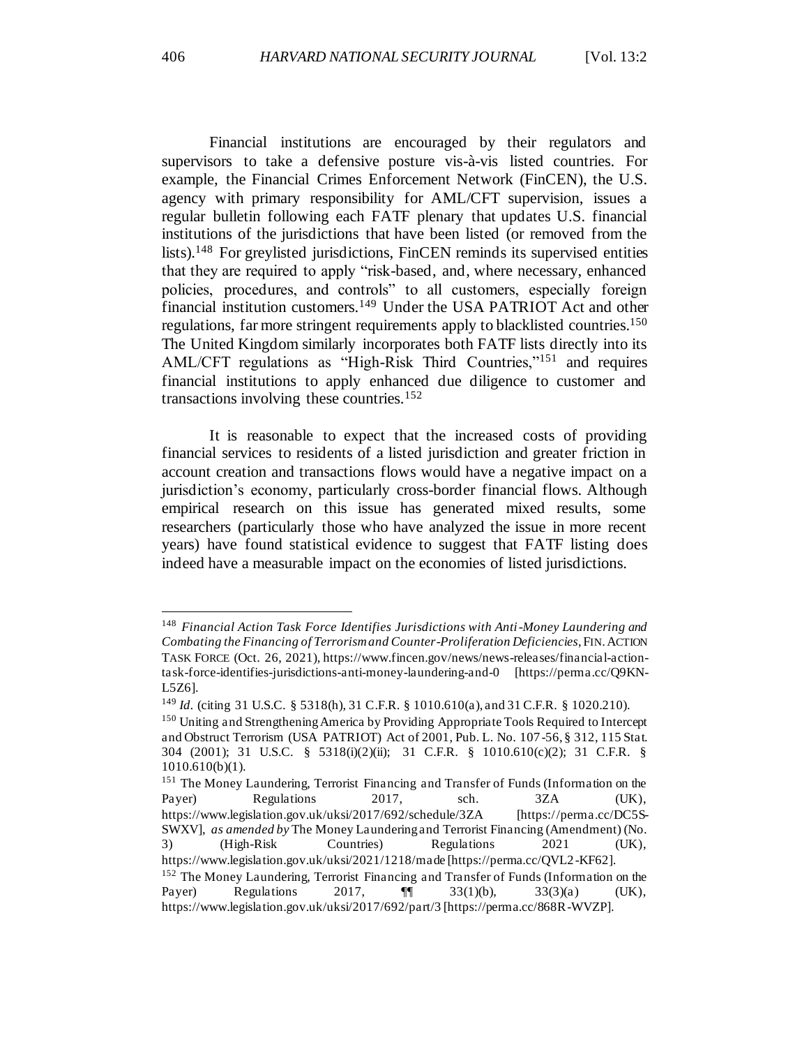Financial institutions are encouraged by their regulators and supervisors to take a defensive posture vis-à-vis listed countries. For example, the Financial Crimes Enforcement Network (FinCEN), the U.S. agency with primary responsibility for AML/CFT supervision, issues a regular bulletin following each FATF plenary that updates U.S. financial institutions of the jurisdictions that have been listed (or removed from the lists).[148] For greylisted jurisdictions, FinCEN reminds its supervised entities that they are required to apply "risk-based, and, where necessary, enhanced policies, procedures, and controls" to all customers, especially foreign financial institution customers.[149] Under the USA PATRIOT Act and other regulations, far more stringent requirements apply to blacklisted countries.[150] The United Kingdom similarly incorporates both FATF lists directly into its AML/CFT regulations as "High-Risk Third Countries,"[151] and requires financial institutions to apply enhanced due diligence to customer and transactions involving these countries.[152]

It is reasonable to expect that the increased costs of providing financial services to residents of a listed jurisdiction and greater friction in account creation and transactions flows would have a negative impact on a jurisdiction's economy, particularly cross-border financial flows. Although empirical research on this issue has generated mixed results, some researchers (particularly those who have analyzed the issue in more recent years) have found statistical evidence to suggest that FATF listing does indeed have a measurable impact on the economies of listed jurisdictions.

---

[148] *Financial Action Task Force Identifies Jurisdictions with Anti-Money Laundering and Combating the Financing of Terrorism and Counter-Proliferation Deficiencies*, FIN. ACTION TASK FORCE (Oct. 26, 2021), https://www.fincen.gov/news/news-releases/financial-action-task-force-identifies-jurisdictions-anti-money-laundering-and-0 [https://perma.cc/Q9KN-L5Z6].

[149] *Id.* (citing 31 U.S.C. § 5318(h), 31 C.F.R. § 1010.610(a), and 31 C.F.R. § 1020.210).

[150] Uniting and Strengthening America by Providing Appropriate Tools Required to Intercept and Obstruct Terrorism (USA PATRIOT) Act of 2001, Pub. L. No. 107-56, § 312, 115 Stat. 304 (2001); 31 U.S.C. § 5318(i)(2)(ii); 31 C.F.R. § 1010.610(c)(2); 31 C.F.R. § 1010.610(b)(1).

[151] The Money Laundering, Terrorist Financing and Transfer of Funds (Information on the Payer) Regulations 2017, sch. 3ZA (UK), https://www.legislation.gov.uk/uksi/2017/692/schedule/3ZA [https://perma.cc/DC5S-SWXV], *as amended by* The Money Laundering and Terrorist Financing (Amendment) (No. 3) (High-Risk Countries) Regulations 2021 (UK), https://www.legislation.gov.uk/uksi/2021/1218/made [https://perma.cc/QVL2-KF62].

[152] The Money Laundering, Terrorist Financing and Transfer of Funds (Information on the Payer) Regulations 2017, ¶¶ 33(1)(b), 33(3)(a) (UK), https://www.legislation.gov.uk/uksi/2017/692/part/3 [https://perma.cc/868R-WVZP].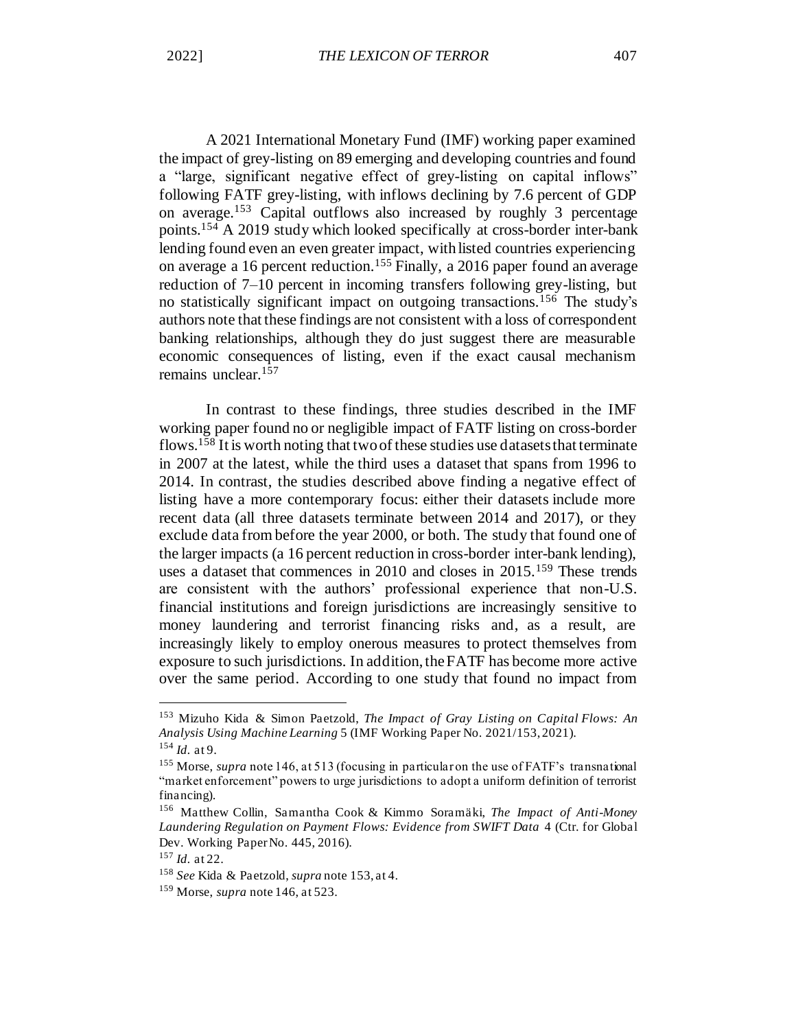A 2021 International Monetary Fund (IMF) working paper examined the impact of grey-listing on 89 emerging and developing countries and found a "large, significant negative effect of grey-listing on capital inflows" following FATF grey-listing, with inflows declining by 7.6 percent of GDP on average.[153] Capital outflows also increased by roughly 3 percentage points.[154] A 2019 study which looked specifically at cross-border inter-bank lending found even an even greater impact, with listed countries experiencing on average a 16 percent reduction.[155] Finally, a 2016 paper found an average reduction of 7–10 percent in incoming transfers following grey-listing, but no statistically significant impact on outgoing transactions.[156] The study's authors note that these findings are not consistent with a loss of correspondent banking relationships, although they do just suggest there are measurable economic consequences of listing, even if the exact causal mechanism remains unclear.[157]

In contrast to these findings, three studies described in the IMF working paper found no or negligible impact of FATF listing on cross-border flows.[158] It is worth noting that two of these studies use datasets that terminate in 2007 at the latest, while the third uses a dataset that spans from 1996 to 2014. In contrast, the studies described above finding a negative effect of listing have a more contemporary focus: either their datasets include more recent data (all three datasets terminate between 2014 and 2017), or they exclude data from before the year 2000, or both. The study that found one of the larger impacts (a 16 percent reduction in cross-border inter-bank lending), uses a dataset that commences in 2010 and closes in 2015.[159] These trends are consistent with the authors' professional experience that non-U.S. financial institutions and foreign jurisdictions are increasingly sensitive to money laundering and terrorist financing risks and, as a result, are increasingly likely to employ onerous measures to protect themselves from exposure to such jurisdictions. In addition, the FATF has become more active over the same period. According to one study that found no impact from

---

[153] Mizuho Kida & Simon Paetzold, *The Impact of Gray Listing on Capital Flows: An Analysis Using Machine Learning* 5 (IMF Working Paper No. 2021/153, 2021).

[154] *Id.* at 9.

[155] Morse, *supra* note 146, at 513 (focusing in particular on the use of FATF's transnational "market enforcement" powers to urge jurisdictions to adopt a uniform definition of terrorist financing).

[156] Matthew Collin, Samantha Cook & Kimmo Soramäki, *The Impact of Anti-Money Laundering Regulation on Payment Flows: Evidence from SWIFT Data* 4 (Ctr. for Global Dev. Working Paper No. 445, 2016).

[157] *Id.* at 22.

[158] *See* Kida & Paetzold, *supra* note 153, at 4.

[159] Morse, *supra* note 146, at 523.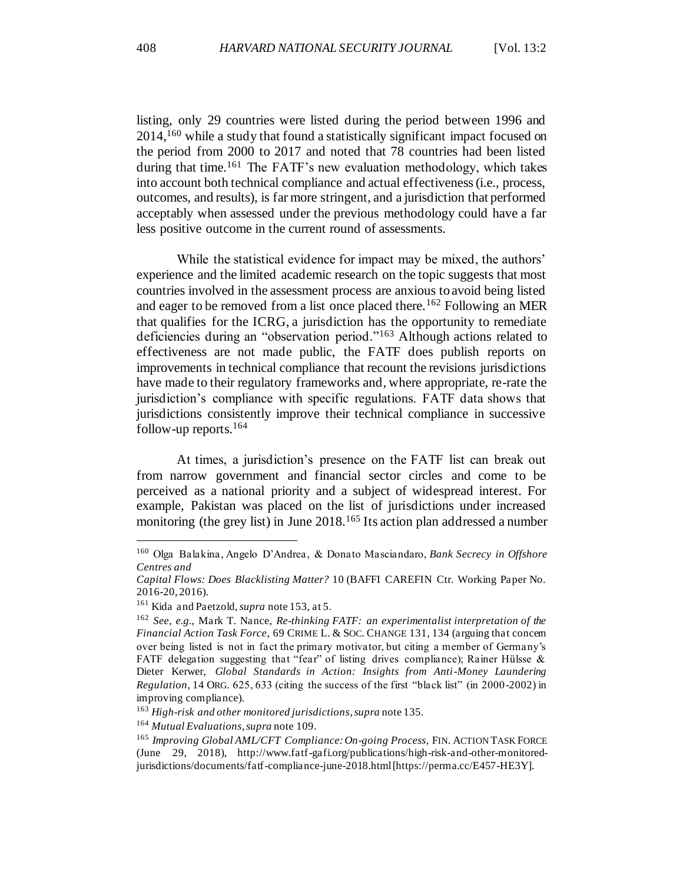listing, only 29 countries were listed during the period between 1996 and 2014,[160] while a study that found a statistically significant impact focused on the period from 2000 to 2017 and noted that 78 countries had been listed during that time.[161] The FATF's new evaluation methodology, which takes into account both technical compliance and actual effectiveness (i.e., process, outcomes, and results), is far more stringent, and a jurisdiction that performed acceptably when assessed under the previous methodology could have a far less positive outcome in the current round of assessments.

While the statistical evidence for impact may be mixed, the authors' experience and the limited academic research on the topic suggests that most countries involved in the assessment process are anxious to avoid being listed and eager to be removed from a list once placed there.[162] Following an MER that qualifies for the ICRG, a jurisdiction has the opportunity to remediate deficiencies during an "observation period."[163] Although actions related to effectiveness are not made public, the FATF does publish reports on improvements in technical compliance that recount the revisions jurisdictions have made to their regulatory frameworks and, where appropriate, re-rate the jurisdiction's compliance with specific regulations. FATF data shows that jurisdictions consistently improve their technical compliance in successive follow-up reports.[164]

At times, a jurisdiction's presence on the FATF list can break out from narrow government and financial sector circles and come to be perceived as a national priority and a subject of widespread interest. For example, Pakistan was placed on the list of jurisdictions under increased monitoring (the grey list) in June 2018.[165] Its action plan addressed a number

---

[160] Olga Balakina, Angelo D'Andrea, & Donato Masciandaro, *Bank Secrecy in Offshore Centres and Capital Flows: Does Blacklisting Matter?* 10 (BAFFI CAREFIN Ctr. Working Paper No. 2016-20, 2016).

[161] Kida and Paetzold, *supra* note 153, at 5.

[162] *See, e.g.*, Mark T. Nance, *Re-thinking FATF: an experimentalist interpretation of the Financial Action Task Force*, 69 CRIME L. & SOC. CHANGE 131, 134 (arguing that concern over being listed is not in fact the primary motivator, but citing a member of Germany's FATF delegation suggesting that "fear" of listing drives compliance); Rainer Hülsse & Dieter Kerwer, *Global Standards in Action: Insights from Anti-Money Laundering Regulation*, 14 ORG. 625, 633 (citing the success of the first "black list" (in 2000-2002) in improving compliance).

[163] *High-risk and other monitored jurisdictions*, *supra* note 135.

[164] *Mutual Evaluations*, *supra* note 109.

[165] *Improving Global AML/CFT Compliance: On-going Process*, FIN. ACTION TASK FORCE (June 29, 2018), http://www.fatf-gafi.org/publications/high-risk-and-other-monitored-jurisdictions/documents/fatf-compliance-june-2018.html [https://perma.cc/E457-HE3Y].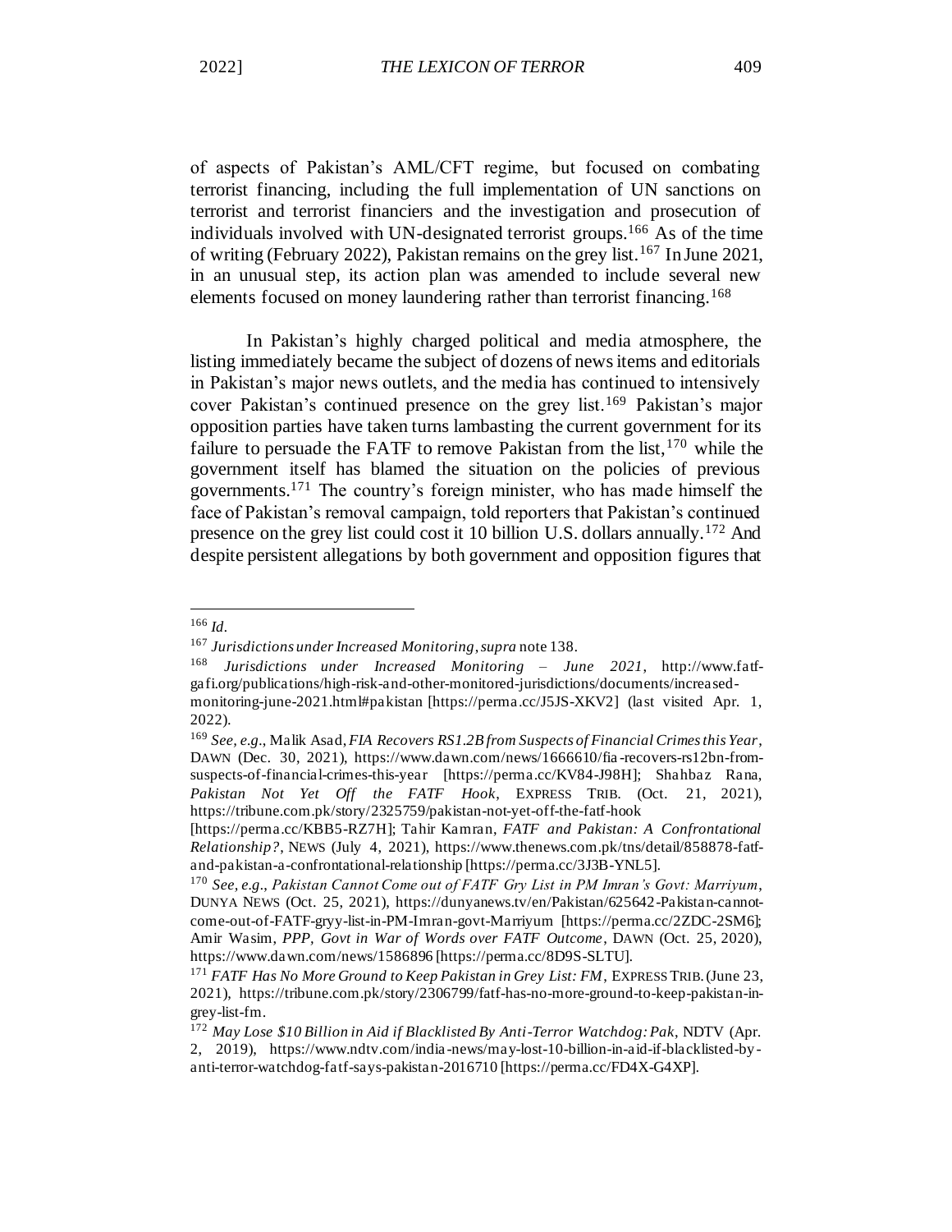of aspects of Pakistan's AML/CFT regime, but focused on combating terrorist financing, including the full implementation of UN sanctions on terrorist and terrorist financiers and the investigation and prosecution of individuals involved with UN-designated terrorist groups.[166] As of the time of writing (February 2022), Pakistan remains on the grey list.[167] In June 2021, in an unusual step, its action plan was amended to include several new elements focused on money laundering rather than terrorist financing.[168]

In Pakistan's highly charged political and media atmosphere, the listing immediately became the subject of dozens of news items and editorials in Pakistan's major news outlets, and the media has continued to intensively cover Pakistan's continued presence on the grey list.[169] Pakistan's major opposition parties have taken turns lambasting the current government for its failure to persuade the FATF to remove Pakistan from the list,[170] while the government itself has blamed the situation on the policies of previous governments.[171] The country's foreign minister, who has made himself the face of Pakistan's removal campaign, told reporters that Pakistan's continued presence on the grey list could cost it 10 billion U.S. dollars annually.[172] And despite persistent allegations by both government and opposition figures that

---

[166] *Id.*

[167] *Jurisdictions under Increased Monitoring*, *supra* note 138.

[168] *Jurisdictions under Increased Monitoring – June 2021*, http://www.fatf-gafi.org/publications/high-risk-and-other-monitored-jurisdictions/documents/increased-monitoring-june-2021.html#pakistan [https://perma.cc/J5JS-XKV2] (last visited Apr. 1, 2022).

[169] *See, e.g.*, Malik Asad, *FIA Recovers RS1.2B from Suspects of Financial Crimes this Year*, DAWN (Dec. 30, 2021), https://www.dawn.com/news/1666610/fia-recovers-rs12bn-from-suspects-of-financial-crimes-this-year [https://perma.cc/KV84-J98H]; Shahbaz Rana, *Pakistan Not Yet Off the FATF Hook*, EXPRESS TRIB. (Oct. 21, 2021), https://tribune.com.pk/story/2325759/pakistan-not-yet-off-the-fatf-hook [https://perma.cc/KBB5-RZ7H]; Tahir Kamran, *FATF and Pakistan: A Confrontational Relationship?*, NEWS (July 4, 2021), https://www.thenews.com.pk/tns/detail/858878-fatf-and-pakistan-a-confrontational-relationship [https://perma.cc/3J3B-YNL5].

[170] *See, e.g.*, *Pakistan Cannot Come out of FATF Gry List in PM Imran's Govt: Marriyum*, DUNYA NEWS (Oct. 25, 2021), https://dunyanews.tv/en/Pakistan/625642-Pakistan-cannot-come-out-of-FATF-gryy-list-in-PM-Imran-govt-Marriyum [https://perma.cc/2ZDC-2SM6]; Amir Wasim, *PPP, Govt in War of Words over FATF Outcome*, DAWN (Oct. 25, 2020), https://www.dawn.com/news/1586896 [https://perma.cc/8D9S-SLTU].

[171] *FATF Has No More Ground to Keep Pakistan in Grey List: FM*, EXPRESS TRIB. (June 23, 2021), https://tribune.com.pk/story/2306799/fatf-has-no-more-ground-to-keep-pakistan-in-grey-list-fm.

[172] *May Lose $10 Billion in Aid if Blacklisted By Anti-Terror Watchdog: Pak*, NDTV (Apr. 2, 2019), https://www.ndtv.com/india-news/may-lost-10-billion-in-aid-if-blacklisted-by-anti-terror-watchdog-fatf-says-pakistan-2016710 [https://perma.cc/FD4X-G4XP].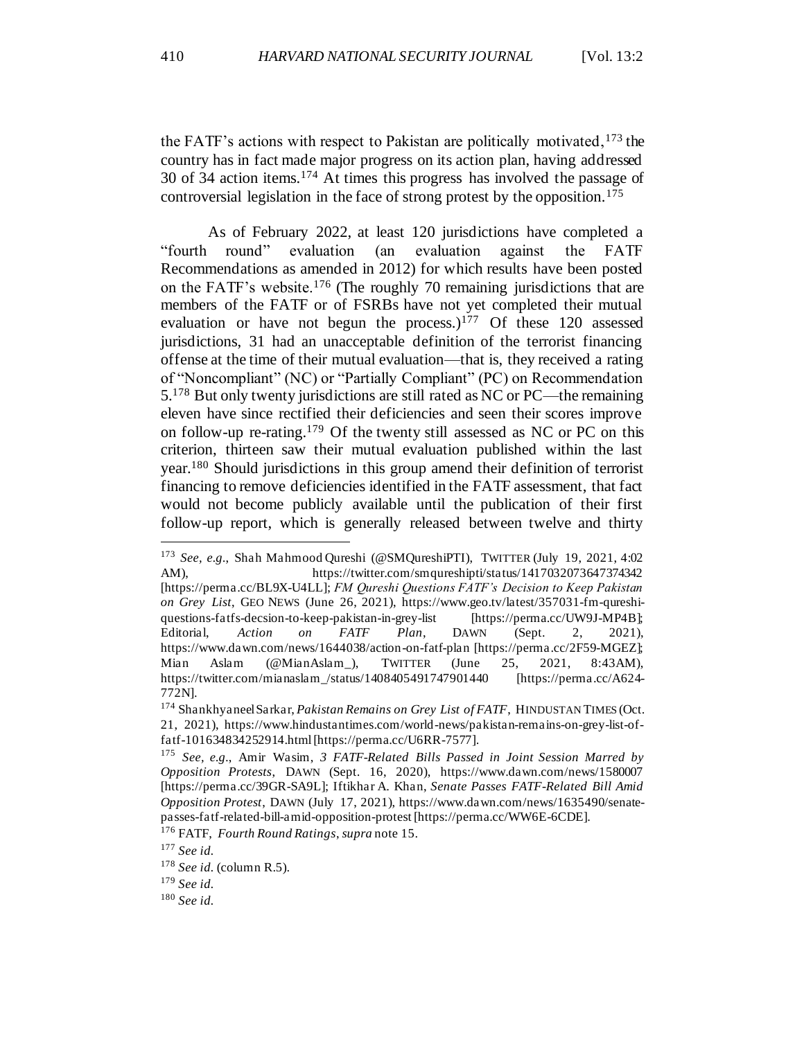the FATF's actions with respect to Pakistan are politically motivated,[173] the country has in fact made major progress on its action plan, having addressed 30 of 34 action items.[174] At times this progress has involved the passage of controversial legislation in the face of strong protest by the opposition.[175]

As of February 2022, at least 120 jurisdictions have completed a "fourth round" evaluation (an evaluation against the FATF Recommendations as amended in 2012) for which results have been posted on the FATF's website.[176] (The roughly 70 remaining jurisdictions that are members of the FATF or of FSRBs have not yet completed their mutual evaluation or have not begun the process.)[177] Of these 120 assessed jurisdictions, 31 had an unacceptable definition of the terrorist financing offense at the time of their mutual evaluation—that is, they received a rating of "Noncompliant" (NC) or "Partially Compliant" (PC) on Recommendation 5.[178] But only twenty jurisdictions are still rated as NC or PC—the remaining eleven have since rectified their deficiencies and seen their scores improve on follow-up re-rating.[179] Of the twenty still assessed as NC or PC on this criterion, thirteen saw their mutual evaluation published within the last year.[180] Should jurisdictions in this group amend their definition of terrorist financing to remove deficiencies identified in the FATF assessment, that fact would not become publicly available until the publication of their first follow-up report, which is generally released between twelve and thirty

---

[173] *See, e.g.*, Shah Mahmood Qureshi (@SMQureshiPTI), TWITTER (July 19, 2021, 4:02 AM), https://twitter.com/smqureshipti/status/1417032073647374342 [https://perma.cc/BL9X-U4LL]; *FM Qureshi Questions FATF's Decision to Keep Pakistan on Grey List*, GEO NEWS (June 26, 2021), https://www.geo.tv/latest/357031-fm-qureshi-questions-fatfs-decsion-to-keep-pakistan-in-grey-list [https://perma.cc/UW9J-MP4B]; Editorial, *Action on FATF Plan*, DAWN (Sept. 2, 2021), https://www.dawn.com/news/1644038/action-on-fatf-plan [https://perma.cc/2F59-MGEZ]; Mian Aslam (@MianAslam_), TWITTER (June 25, 2021, 8:43AM), https://twitter.com/mianaslam_/status/1408405491747901440 [https://perma.cc/A624-772N].

[174] Shankhyaneel Sarkar, *Pakistan Remains on Grey List of FATF*, HINDUSTAN TIMES (Oct. 21, 2021), https://www.hindustantimes.com/world-news/pakistan-remains-on-grey-list-of-fatf-101634834252914.html [https://perma.cc/U6RR-7577].

[175] *See, e.g.*, Amir Wasim, *3 FATF-Related Bills Passed in Joint Session Marred by Opposition Protests*, DAWN (Sept. 16, 2020), https://www.dawn.com/news/1580007 [https://perma.cc/39GR-SA9L]; Iftikhar A. Khan, *Senate Passes FATF-Related Bill Amid Opposition Protest*, DAWN (July 17, 2021), https://www.dawn.com/news/1635490/senate-passes-fatf-related-bill-amid-opposition-protest [https://perma.cc/WW6E-6CDE].

[176] FATF, *Fourth Round Ratings*, *supra* note 15.

[177] *See id.*

[178] *See id.* (column R.5).

[179] *See id.*

[180] *See id.*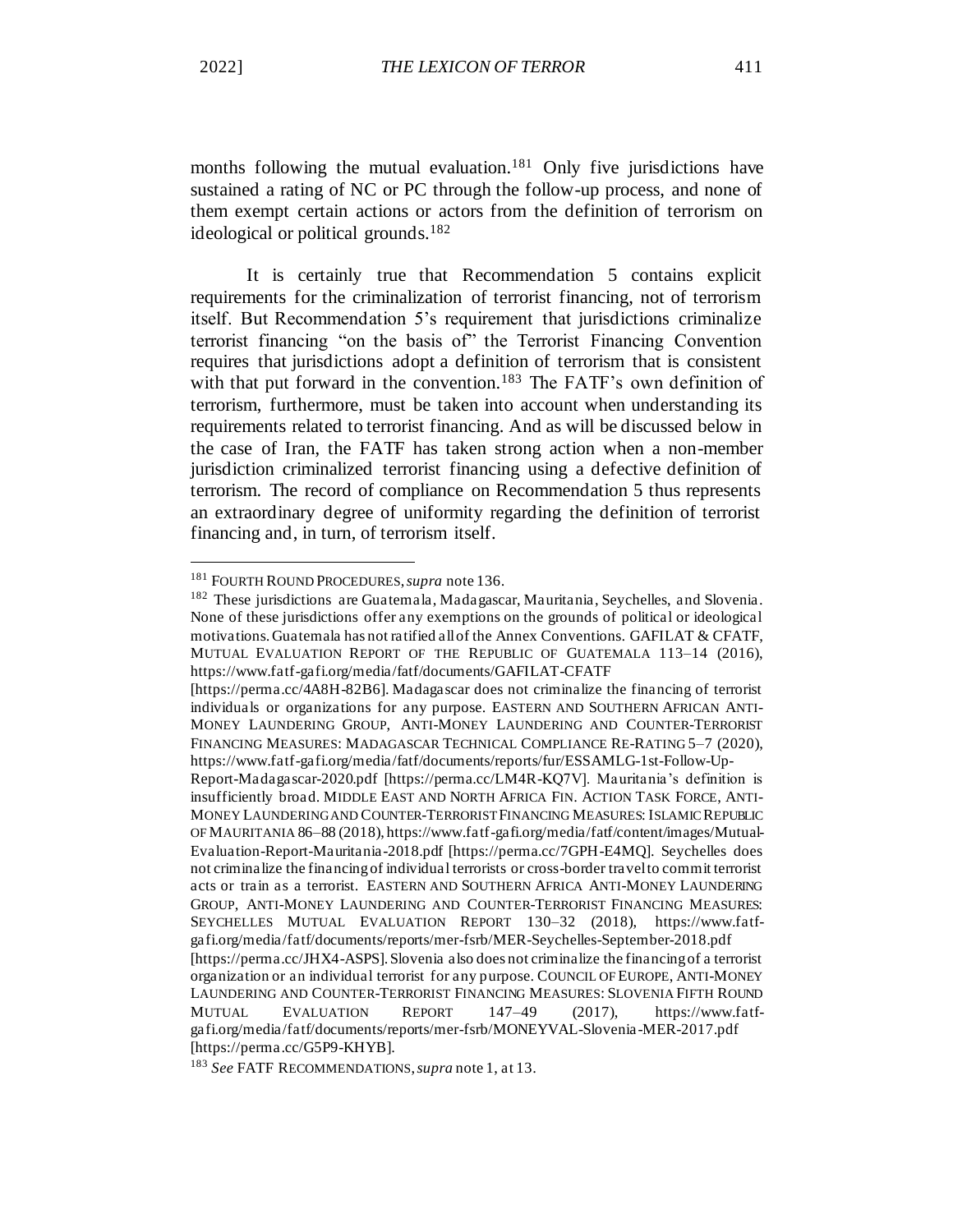months following the mutual evaluation.[181] Only five jurisdictions have sustained a rating of NC or PC through the follow-up process, and none of them exempt certain actions or actors from the definition of terrorism on ideological or political grounds.[182]

It is certainly true that Recommendation 5 contains explicit requirements for the criminalization of terrorist financing, not of terrorism itself. But Recommendation 5's requirement that jurisdictions criminalize terrorist financing "on the basis of" the Terrorist Financing Convention requires that jurisdictions adopt a definition of terrorism that is consistent with that put forward in the convention.[183] The FATF's own definition of terrorism, furthermore, must be taken into account when understanding its requirements related to terrorist financing. And as will be discussed below in the case of Iran, the FATF has taken strong action when a non-member jurisdiction criminalized terrorist financing using a defective definition of terrorism. The record of compliance on Recommendation 5 thus represents an extraordinary degree of uniformity regarding the definition of terrorist financing and, in turn, of terrorism itself.

---

[181] FOURTH ROUND PROCEDURES, *supra* note 136.

[182] These jurisdictions are Guatemala, Madagascar, Mauritania, Seychelles, and Slovenia. None of these jurisdictions offer any exemptions on the grounds of political or ideological motivations. Guatemala has not ratified all of the Annex Conventions. GAFILAT & CFATF, MUTUAL EVALUATION REPORT OF THE REPUBLIC OF GUATEMALA 113–14 (2016), https://www.fatf-gafi.org/media/fatf/documents/GAFILAT-CFATF [https://perma.cc/4A8H-82B6]. Madagascar does not criminalize the financing of terrorist individuals or organizations for any purpose. EASTERN AND SOUTHERN AFRICAN ANTI-MONEY LAUNDERING GROUP, ANTI-MONEY LAUNDERING AND COUNTER-TERRORIST FINANCING MEASURES: MADAGASCAR TECHNICAL COMPLIANCE RE-RATING 5–7 (2020), https://www.fatf-gafi.org/media/fatf/documents/reports/fur/ESSAMLG-1st-Follow-Up-Report-Madagascar-2020.pdf [https://perma.cc/LM4R-KQ7V]. Mauritania's definition is insufficiently broad. MIDDLE EAST AND NORTH AFRICA FIN. ACTION TASK FORCE, ANTI-MONEY LAUNDERING AND COUNTER-TERRORIST FINANCING MEASURES: ISLAMIC REPUBLIC OF MAURITANIA 86–88 (2018), https://www.fatf-gafi.org/media/fatf/content/images/Mutual-Evaluation-Report-Mauritania-2018.pdf [https://perma.cc/7GPH-E4MQ]. Seychelles does not criminalize the financing of individual terrorists or cross-border travel to commit terrorist acts or train as a terrorist. EASTERN AND SOUTHERN AFRICA ANTI-MONEY LAUNDERING GROUP, ANTI-MONEY LAUNDERING AND COUNTER-TERRORIST FINANCING MEASURES: SEYCHELLES MUTUAL EVALUATION REPORT 130–32 (2018), https://www.fatf-gafi.org/media/fatf/documents/reports/mer-fsrb/MER-Seychelles-September-2018.pdf [https://perma.cc/JHX4-ASPS]. Slovenia also does not criminalize the financing of a terrorist organization or an individual terrorist for any purpose. COUNCIL OF EUROPE, ANTI-MONEY LAUNDERING AND COUNTER-TERRORIST FINANCING MEASURES: SLOVENIA FIFTH ROUND MUTUAL EVALUATION REPORT 147–49 (2017), https://www.fatf-gafi.org/media/fatf/documents/reports/mer-fsrb/MONEYVAL-Slovenia-MER-2017.pdf [https://perma.cc/G5P9-KHYB].

[183] *See* FATF RECOMMENDATIONS, *supra* note 1, at 13.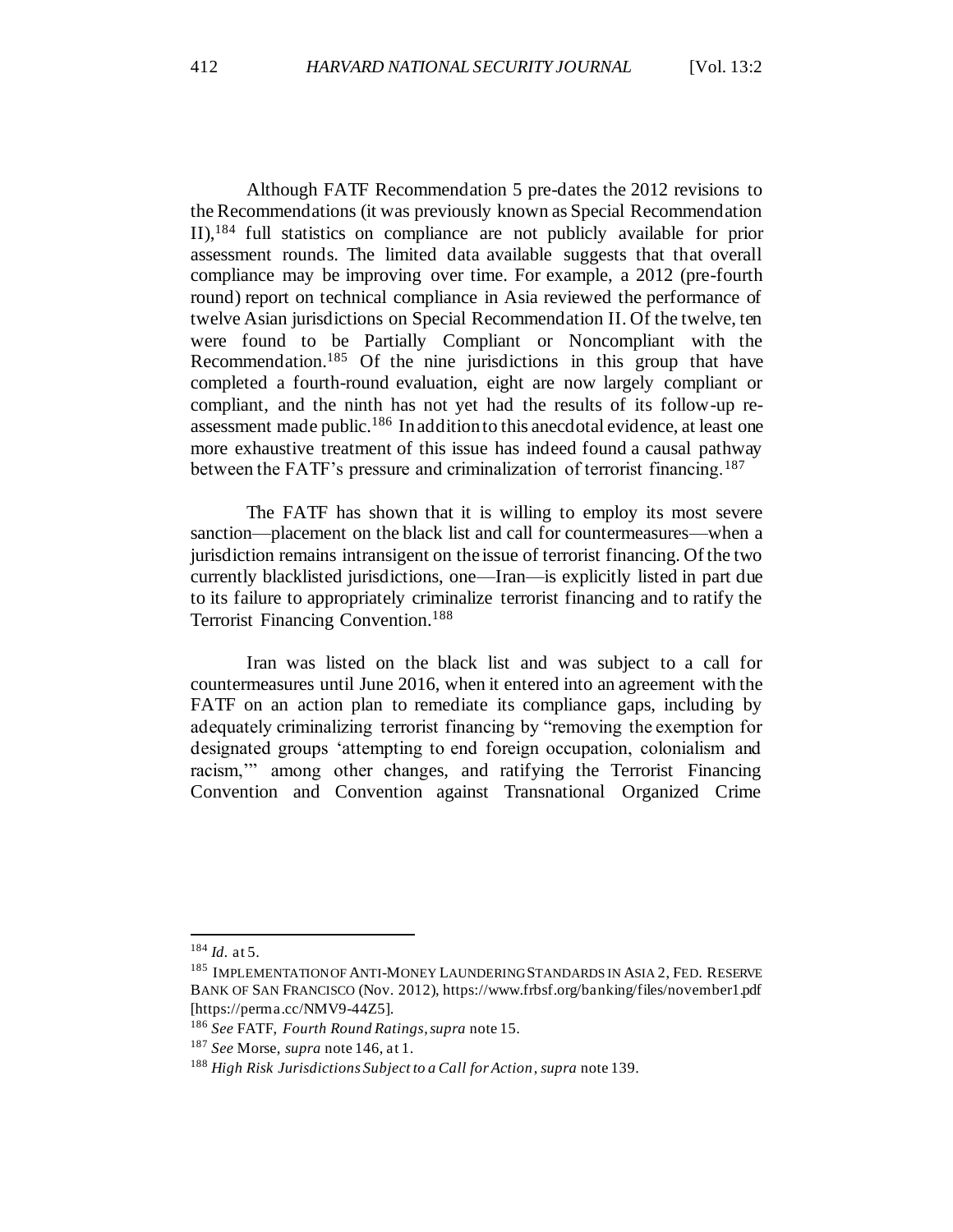Although FATF Recommendation 5 pre-dates the 2012 revisions to the Recommendations (it was previously known as Special Recommendation II),[184] full statistics on compliance are not publicly available for prior assessment rounds. The limited data available suggests that that overall compliance may be improving over time. For example, a 2012 (pre-fourth round) report on technical compliance in Asia reviewed the performance of twelve Asian jurisdictions on Special Recommendation II. Of the twelve, ten were found to be Partially Compliant or Noncompliant with the Recommendation.[185] Of the nine jurisdictions in this group that have completed a fourth-round evaluation, eight are now largely compliant or compliant, and the ninth has not yet had the results of its follow-up re-assessment made public.[186] In addition to this anecdotal evidence, at least one more exhaustive treatment of this issue has indeed found a causal pathway between the FATF's pressure and criminalization of terrorist financing.[187]

The FATF has shown that it is willing to employ its most severe sanction—placement on the black list and call for countermeasures—when a jurisdiction remains intransigent on the issue of terrorist financing. Of the two currently blacklisted jurisdictions, one—Iran—is explicitly listed in part due to its failure to appropriately criminalize terrorist financing and to ratify the Terrorist Financing Convention.[188]

Iran was listed on the black list and was subject to a call for countermeasures until June 2016, when it entered into an agreement with the FATF on an action plan to remediate its compliance gaps, including by adequately criminalizing terrorist financing by "removing the exemption for designated groups 'attempting to end foreign occupation, colonialism and racism,'" among other changes, and ratifying the Terrorist Financing Convention and Convention against Transnational Organized Crime

---

[184] *Id.* at 5.

[185] IMPLEMENTATION OF ANTI-MONEY LAUNDERING STANDARDS IN ASIA 2, FED. RESERVE BANK OF SAN FRANCISCO (Nov. 2012), https://www.frbsf.org/banking/files/november1.pdf [https://perma.cc/NMV9-44Z5].

[186] *See* FATF, *Fourth Round Ratings*, *supra* note 15.

[187] *See* Morse, *supra* note 146, at 1.

[188] *High Risk Jurisdictions Subject to a Call for Action*, *supra* note 139.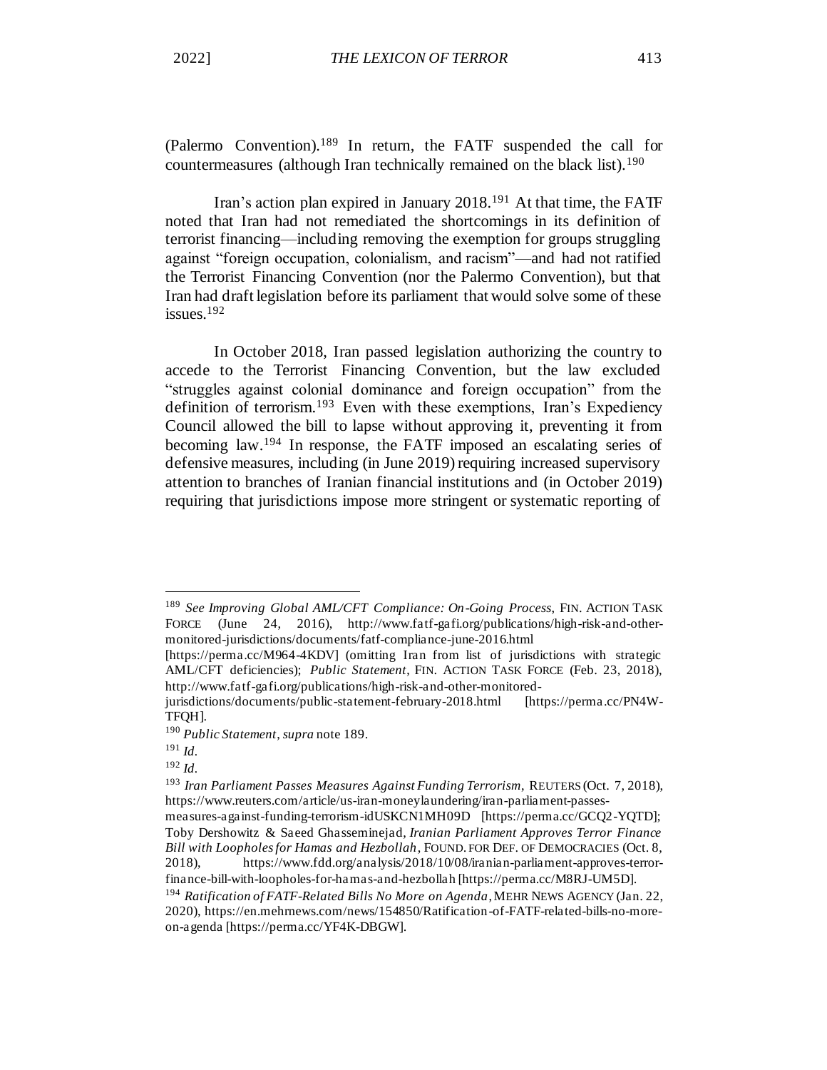(Palermo Convention).[189] In return, the FATF suspended the call for countermeasures (although Iran technically remained on the black list).[190]

Iran's action plan expired in January 2018.[191] At that time, the FATF noted that Iran had not remediated the shortcomings in its definition of terrorist financing—including removing the exemption for groups struggling against "foreign occupation, colonialism, and racism"—and had not ratified the Terrorist Financing Convention (nor the Palermo Convention), but that Iran had draft legislation before its parliament that would solve some of these issues.[192]

In October 2018, Iran passed legislation authorizing the country to accede to the Terrorist Financing Convention, but the law excluded "struggles against colonial dominance and foreign occupation" from the definition of terrorism.[193] Even with these exemptions, Iran's Expediency Council allowed the bill to lapse without approving it, preventing it from becoming law.[194] In response, the FATF imposed an escalating series of defensive measures, including (in June 2019) requiring increased supervisory attention to branches of Iranian financial institutions and (in October 2019) requiring that jurisdictions impose more stringent or systematic reporting of

---

[189] *See Improving Global AML/CFT Compliance: On-Going Process*, FIN. ACTION TASK FORCE (June 24, 2016), http://www.fatf-gafi.org/publications/high-risk-and-other-monitored-jurisdictions/documents/fatf-compliance-june-2016.html [https://perma.cc/M964-4KDV] (omitting Iran from list of jurisdictions with strategic AML/CFT deficiencies); *Public Statement*, FIN. ACTION TASK FORCE (Feb. 23, 2018), http://www.fatf-gafi.org/publications/high-risk-and-other-monitored-jurisdictions/documents/public-statement-february-2018.html [https://perma.cc/PN4W-TFQH].

[190] *Public Statement*, *supra* note 189.

[191] *Id.*

[192] *Id.*

[193] *Iran Parliament Passes Measures Against Funding Terrorism*, REUTERS (Oct. 7, 2018), https://www.reuters.com/article/us-iran-moneylaundering/iran-parliament-passes-measures-against-funding-terrorism-idUSKCN1MH09D [https://perma.cc/GCQ2-YQTD]; Toby Dershowitz & Saeed Ghasseminejad, *Iranian Parliament Approves Terror Finance Bill with Loopholes for Hamas and Hezbollah*, FOUND. FOR DEF. OF DEMOCRACIES (Oct. 8, 2018), https://www.fdd.org/analysis/2018/10/08/iranian-parliament-approves-terror-finance-bill-with-loopholes-for-hamas-and-hezbollah [https://perma.cc/M8RJ-UM5D].

[194] *Ratification of FATF-Related Bills No More on Agenda*, MEHR NEWS AGENCY (Jan. 22, 2020), https://en.mehrnews.com/news/154850/Ratification-of-FATF-related-bills-no-more-on-agenda [https://perma.cc/YF4K-DBGW].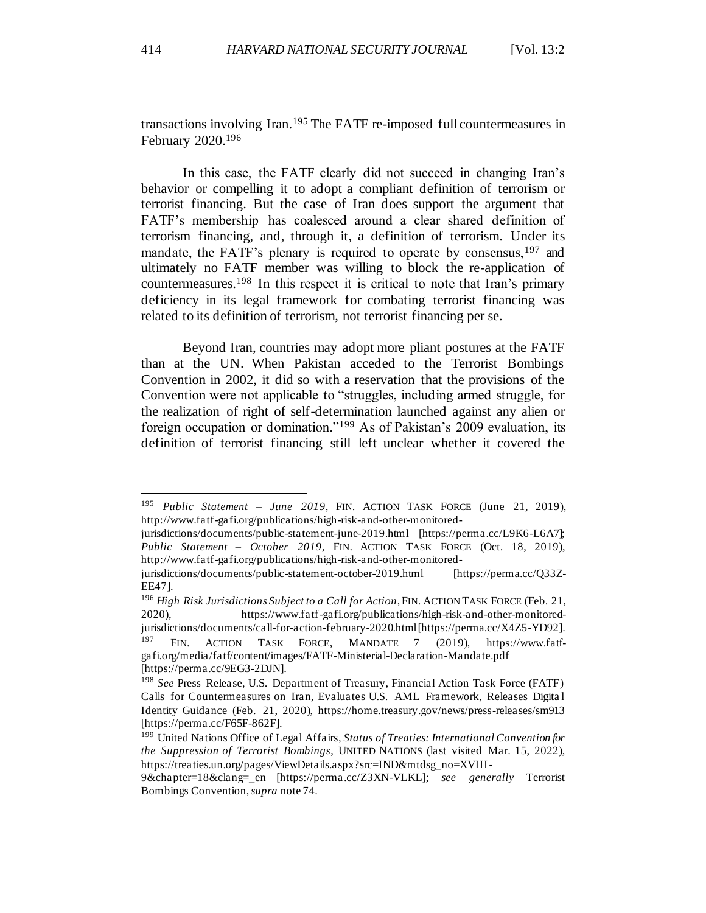transactions involving Iran.[195] The FATF re-imposed full countermeasures in February 2020.[196]

In this case, the FATF clearly did not succeed in changing Iran's behavior or compelling it to adopt a compliant definition of terrorism or terrorist financing. But the case of Iran does support the argument that FATF's membership has coalesced around a clear shared definition of terrorism financing, and, through it, a definition of terrorism. Under its mandate, the FATF's plenary is required to operate by consensus,[197] and ultimately no FATF member was willing to block the re-application of countermeasures.[198] In this respect it is critical to note that Iran's primary deficiency in its legal framework for combating terrorist financing was related to its definition of terrorism, not terrorist financing per se.

Beyond Iran, countries may adopt more pliant postures at the FATF than at the UN. When Pakistan acceded to the Terrorist Bombings Convention in 2002, it did so with a reservation that the provisions of the Convention were not applicable to "struggles, including armed struggle, for the realization of right of self-determination launched against any alien or foreign occupation or domination."[199] As of Pakistan's 2009 evaluation, its definition of terrorist financing still left unclear whether it covered the

---

[195] *Public Statement – June 2019*, FIN. ACTION TASK FORCE (June 21, 2019), http://www.fatf-gafi.org/publications/high-risk-and-other-monitored-jurisdictions/documents/public-statement-june-2019.html [https://perma.cc/L9K6-L6A7]; *Public Statement – October 2019*, FIN. ACTION TASK FORCE (Oct. 18, 2019), http://www.fatf-gafi.org/publications/high-risk-and-other-monitored-jurisdictions/documents/public-statement-october-2019.html [https://perma.cc/Q33Z-EE47].

[196] *High Risk Jurisdictions Subject to a Call for Action*, FIN. ACTION TASK FORCE (Feb. 21, 2020), https://www.fatf-gafi.org/publications/high-risk-and-other-monitored-jurisdictions/documents/call-for-action-february-2020.html [https://perma.cc/X4Z5-YD92].

[197] FIN. ACTION TASK FORCE, MANDATE 7 (2019), https://www.fatf-gafi.org/media/fatf/content/images/FATF-Ministerial-Declaration-Mandate.pdf [https://perma.cc/9EG3-2DJN].

[198] *See* Press Release, U.S. Department of Treasury, Financial Action Task Force (FATF) Calls for Countermeasures on Iran, Evaluates U.S. AML Framework, Releases Digital Identity Guidance (Feb. 21, 2020), https://home.treasury.gov/news/press-releases/sm913 [https://perma.cc/F65F-862F].

[199] United Nations Office of Legal Affairs, *Status of Treaties: International Convention for the Suppression of Terrorist Bombings*, UNITED NATIONS (last visited Mar. 15, 2022), https://treaties.un.org/pages/ViewDetails.aspx?src=IND&mtdsg_no=XVIII-9&chapter=18&clang=_en [https://perma.cc/Z3XN-VLKL]; *see generally* Terrorist Bombings Convention, *supra* note 74.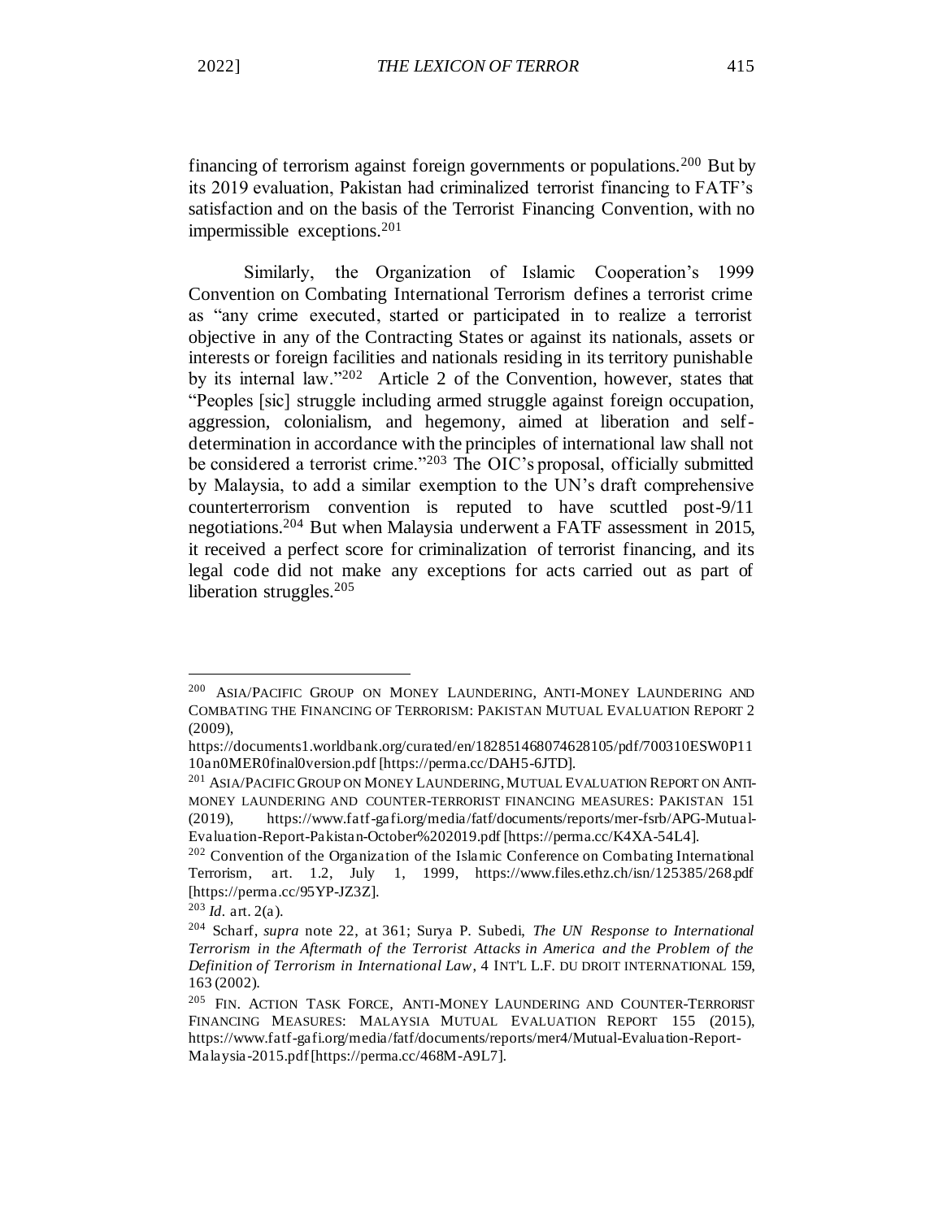financing of terrorism against foreign governments or populations.[200] But by its 2019 evaluation, Pakistan had criminalized terrorist financing to FATF's satisfaction and on the basis of the Terrorist Financing Convention, with no impermissible exceptions.[201]

Similarly, the Organization of Islamic Cooperation's 1999 Convention on Combating International Terrorism defines a terrorist crime as "any crime executed, started or participated in to realize a terrorist objective in any of the Contracting States or against its nationals, assets or interests or foreign facilities and nationals residing in its territory punishable by its internal law."[202] Article 2 of the Convention, however, states that "Peoples [sic] struggle including armed struggle against foreign occupation, aggression, colonialism, and hegemony, aimed at liberation and self-determination in accordance with the principles of international law shall not be considered a terrorist crime."[203] The OIC's proposal, officially submitted by Malaysia, to add a similar exemption to the UN's draft comprehensive counterterrorism convention is reputed to have scuttled post-9/11 negotiations.[204] But when Malaysia underwent a FATF assessment in 2015, it received a perfect score for criminalization of terrorist financing, and its legal code did not make any exceptions for acts carried out as part of liberation struggles.[205]

---

[200] ASIA/PACIFIC GROUP ON MONEY LAUNDERING, ANTI-MONEY LAUNDERING AND COMBATING THE FINANCING OF TERRORISM: PAKISTAN MUTUAL EVALUATION REPORT 2 (2009), https://documents1.worldbank.org/curated/en/182851468074628105/pdf/700310ESW0P1110an0MER0final0version.pdf [https://perma.cc/DAH5-6JTD].

[201] ASIA/PACIFIC GROUP ON MONEY LAUNDERING, MUTUAL EVALUATION REPORT ON ANTI-MONEY LAUNDERING AND COUNTER-TERRORIST FINANCING MEASURES: PAKISTAN 151 (2019), https://www.fatf-gafi.org/media/fatf/documents/reports/mer-fsrb/APG-Mutual-Evaluation-Report-Pakistan-October%202019.pdf [https://perma.cc/K4XA-54L4].

[202] Convention of the Organization of the Islamic Conference on Combating International Terrorism, art. 1.2, July 1, 1999, https://www.files.ethz.ch/isn/125385/268.pdf [https://perma.cc/95YP-JZ3Z].

[203] *Id.* art. 2(a).

[204] Scharf, *supra* note 22, at 361; Surya P. Subedi, *The UN Response to International Terrorism in the Aftermath of the Terrorist Attacks in America and the Problem of the Definition of Terrorism in International Law*, 4 INT'L L.F. DU DROIT INTERNATIONAL 159, 163 (2002).

[205] FIN. ACTION TASK FORCE, ANTI-MONEY LAUNDERING AND COUNTER-TERRORIST FINANCING MEASURES: MALAYSIA MUTUAL EVALUATION REPORT 155 (2015), https://www.fatf-gafi.org/media/fatf/documents/reports/mer4/Mutual-Evaluation-Report-Malaysia-2015.pdf [https://perma.cc/468M-A9L7].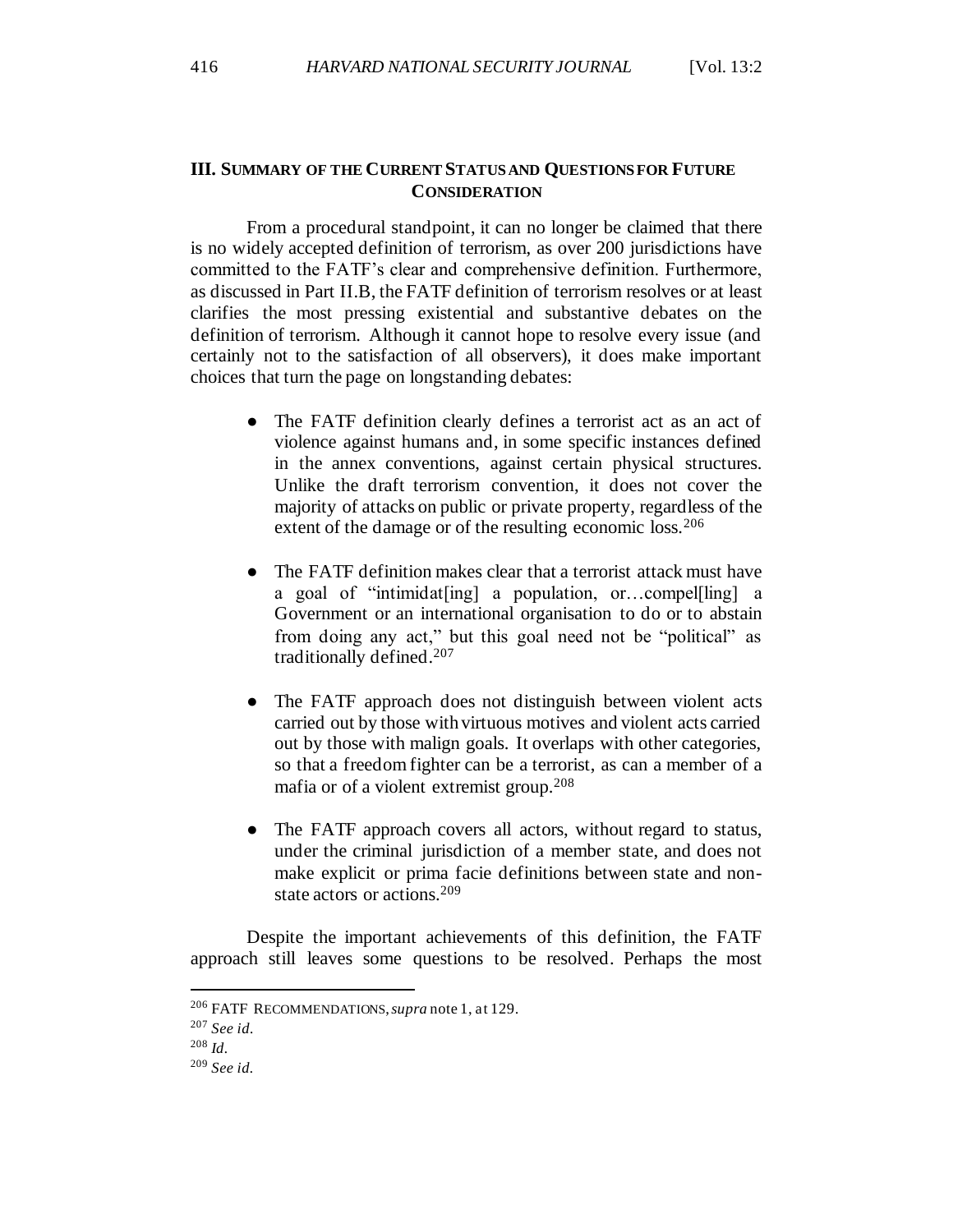## III. SUMMARY OF THE CURRENT STATUS AND QUESTIONS FOR FUTURE CONSIDERATION

From a procedural standpoint, it can no longer be claimed that there is no widely accepted definition of terrorism, as over 200 jurisdictions have committed to the FATF's clear and comprehensive definition. Furthermore, as discussed in Part II.B, the FATF definition of terrorism resolves or at least clarifies the most pressing existential and substantive debates on the definition of terrorism. Although it cannot hope to resolve every issue (and certainly not to the satisfaction of all observers), it does make important choices that turn the page on longstanding debates:

- The FATF definition clearly defines a terrorist act as an act of violence against humans and, in some specific instances defined in the annex conventions, against certain physical structures. Unlike the draft terrorism convention, it does not cover the majority of attacks on public or private property, regardless of the extent of the damage or of the resulting economic loss.[206]

- The FATF definition makes clear that a terrorist attack must have a goal of "intimidat[ing] a population, or…compel[ling] a Government or an international organisation to do or to abstain from doing any act," but this goal need not be "political" as traditionally defined.[207]

- The FATF approach does not distinguish between violent acts carried out by those with virtuous motives and violent acts carried out by those with malign goals. It overlaps with other categories, so that a freedom fighter can be a terrorist, as can a member of a mafia or of a violent extremist group.[208]

- The FATF approach covers all actors, without regard to status, under the criminal jurisdiction of a member state, and does not make explicit or prima facie definitions between state and non-state actors or actions.[209]

Despite the important achievements of this definition, the FATF approach still leaves some questions to be resolved. Perhaps the most

---

[206] FATF RECOMMENDATIONS, *supra* note 1, at 129.

[207] *See id.*

[208] *Id.*

[209] *See id.*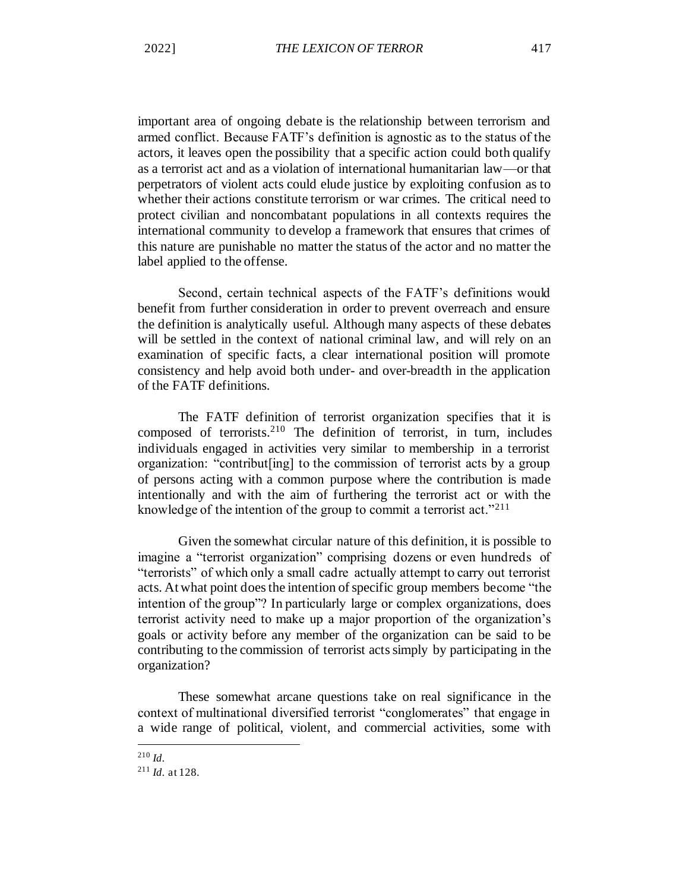important area of ongoing debate is the relationship between terrorism and armed conflict. Because FATF's definition is agnostic as to the status of the actors, it leaves open the possibility that a specific action could both qualify as a terrorist act and as a violation of international humanitarian law—or that perpetrators of violent acts could elude justice by exploiting confusion as to whether their actions constitute terrorism or war crimes. The critical need to protect civilian and noncombatant populations in all contexts requires the international community to develop a framework that ensures that crimes of this nature are punishable no matter the status of the actor and no matter the label applied to the offense.

Second, certain technical aspects of the FATF's definitions would benefit from further consideration in order to prevent overreach and ensure the definition is analytically useful. Although many aspects of these debates will be settled in the context of national criminal law, and will rely on an examination of specific facts, a clear international position will promote consistency and help avoid both under- and over-breadth in the application of the FATF definitions.

The FATF definition of terrorist organization specifies that it is composed of terrorists.[210] The definition of terrorist, in turn, includes individuals engaged in activities very similar to membership in a terrorist organization: "contribut[ing] to the commission of terrorist acts by a group of persons acting with a common purpose where the contribution is made intentionally and with the aim of furthering the terrorist act or with the knowledge of the intention of the group to commit a terrorist act."[211]

Given the somewhat circular nature of this definition, it is possible to imagine a "terrorist organization" comprising dozens or even hundreds of "terrorists" of which only a small cadre actually attempt to carry out terrorist acts. At what point does the intention of specific group members become "the intention of the group"? In particularly large or complex organizations, does terrorist activity need to make up a major proportion of the organization's goals or activity before any member of the organization can be said to be contributing to the commission of terrorist acts simply by participating in the organization?

These somewhat arcane questions take on real significance in the context of multinational diversified terrorist "conglomerates" that engage in a wide range of political, violent, and commercial activities, some with

---

[210] *Id.*

[211] *Id.* at 128.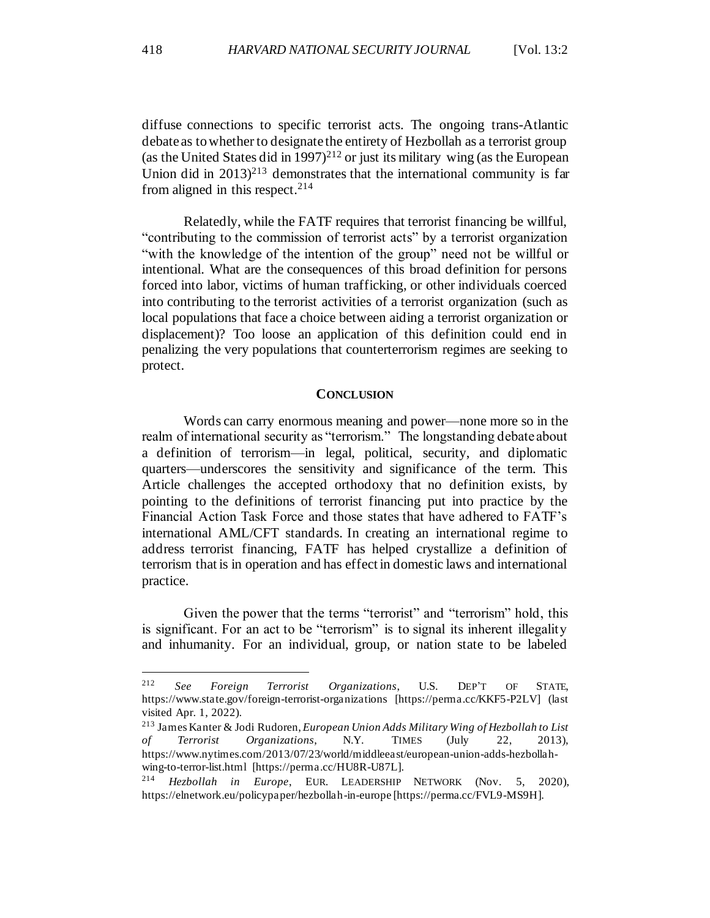diffuse connections to specific terrorist acts. The ongoing trans-Atlantic debate as to whether to designate the entirety of Hezbollah as a terrorist group (as the United States did in 1997)[212] or just its military wing (as the European Union did in 2013)[213] demonstrates that the international community is far from aligned in this respect.[214]

Relatedly, while the FATF requires that terrorist financing be willful, "contributing to the commission of terrorist acts" by a terrorist organization "with the knowledge of the intention of the group" need not be willful or intentional. What are the consequences of this broad definition for persons forced into labor, victims of human trafficking, or other individuals coerced into contributing to the terrorist activities of a terrorist organization (such as local populations that face a choice between aiding a terrorist organization or displacement)? Too loose an application of this definition could end in penalizing the very populations that counterterrorism regimes are seeking to protect.

## CONCLUSION

Words can carry enormous meaning and power—none more so in the realm of international security as "terrorism." The longstanding debate about a definition of terrorism—in legal, political, security, and diplomatic quarters—underscores the sensitivity and significance of the term. This Article challenges the accepted orthodoxy that no definition exists, by pointing to the definitions of terrorist financing put into practice by the Financial Action Task Force and those states that have adhered to FATF's international AML/CFT standards. In creating an international regime to address terrorist financing, FATF has helped crystallize a definition of terrorism that is in operation and has effect in domestic laws and international practice.

Given the power that the terms "terrorist" and "terrorism" hold, this is significant. For an act to be "terrorism" is to signal its inherent illegality and inhumanity. For an individual, group, or nation state to be labeled

---

[212] *See Foreign Terrorist Organizations*, U.S. DEP'T OF STATE, https://www.state.gov/foreign-terrorist-organizations [https://perma.cc/KKF5-P2LV] (last visited Apr. 1, 2022).

[213] James Kanter & Jodi Rudoren, *European Union Adds Military Wing of Hezbollah to List of Terrorist Organizations*, N.Y. TIMES (July 22, 2013), https://www.nytimes.com/2013/07/23/world/middleeast/european-union-adds-hezbollah-wing-to-terror-list.html [https://perma.cc/HU8R-U87L].

[214] *Hezbollah in Europe*, EUR. LEADERSHIP NETWORK (Nov. 5, 2020), https://elnetwork.eu/policypaper/hezbollah-in-europe [https://perma.cc/FVL9-MS9H].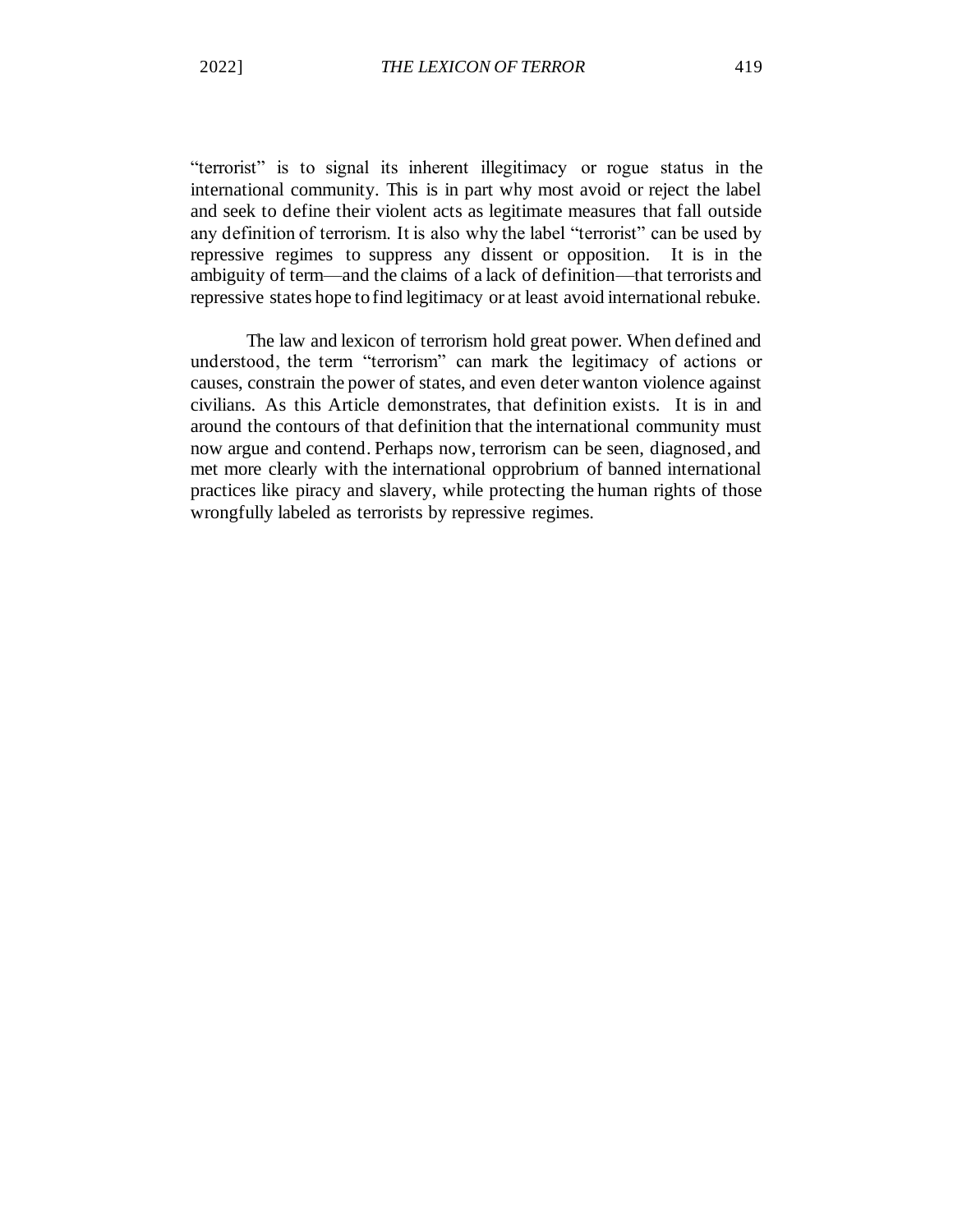"terrorist" is to signal its inherent illegitimacy or rogue status in the international community. This is in part why most avoid or reject the label and seek to define their violent acts as legitimate measures that fall outside any definition of terrorism. It is also why the label "terrorist" can be used by repressive regimes to suppress any dissent or opposition. It is in the ambiguity of term—and the claims of a lack of definition—that terrorists and repressive states hope to find legitimacy or at least avoid international rebuke.

The law and lexicon of terrorism hold great power. When defined and understood, the term "terrorism" can mark the legitimacy of actions or causes, constrain the power of states, and even deter wanton violence against civilians. As this Article demonstrates, that definition exists. It is in and around the contours of that definition that the international community must now argue and contend. Perhaps now, terrorism can be seen, diagnosed, and met more clearly with the international opprobrium of banned international practices like piracy and slavery, while protecting the human rights of those wrongfully labeled as terrorists by repressive regimes.